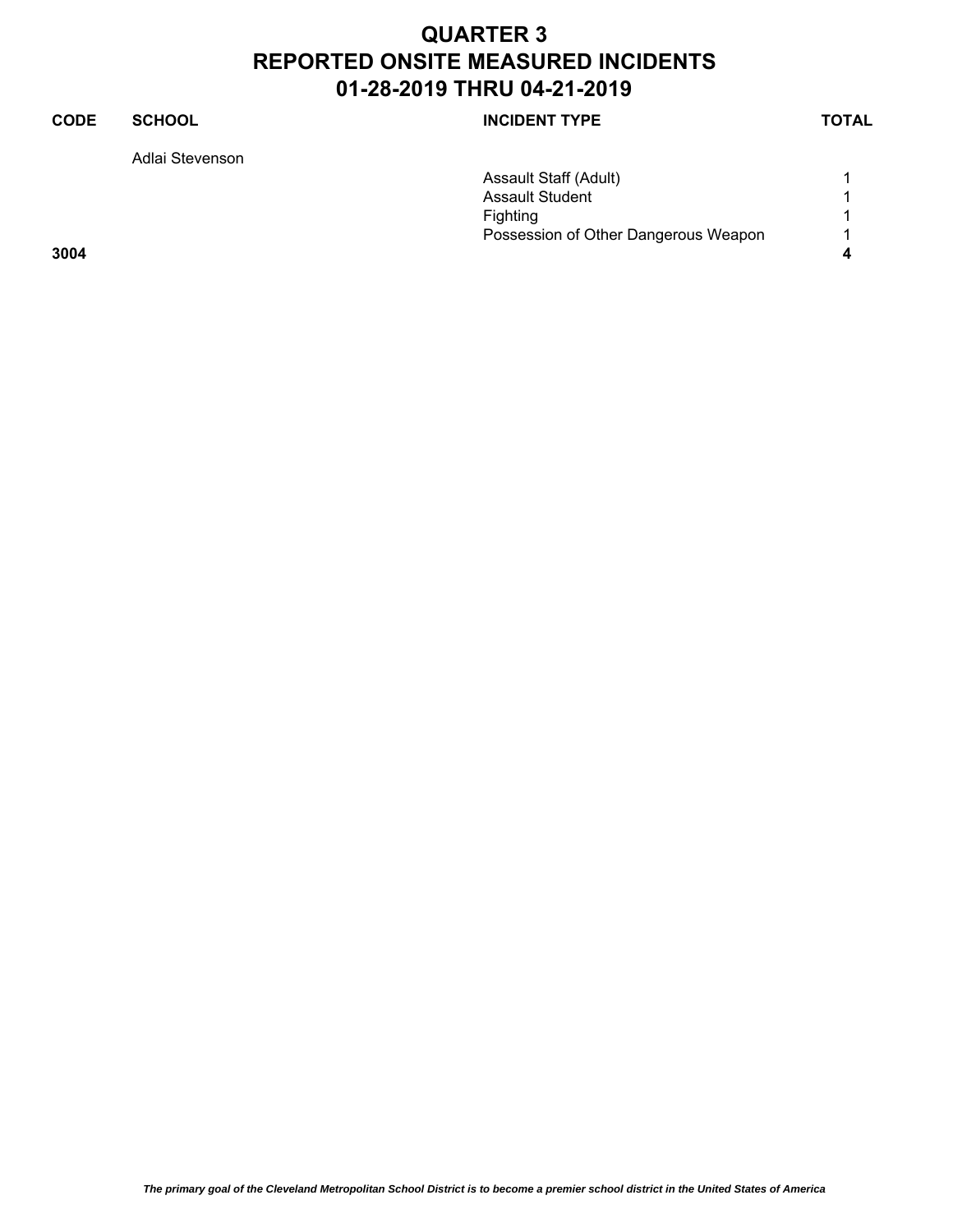# QUARTER 3
# REPORTED ONSITE MEASURED INCIDENTS
# 01-28-2019 THRU 04-21-2019

| CODE | SCHOOL | INCIDENT TYPE | TOTAL |
|---|---|---|---|
| | Adlai Stevenson | | |
| | | Assault Staff (Adult) | 1 |
| | | Assault Student | 1 |
| | | Fighting | 1 |
| | | Possession of Other Dangerous Weapon | 1 |
| **3004** | | | **4** |

*The primary goal of the Cleveland Metropolitan School District is to become a premier school district in the United States of America*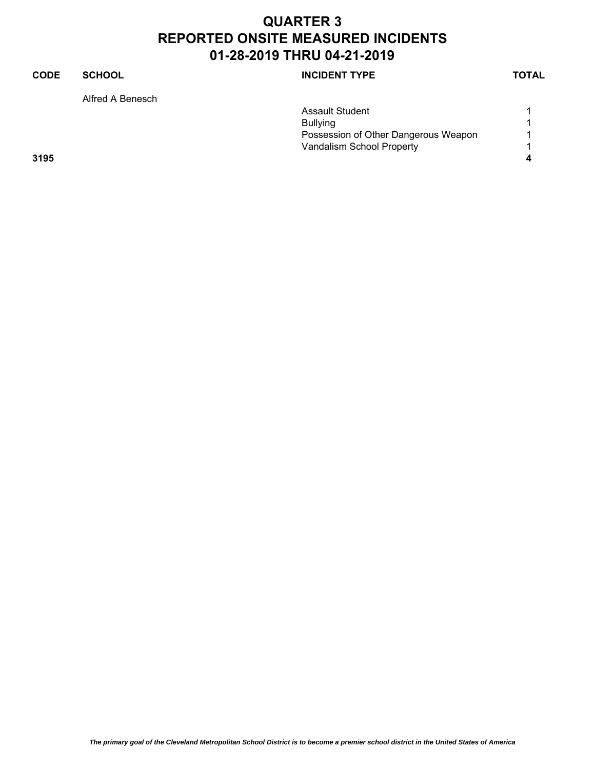# QUARTER 3
# REPORTED ONSITE MEASURED INCIDENTS
# 01-28-2019 THRU 04-21-2019

| CODE | SCHOOL | INCIDENT TYPE | TOTAL |
|---|---|---|---|
| | Alfred A Benesch | | |
| | | Assault Student | 1 |
| | | Bullying | 1 |
| | | Possession of Other Dangerous Weapon | 1 |
| | | Vandalism School Property | 1 |
| **3195** | | | **4** |

*The primary goal of the Cleveland Metropolitan School District is to become a premier school district in the United States of America*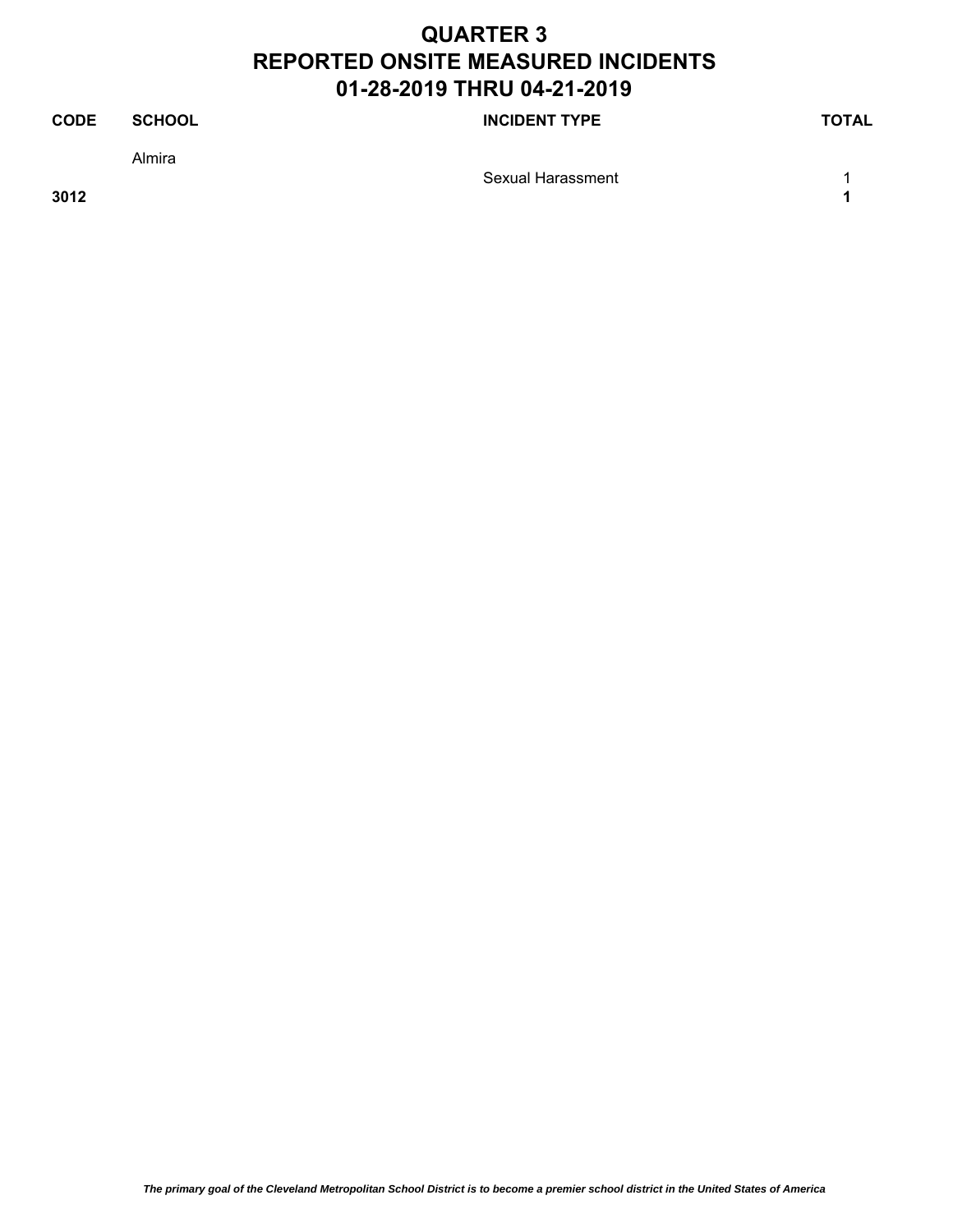# QUARTER 3
# REPORTED ONSITE MEASURED INCIDENTS
# 01-28-2019 THRU 04-21-2019

| CODE | SCHOOL | INCIDENT TYPE | TOTAL |
|---|---|---|---|
| | Almira | | |
| | | Sexual Harassment | 1 |
| **3012** | | | **1** |

***The primary goal of the Cleveland Metropolitan School District is to become a premier school district in the United States of America***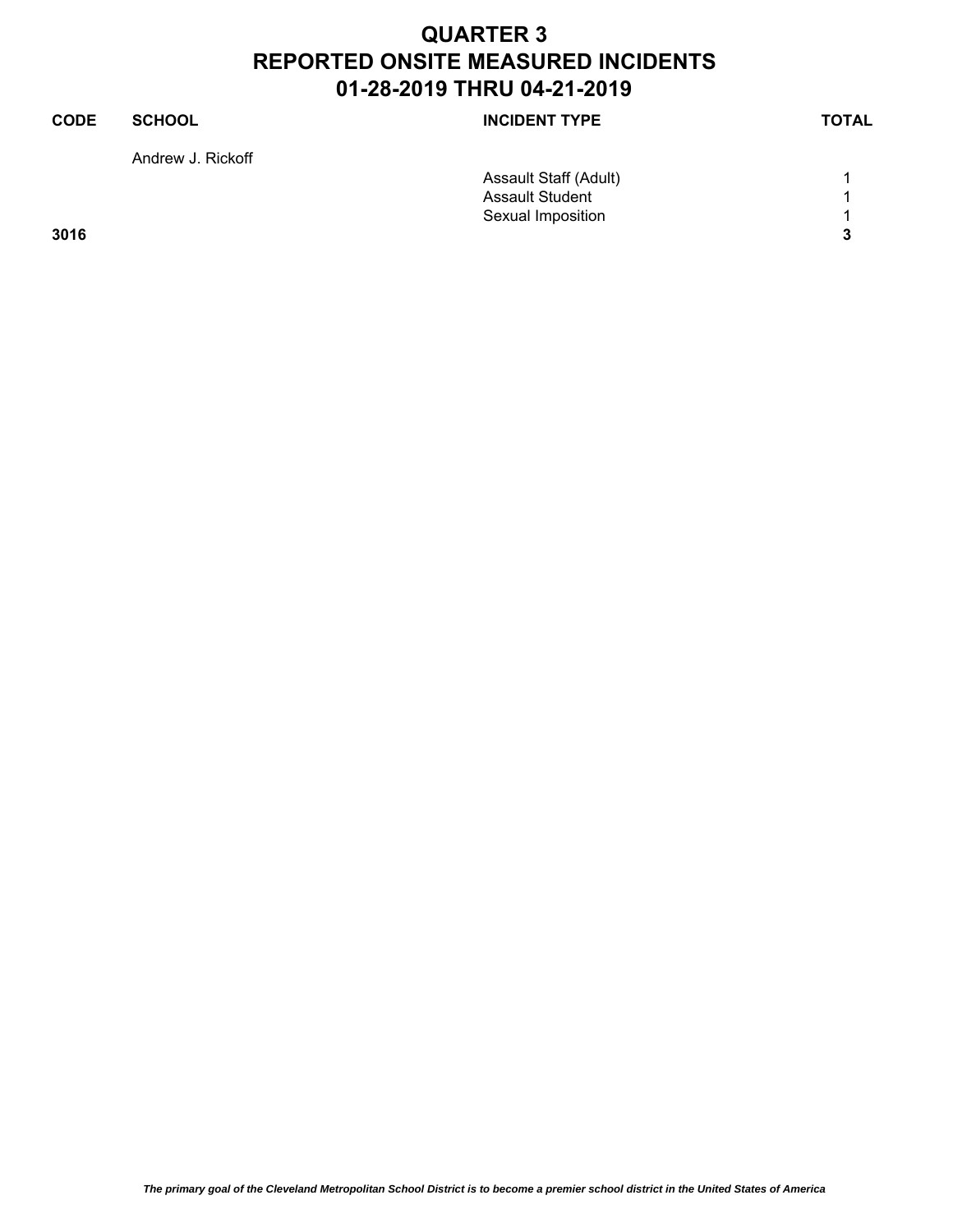# QUARTER 3
# REPORTED ONSITE MEASURED INCIDENTS
# 01-28-2019 THRU 04-21-2019

| CODE | SCHOOL | INCIDENT TYPE | TOTAL |
|---|---|---|---|
| | Andrew J. Rickoff | | |
| | | Assault Staff (Adult) | 1 |
| | | Assault Student | 1 |
| | | Sexual Imposition | 1 |
| **3016** | | | **3** |

*The primary goal of the Cleveland Metropolitan School District is to become a premier school district in the United States of America*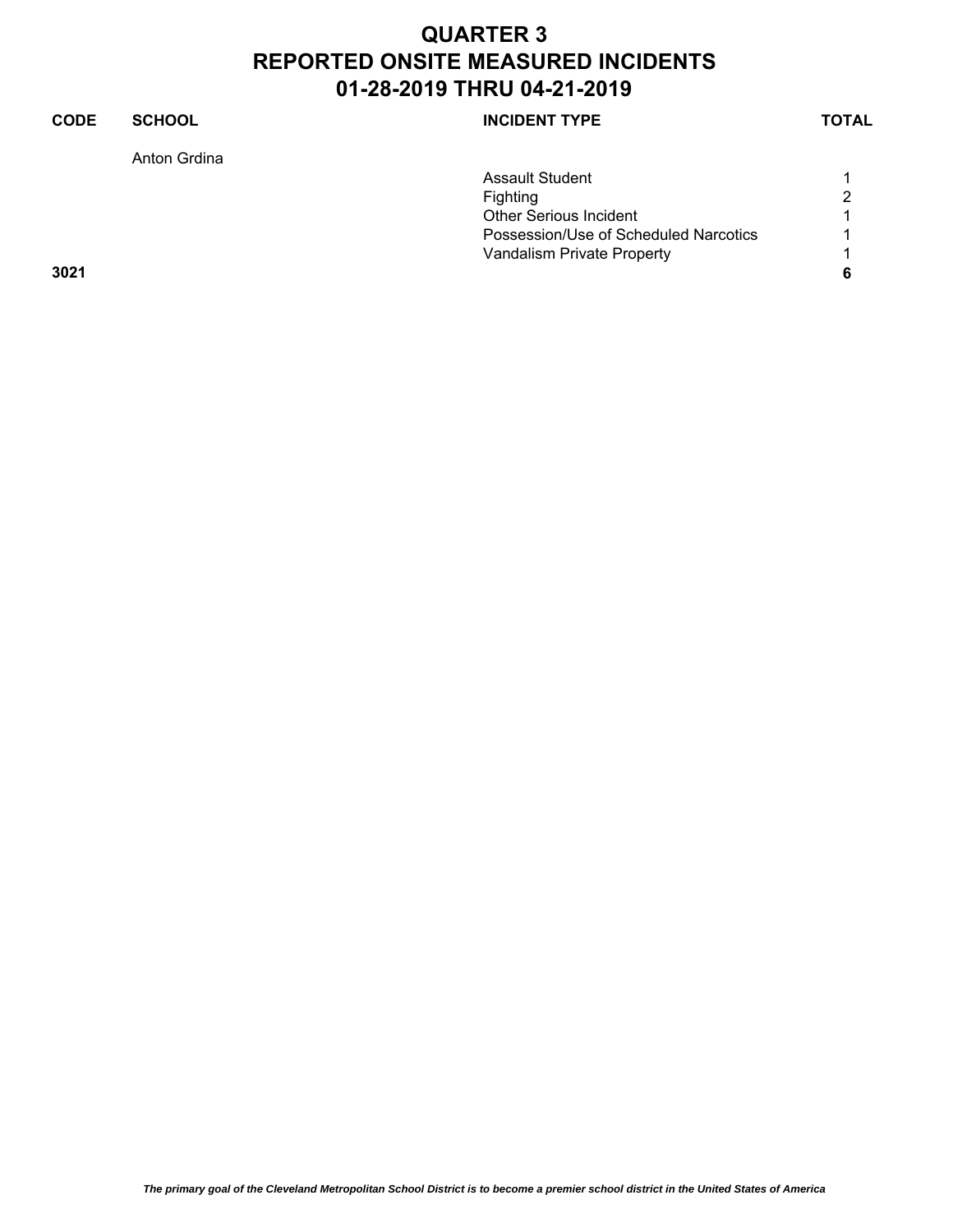# QUARTER 3
# REPORTED ONSITE MEASURED INCIDENTS
# 01-28-2019 THRU 04-21-2019

| CODE | SCHOOL | INCIDENT TYPE | TOTAL |
|---|---|---|---|
| | Anton Grdina | | |
| | | Assault Student | 1 |
| | | Fighting | 2 |
| | | Other Serious Incident | 1 |
| | | Possession/Use of Scheduled Narcotics | 1 |
| | | Vandalism Private Property | 1 |
| **3021** | | | **6** |

*The primary goal of the Cleveland Metropolitan School District is to become a premier school district in the United States of America*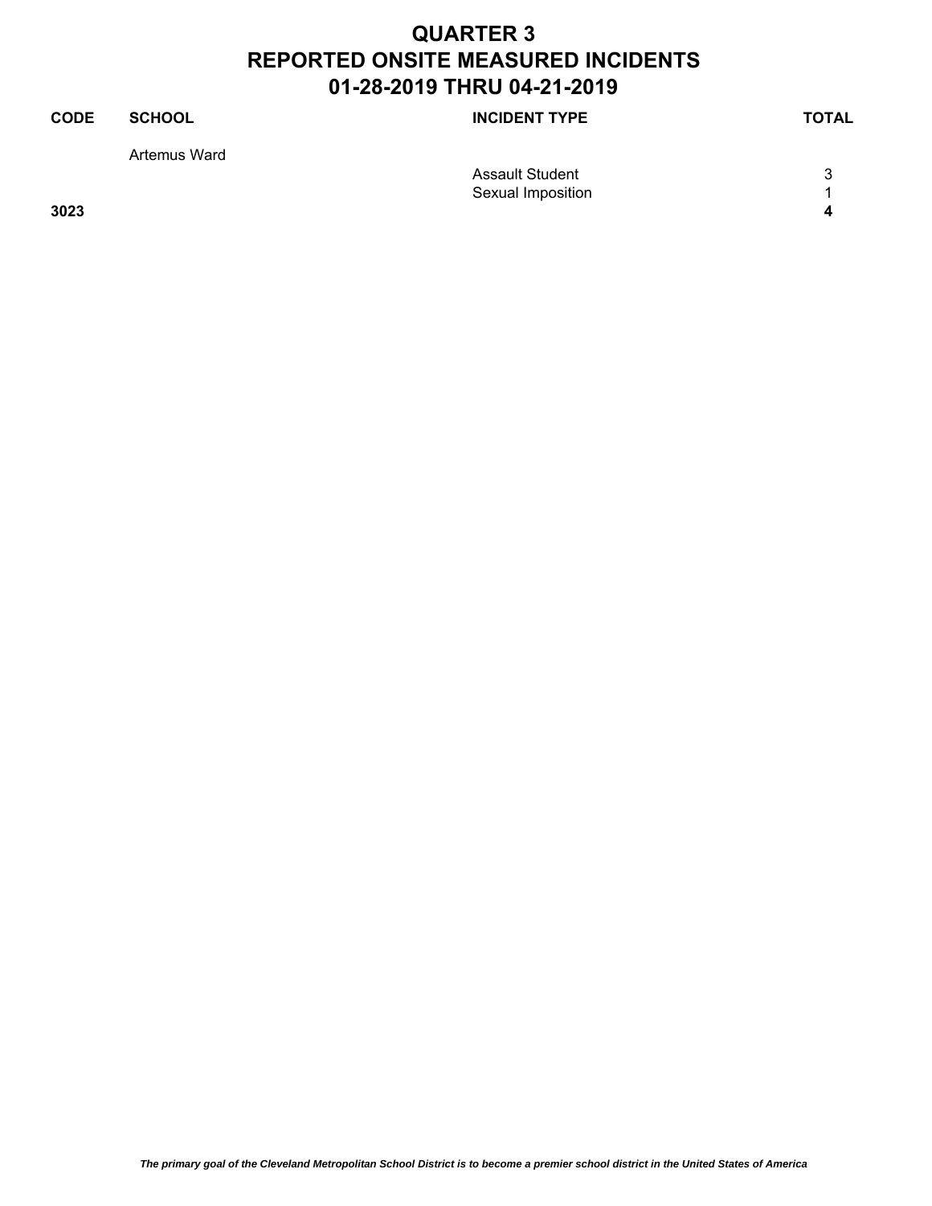# QUARTER 3
# REPORTED ONSITE MEASURED INCIDENTS
# 01-28-2019 THRU 04-21-2019

| CODE | SCHOOL | INCIDENT TYPE | TOTAL |
|---|---|---|---|
| | Artemus Ward | | |
| | | Assault Student | 3 |
| | | Sexual Imposition | 1 |
| **3023** | | | **4** |

*The primary goal of the Cleveland Metropolitan School District is to become a premier school district in the United States of America*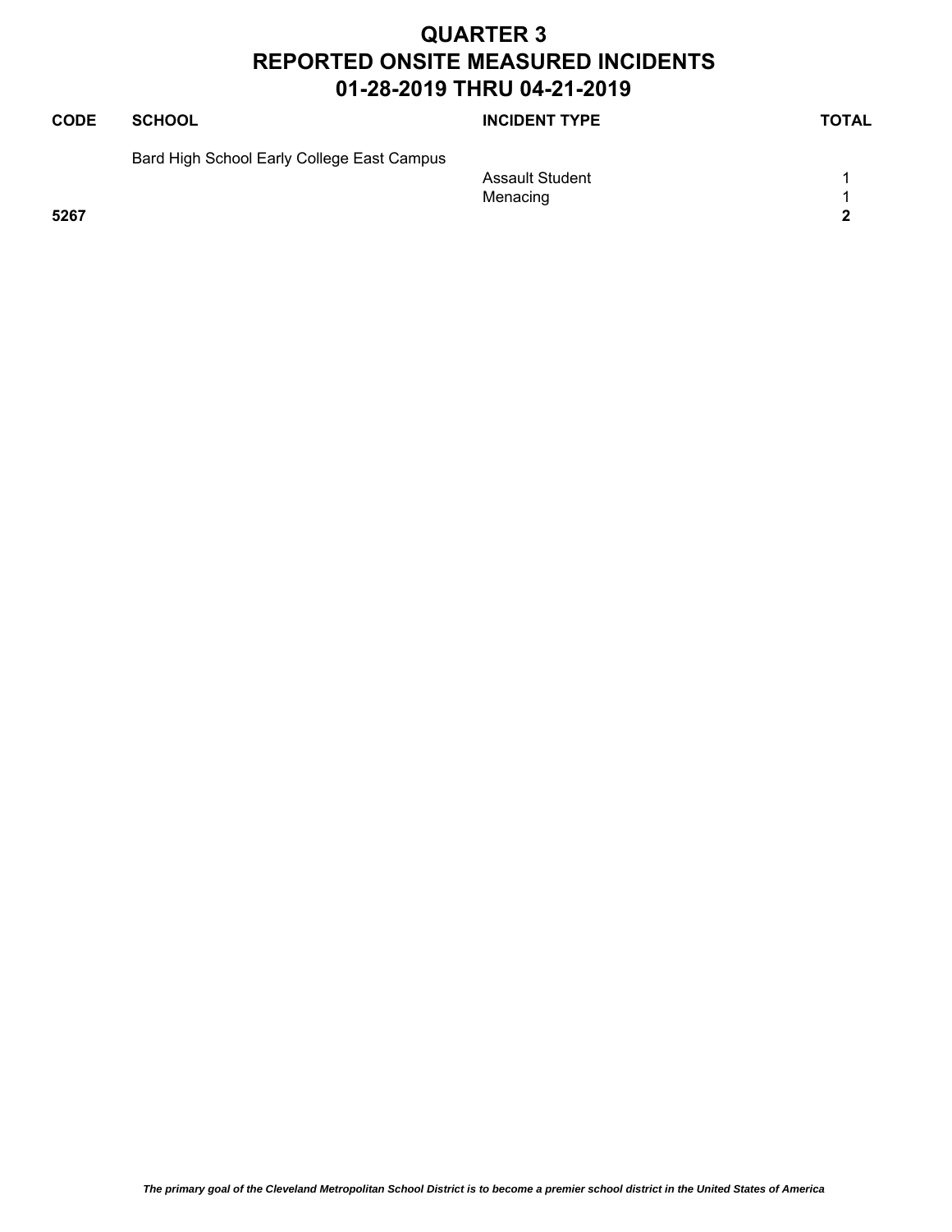# QUARTER 3
# REPORTED ONSITE MEASURED INCIDENTS
# 01-28-2019 THRU 04-21-2019

| CODE | SCHOOL | INCIDENT TYPE | TOTAL |
|---|---|---|---|
| | Bard High School Early College East Campus | | |
| | | Assault Student | 1 |
| | | Menacing | 1 |
| **5267** | | | **2** |

*The primary goal of the Cleveland Metropolitan School District is to become a premier school district in the United States of America*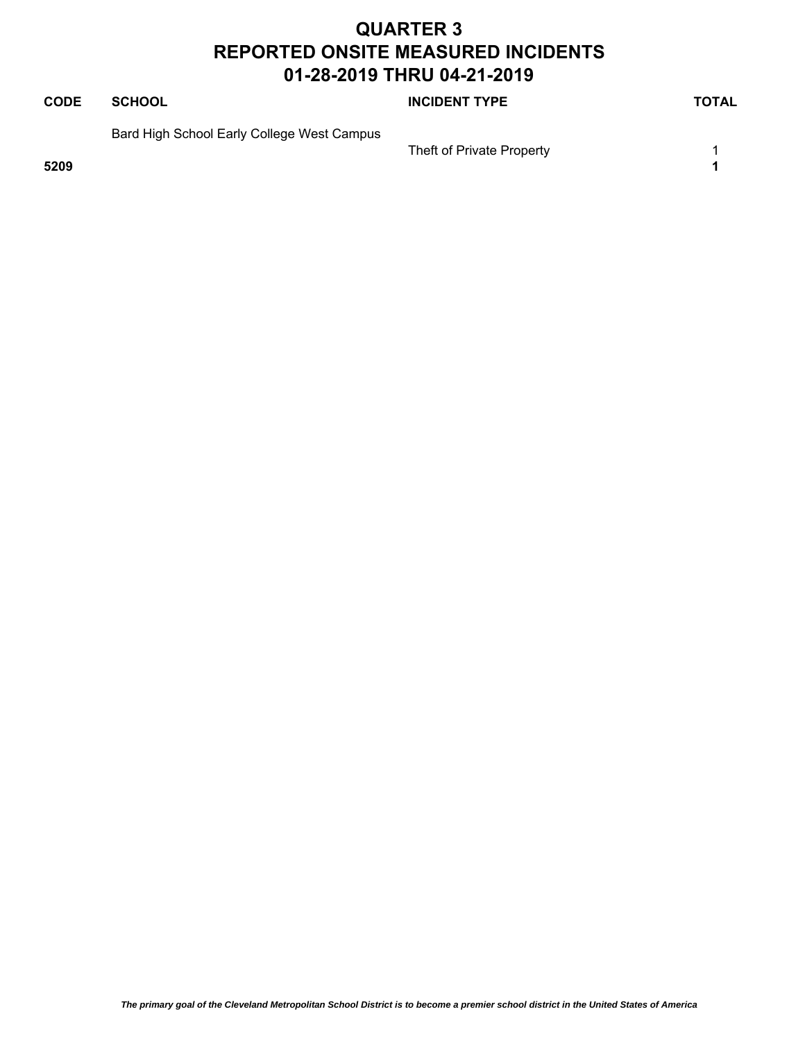# QUARTER 3
# REPORTED ONSITE MEASURED INCIDENTS
# 01-28-2019 THRU 04-21-2019

| CODE | SCHOOL | INCIDENT TYPE | TOTAL |
|---|---|---|---|
| | Bard High School Early College West Campus | | |
| | | Theft of Private Property | 1 |
| **5209** | | | **1** |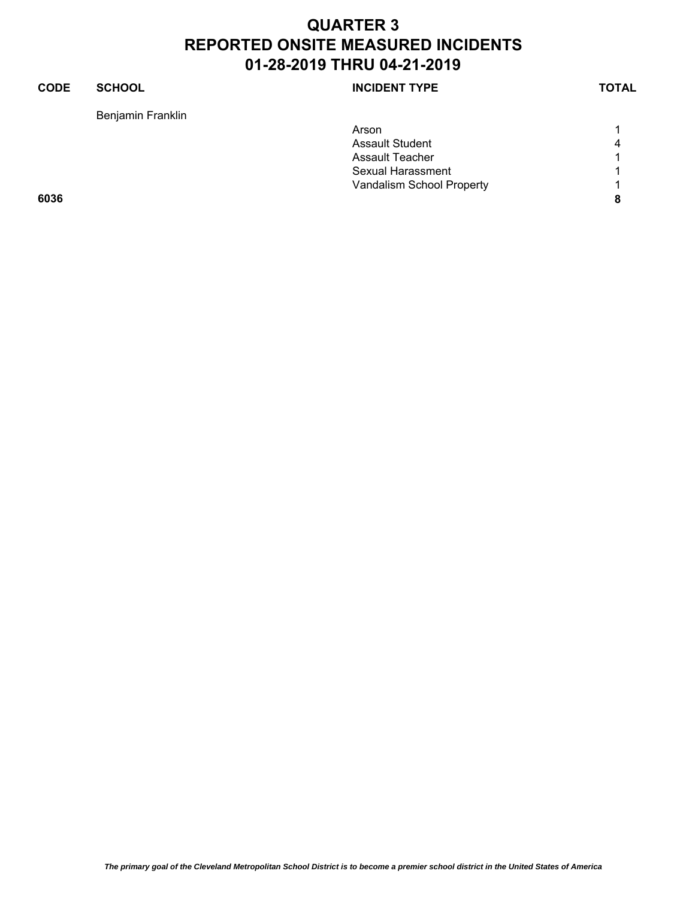# QUARTER 3
# REPORTED ONSITE MEASURED INCIDENTS
# 01-28-2019 THRU 04-21-2019

| CODE | SCHOOL | INCIDENT TYPE | TOTAL |
|---|---|---|---|
| | Benjamin Franklin | | |
| | | Arson | 1 |
| | | Assault Student | 4 |
| | | Assault Teacher | 1 |
| | | Sexual Harassment | 1 |
| | | Vandalism School Property | 1 |
| **6036** | | | **8** |

*The primary goal of the Cleveland Metropolitan School District is to become a premier school district in the United States of America*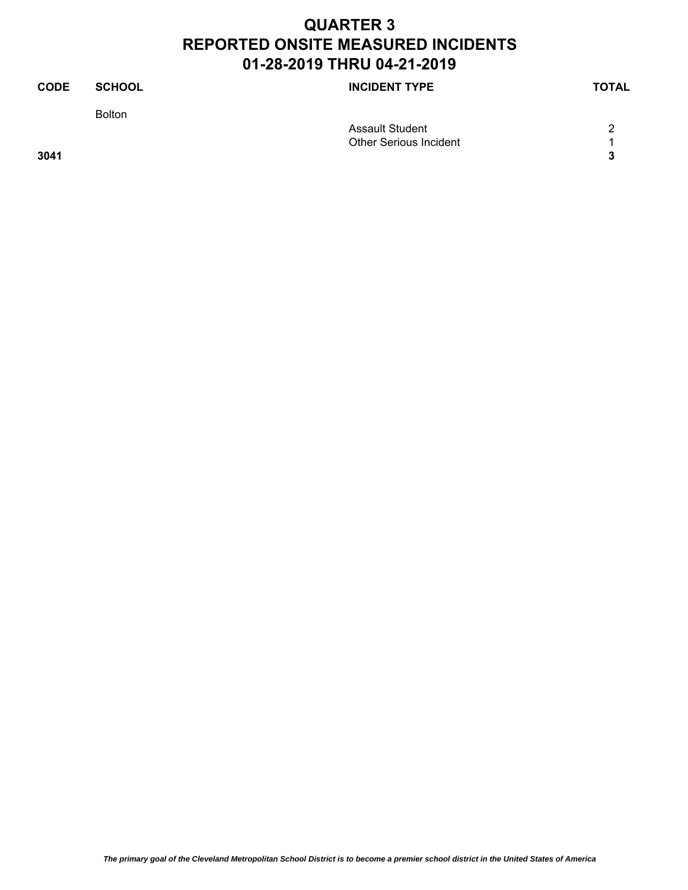# QUARTER 3
# REPORTED ONSITE MEASURED INCIDENTS
# 01-28-2019 THRU 04-21-2019

| CODE | SCHOOL | INCIDENT TYPE | TOTAL |
|---|---|---|---|
| | Bolton | | |
| | | Assault Student | 2 |
| | | Other Serious Incident | 1 |
| **3041** | | | **3** |

*The primary goal of the Cleveland Metropolitan School District is to become a premier school district in the United States of America*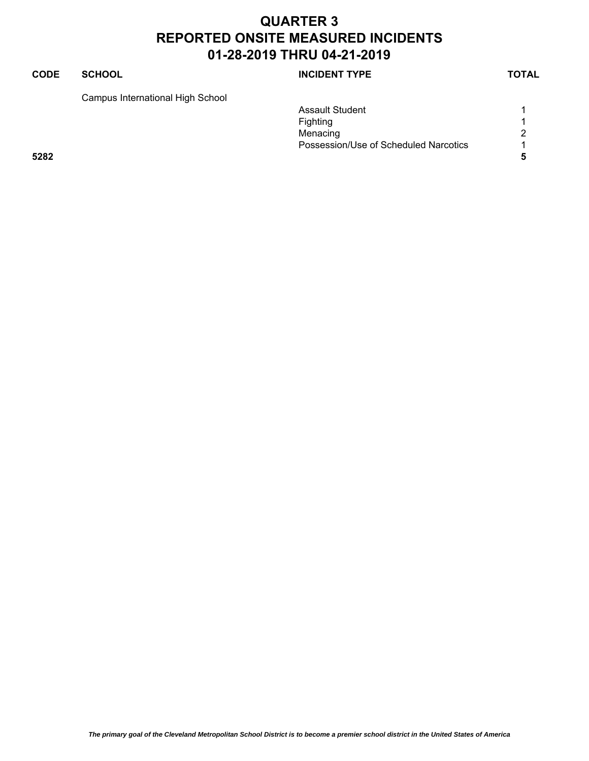# QUARTER 3
# REPORTED ONSITE MEASURED INCIDENTS
# 01-28-2019 THRU 04-21-2019

| CODE | SCHOOL | INCIDENT TYPE | TOTAL |
|---|---|---|---|
| | Campus International High School | | |
| | | Assault Student | 1 |
| | | Fighting | 1 |
| | | Menacing | 2 |
| | | Possession/Use of Scheduled Narcotics | 1 |
| **5282** | | | **5** |

*The primary goal of the Cleveland Metropolitan School District is to become a premier school district in the United States of America*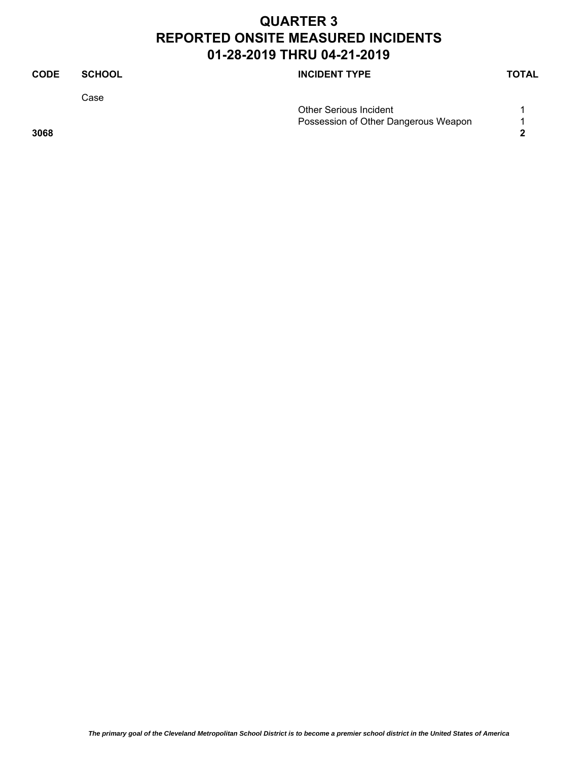# QUARTER 3
# REPORTED ONSITE MEASURED INCIDENTS
# 01-28-2019 THRU 04-21-2019

| CODE | SCHOOL | INCIDENT TYPE | TOTAL |
|---|---|---|---|
| | Case | | |
| | | Other Serious Incident | 1 |
| | | Possession of Other Dangerous Weapon | 1 |
| **3068** | | | **2** |

***The primary goal of the Cleveland Metropolitan School District is to become a premier school district in the United States of America***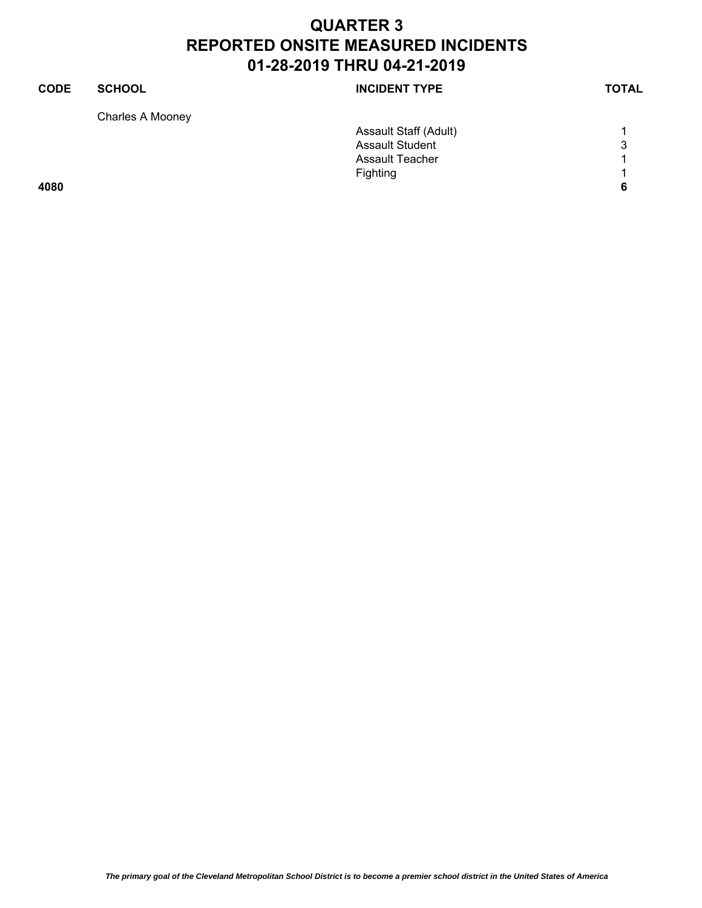# QUARTER 3
# REPORTED ONSITE MEASURED INCIDENTS
# 01-28-2019 THRU 04-21-2019

| CODE | SCHOOL | INCIDENT TYPE | TOTAL |
|---|---|---|---|
| | Charles A Mooney | | |
| | | Assault Staff (Adult) | 1 |
| | | Assault Student | 3 |
| | | Assault Teacher | 1 |
| | | Fighting | 1 |
| **4080** | | | **6** |

*The primary goal of the Cleveland Metropolitan School District is to become a premier school district in the United States of America*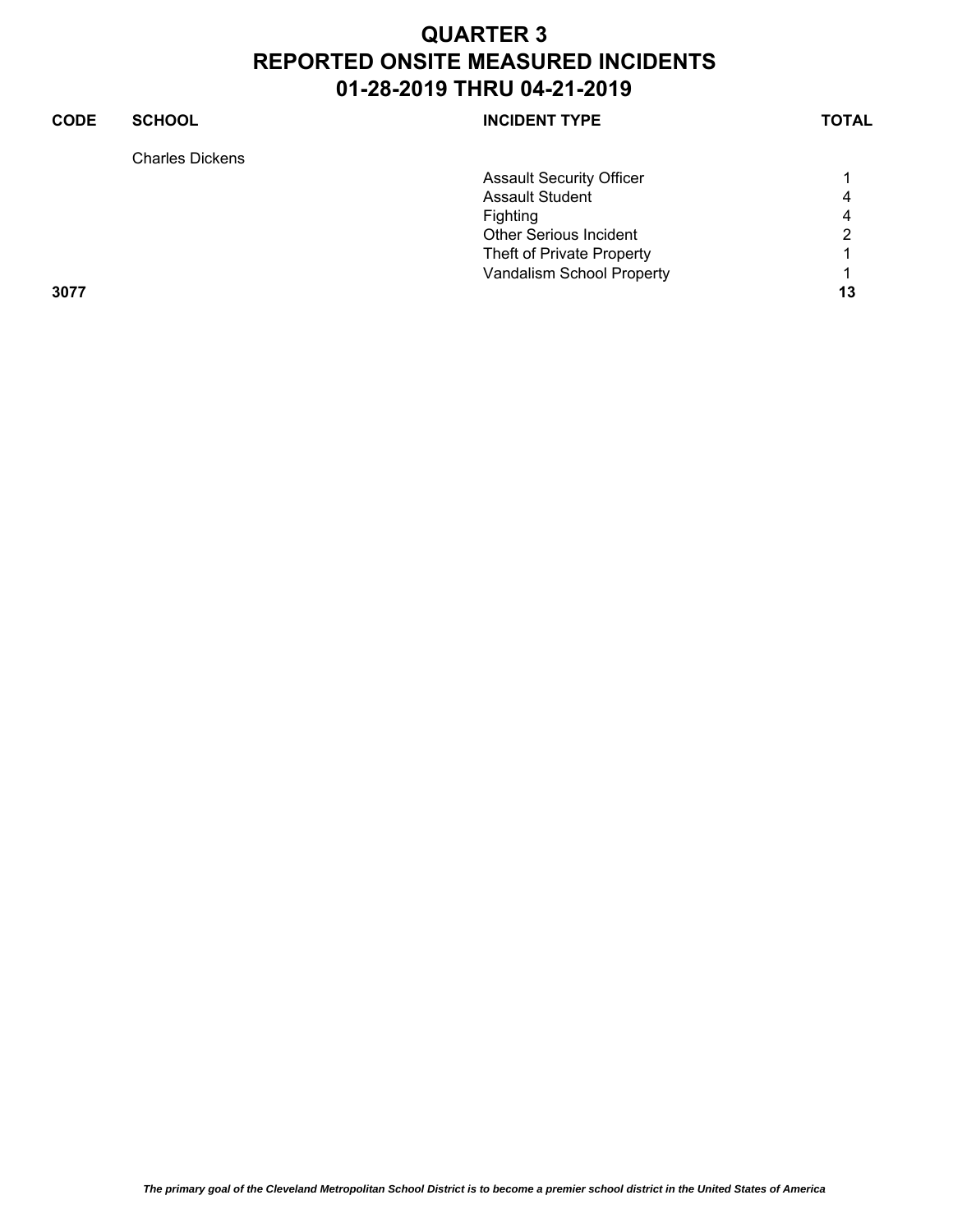# QUARTER 3
# REPORTED ONSITE MEASURED INCIDENTS
# 01-28-2019 THRU 04-21-2019

| CODE | SCHOOL | INCIDENT TYPE | TOTAL |
|---|---|---|---|
| | Charles Dickens | | |
| | | Assault Security Officer | 1 |
| | | Assault Student | 4 |
| | | Fighting | 4 |
| | | Other Serious Incident | 2 |
| | | Theft of Private Property | 1 |
| | | Vandalism School Property | 1 |
| **3077** | | | **13** |

*The primary goal of the Cleveland Metropolitan School District is to become a premier school district in the United States of America*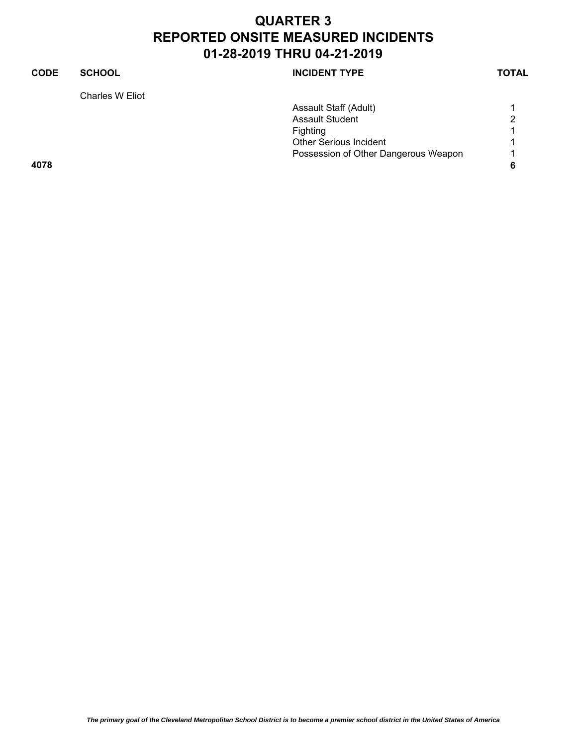# QUARTER 3
# REPORTED ONSITE MEASURED INCIDENTS
# 01-28-2019 THRU 04-21-2019

| CODE | SCHOOL | INCIDENT TYPE | TOTAL |
|---|---|---|---|
| | Charles W Eliot | | |
| | | Assault Staff (Adult) | 1 |
| | | Assault Student | 2 |
| | | Fighting | 1 |
| | | Other Serious Incident | 1 |
| | | Possession of Other Dangerous Weapon | 1 |
| **4078** | | | **6** |

*The primary goal of the Cleveland Metropolitan School District is to become a premier school district in the United States of America*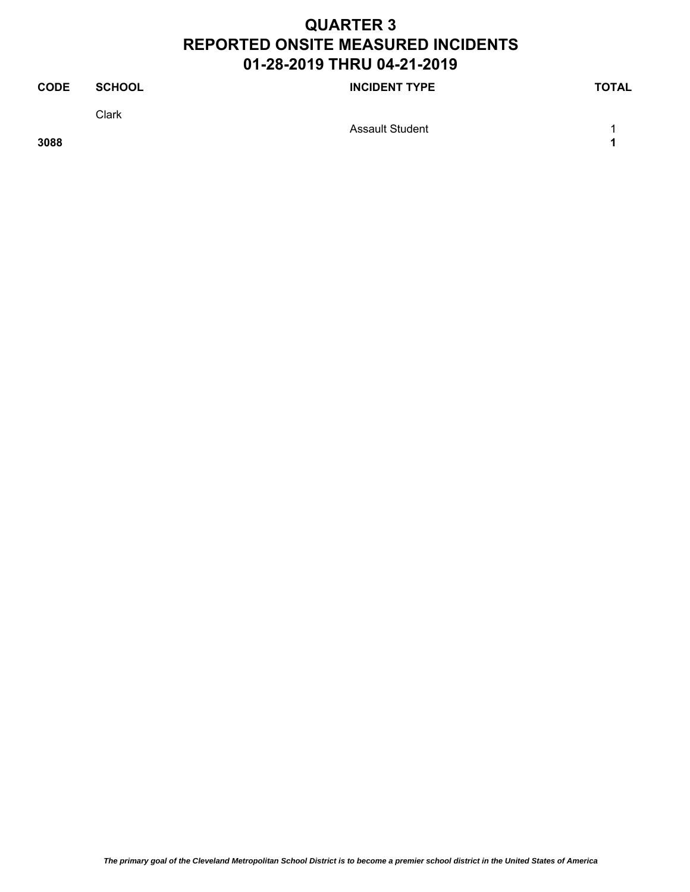# QUARTER 3
# REPORTED ONSITE MEASURED INCIDENTS
# 01-28-2019 THRU 04-21-2019

| CODE | SCHOOL | INCIDENT TYPE | TOTAL |
|---|---|---|---|
| | Clark | | |
| | | Assault Student | 1 |
| **3088** | | | **1** |

***The primary goal of the Cleveland Metropolitan School District is to become a premier school district in the United States of America***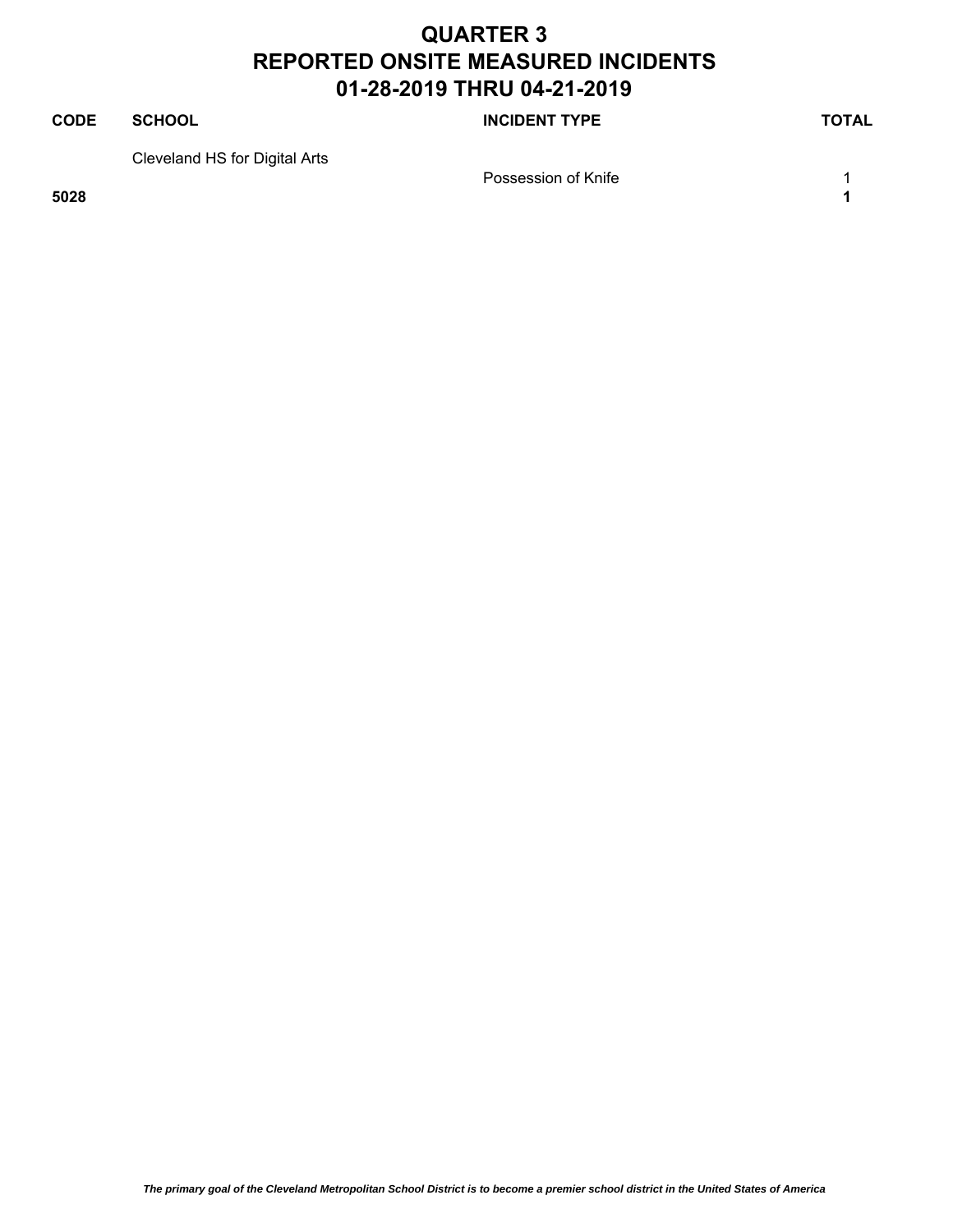# QUARTER 3
# REPORTED ONSITE MEASURED INCIDENTS
# 01-28-2019 THRU 04-21-2019

| CODE | SCHOOL | INCIDENT TYPE | TOTAL |
| --- | --- | --- | --- |
| | Cleveland HS for Digital Arts | | |
| | | Possession of Knife | 1 |
| **5028** | | | **1** |

*The primary goal of the Cleveland Metropolitan School District is to become a premier school district in the United States of America*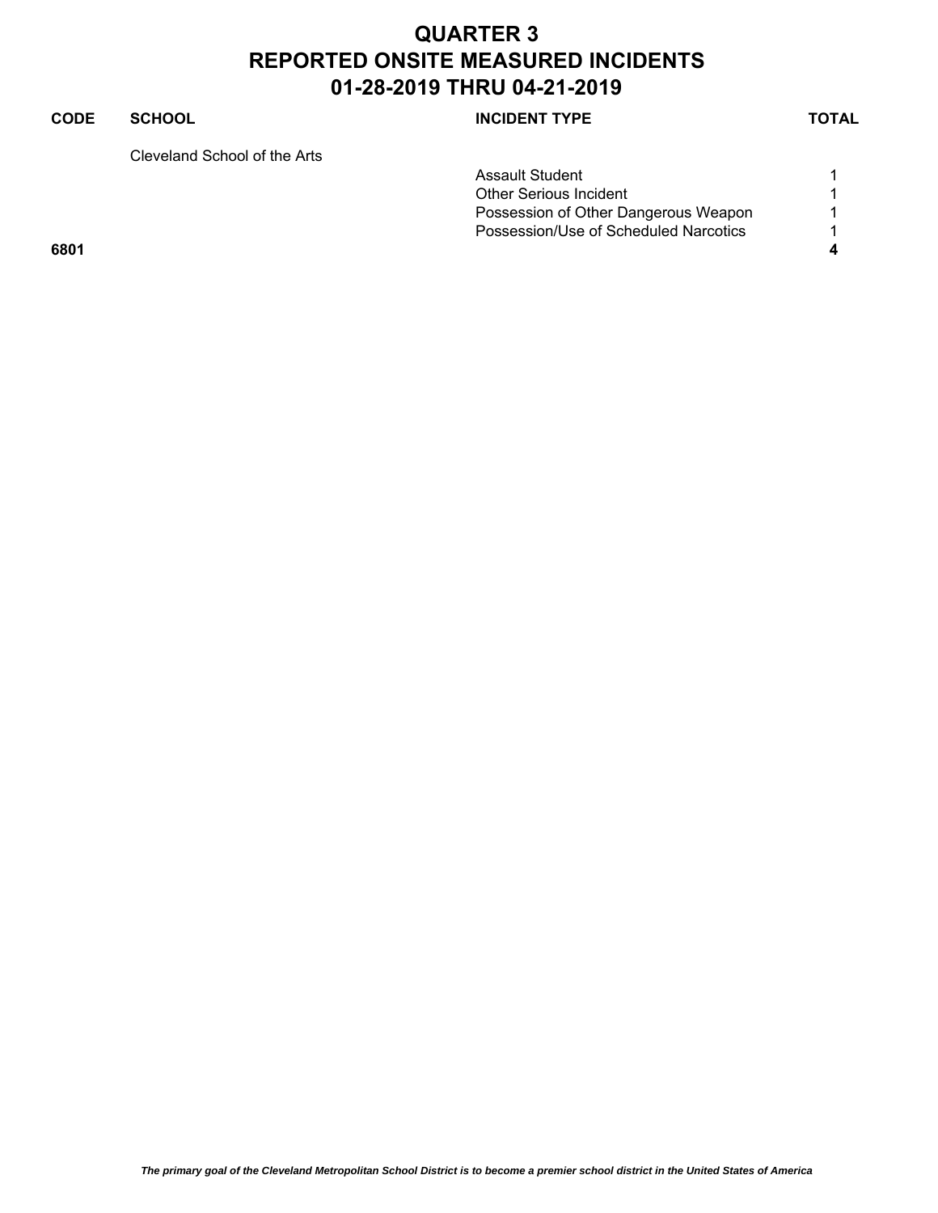# QUARTER 3
# REPORTED ONSITE MEASURED INCIDENTS
# 01-28-2019 THRU 04-21-2019

| CODE | SCHOOL | INCIDENT TYPE | TOTAL |
| --- | --- | --- | --- |
| | Cleveland School of the Arts | | |
| | | Assault Student | 1 |
| | | Other Serious Incident | 1 |
| | | Possession of Other Dangerous Weapon | 1 |
| | | Possession/Use of Scheduled Narcotics | 1 |
| **6801** | | | **4** |

***The primary goal of the Cleveland Metropolitan School District is to become a premier school district in the United States of America***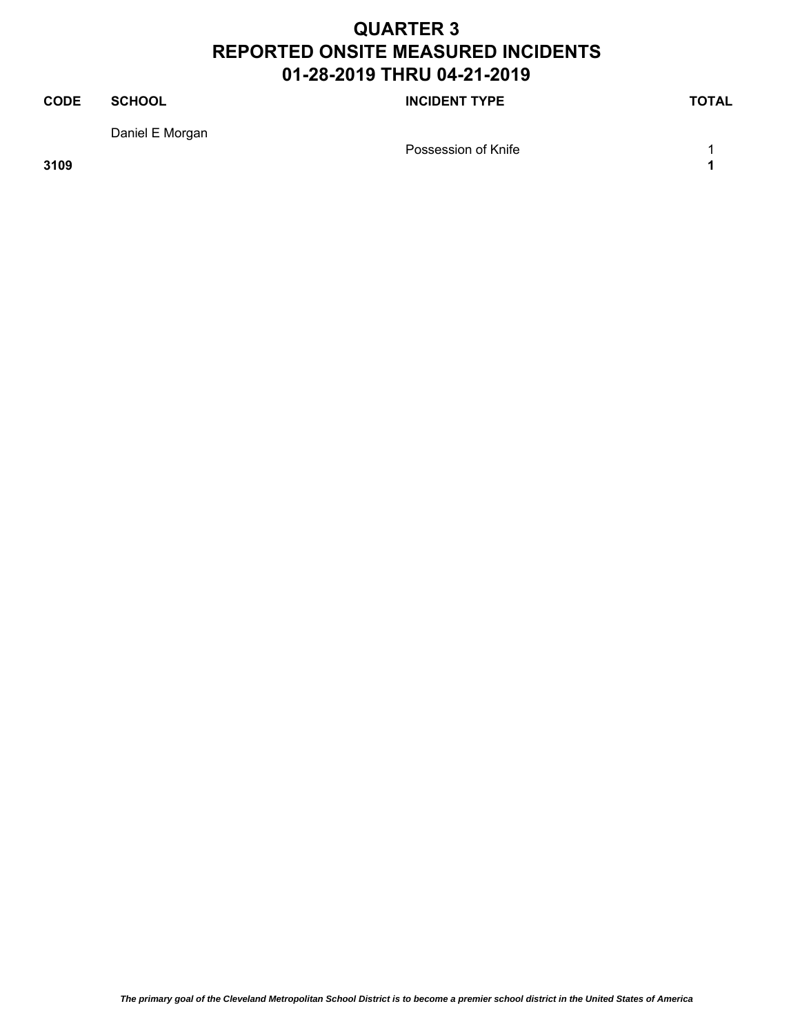# QUARTER 3
# REPORTED ONSITE MEASURED INCIDENTS
# 01-28-2019 THRU 04-21-2019

| CODE | SCHOOL | INCIDENT TYPE | TOTAL |
|---|---|---|---|
| | Daniel E Morgan | | |
| | | Possession of Knife | 1 |
| **3109** | | | **1** |

*The primary goal of the Cleveland Metropolitan School District is to become a premier school district in the United States of America*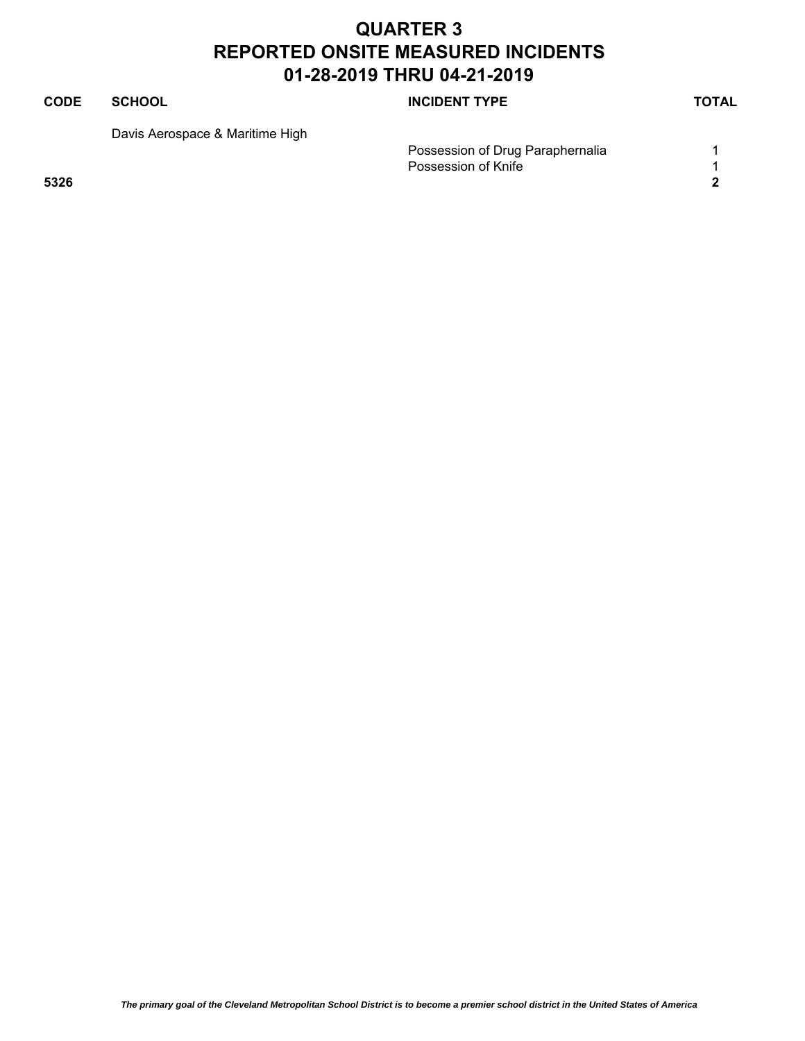# QUARTER 3
# REPORTED ONSITE MEASURED INCIDENTS
# 01-28-2019 THRU 04-21-2019

| CODE | SCHOOL | INCIDENT TYPE | TOTAL |
|---|---|---|---|
| | Davis Aerospace & Maritime High | | |
| | | Possession of Drug Paraphernalia | 1 |
| | | Possession of Knife | 1 |
| **5326** | | | **2** |

***The primary goal of the Cleveland Metropolitan School District is to become a premier school district in the United States of America***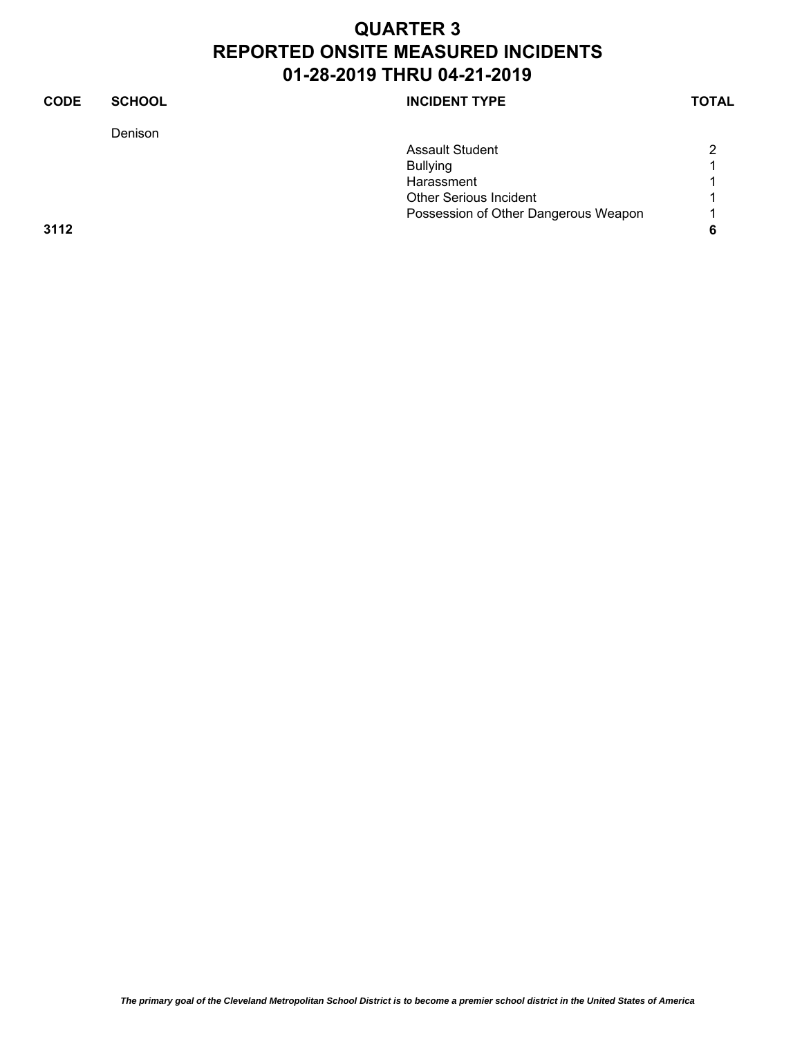# QUARTER 3
# REPORTED ONSITE MEASURED INCIDENTS
# 01-28-2019 THRU 04-21-2019

| CODE | SCHOOL | INCIDENT TYPE | TOTAL |
|---|---|---|---|
| | Denison | | |
| | | Assault Student | 2 |
| | | Bullying | 1 |
| | | Harassment | 1 |
| | | Other Serious Incident | 1 |
| | | Possession of Other Dangerous Weapon | 1 |
| **3112** | | | **6** |

*The primary goal of the Cleveland Metropolitan School District is to become a premier school district in the United States of America*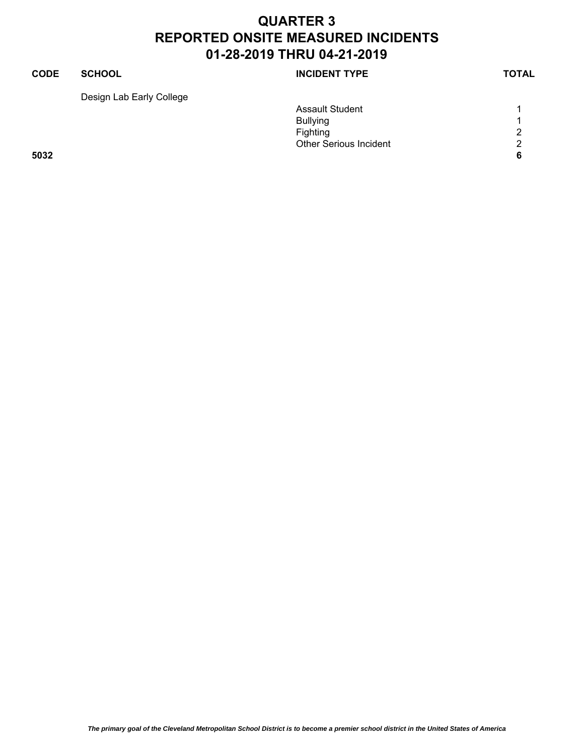# QUARTER 3
# REPORTED ONSITE MEASURED INCIDENTS
# 01-28-2019 THRU 04-21-2019

| CODE | SCHOOL | INCIDENT TYPE | TOTAL |
|---|---|---|---|
| | Design Lab Early College | | |
| | | Assault Student | 1 |
| | | Bullying | 1 |
| | | Fighting | 2 |
| | | Other Serious Incident | 2 |
| **5032** | | | **6** |

*The primary goal of the Cleveland Metropolitan School District is to become a premier school district in the United States of America*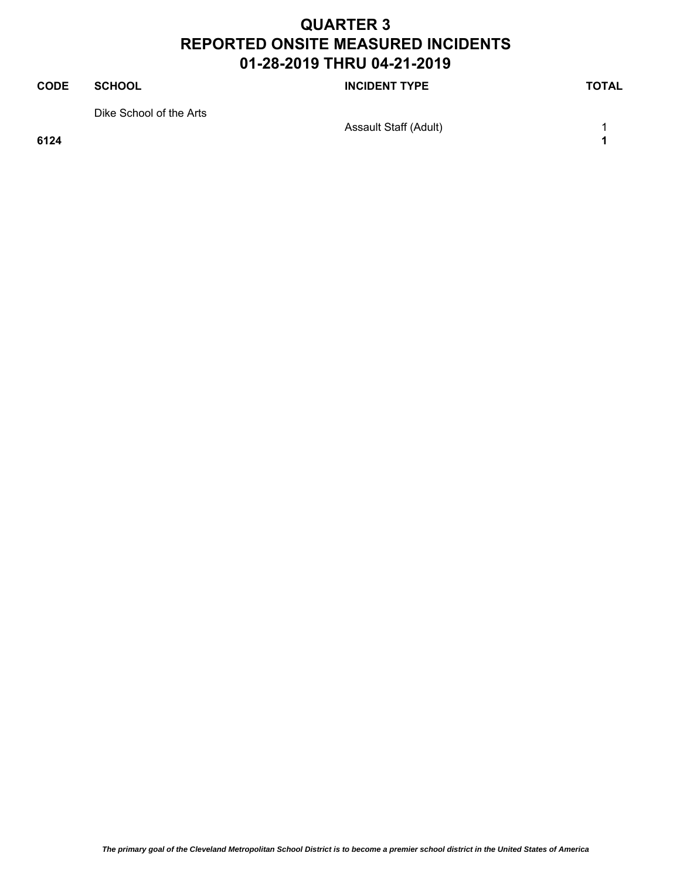# QUARTER 3
# REPORTED ONSITE MEASURED INCIDENTS
# 01-28-2019 THRU 04-21-2019

| CODE | SCHOOL | INCIDENT TYPE | TOTAL |
|---|---|---|---|
| | Dike School of the Arts | | |
| | | Assault Staff (Adult) | 1 |
| **6124** | | | **1** |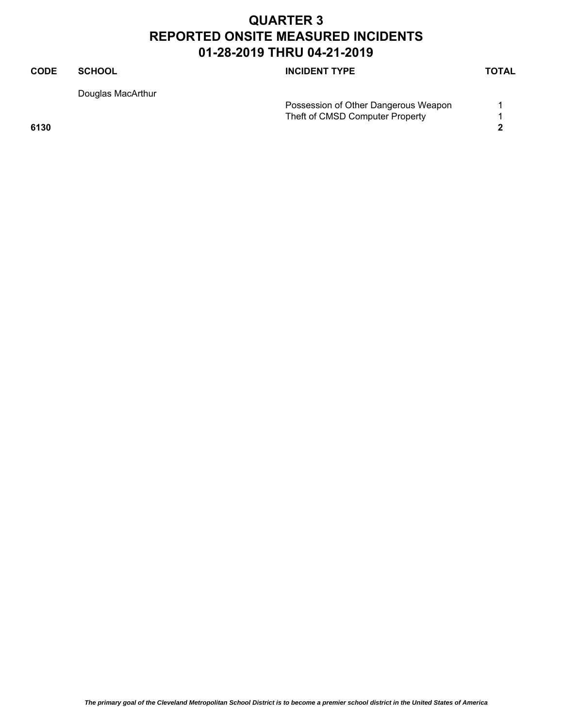# QUARTER 3
# REPORTED ONSITE MEASURED INCIDENTS
# 01-28-2019 THRU 04-21-2019

| CODE | SCHOOL | INCIDENT TYPE | TOTAL |
|---|---|---|---|
| | Douglas MacArthur | | |
| | | Possession of Other Dangerous Weapon | 1 |
| | | Theft of CMSD Computer Property | 1 |
| **6130** | | | **2** |

*The primary goal of the Cleveland Metropolitan School District is to become a premier school district in the United States of America*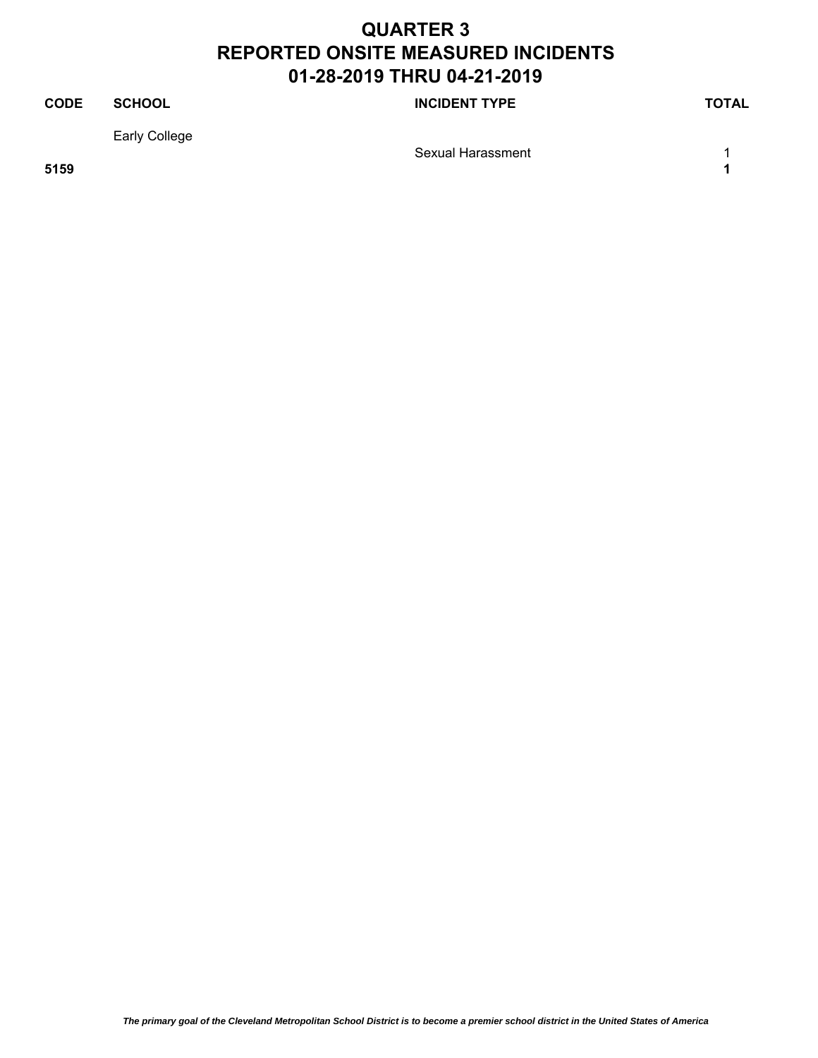# QUARTER 3
# REPORTED ONSITE MEASURED INCIDENTS
# 01-28-2019 THRU 04-21-2019

| CODE | SCHOOL | INCIDENT TYPE | TOTAL |
|---|---|---|---|
| | Early College | | |
| | | Sexual Harassment | 1 |
| **5159** | | | **1** |

***The primary goal of the Cleveland Metropolitan School District is to become a premier school district in the United States of America***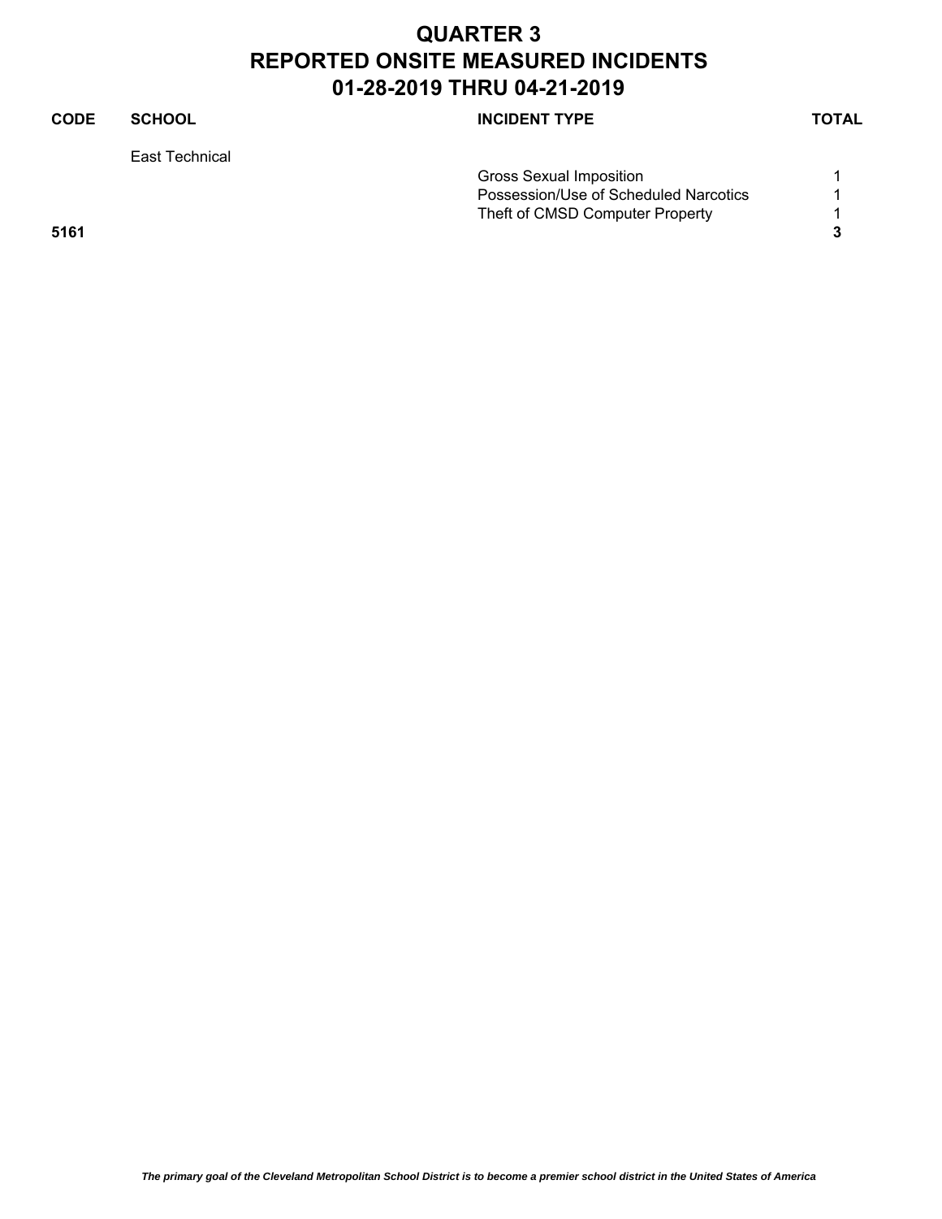# QUARTER 3
# REPORTED ONSITE MEASURED INCIDENTS
# 01-28-2019 THRU 04-21-2019

| CODE | SCHOOL | INCIDENT TYPE | TOTAL |
|---|---|---|---|
| | East Technical | | |
| | | Gross Sexual Imposition | 1 |
| | | Possession/Use of Scheduled Narcotics | 1 |
| | | Theft of CMSD Computer Property | 1 |
| **5161** | | | **3** |

*The primary goal of the Cleveland Metropolitan School District is to become a premier school district in the United States of America*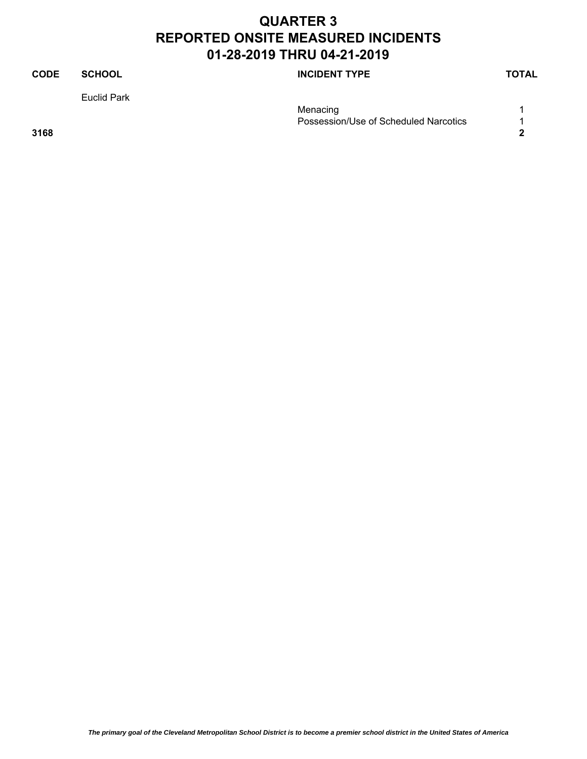# QUARTER 3
# REPORTED ONSITE MEASURED INCIDENTS
# 01-28-2019 THRU 04-21-2019

| CODE | SCHOOL | INCIDENT TYPE | TOTAL |
| --- | --- | --- | --- |
| | Euclid Park | | |
| | | Menacing | 1 |
| | | Possession/Use of Scheduled Narcotics | 1 |
| **3168** | | | **2** |

*The primary goal of the Cleveland Metropolitan School District is to become a premier school district in the United States of America*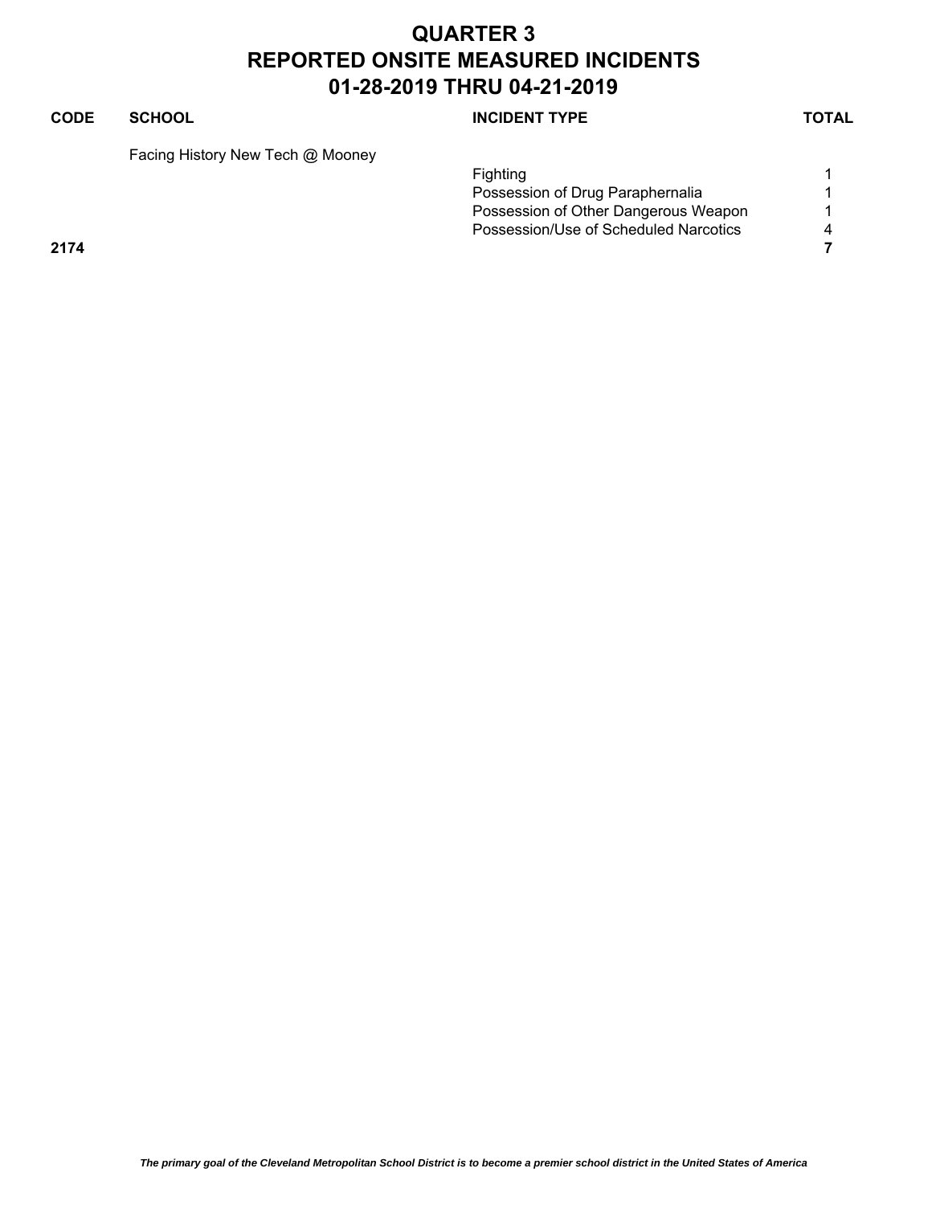# QUARTER 3
# REPORTED ONSITE MEASURED INCIDENTS
# 01-28-2019 THRU 04-21-2019

| CODE | SCHOOL | INCIDENT TYPE | TOTAL |
| --- | --- | --- | --- |
| | Facing History New Tech @ Mooney | | |
| | | Fighting | 1 |
| | | Possession of Drug Paraphernalia | 1 |
| | | Possession of Other Dangerous Weapon | 1 |
| | | Possession/Use of Scheduled Narcotics | 4 |
| **2174** | | | **7** |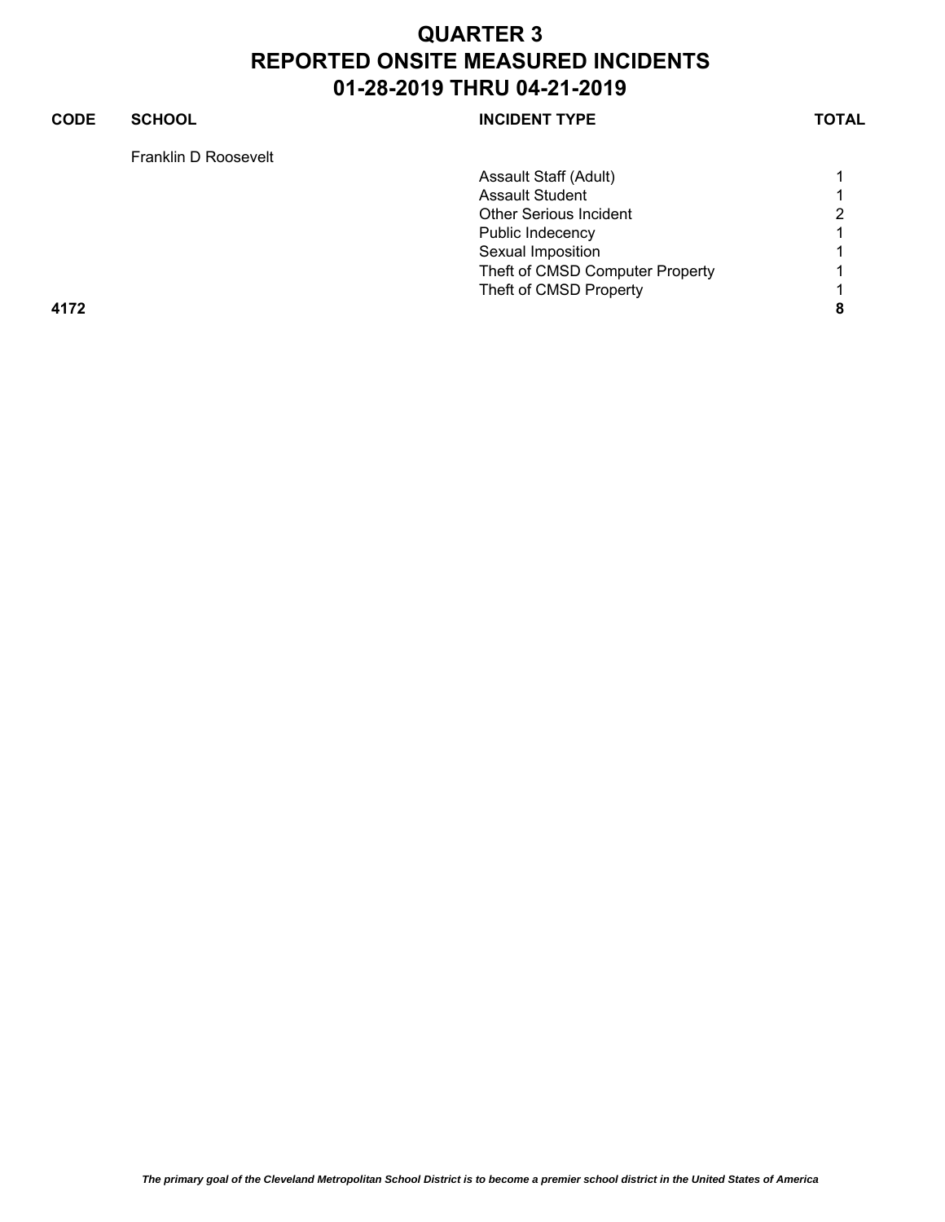# QUARTER 3
# REPORTED ONSITE MEASURED INCIDENTS
# 01-28-2019 THRU 04-21-2019

| CODE | SCHOOL | INCIDENT TYPE | TOTAL |
|---|---|---|---|
| | Franklin D Roosevelt | | |
| | | Assault Staff (Adult) | 1 |
| | | Assault Student | 1 |
| | | Other Serious Incident | 2 |
| | | Public Indecency | 1 |
| | | Sexual Imposition | 1 |
| | | Theft of CMSD Computer Property | 1 |
| | | Theft of CMSD Property | 1 |
| **4172** | | | **8** |

*The primary goal of the Cleveland Metropolitan School District is to become a premier school district in the United States of America*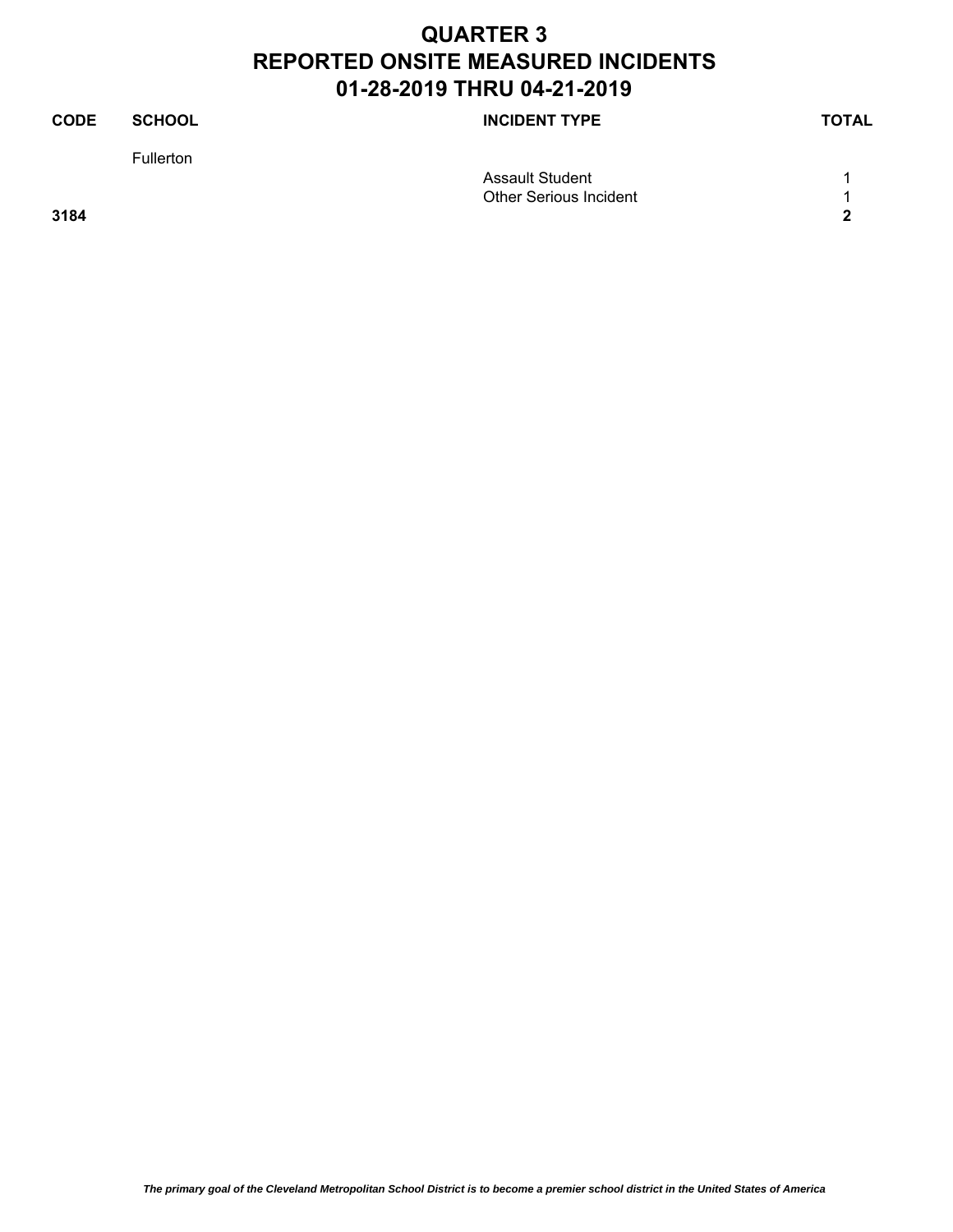# QUARTER 3
# REPORTED ONSITE MEASURED INCIDENTS
# 01-28-2019 THRU 04-21-2019

| CODE | SCHOOL | INCIDENT TYPE | TOTAL |
|---|---|---|---|
| | Fullerton | | |
| | | Assault Student | 1 |
| | | Other Serious Incident | 1 |
| **3184** | | | **2** |

*The primary goal of the Cleveland Metropolitan School District is to become a premier school district in the United States of America*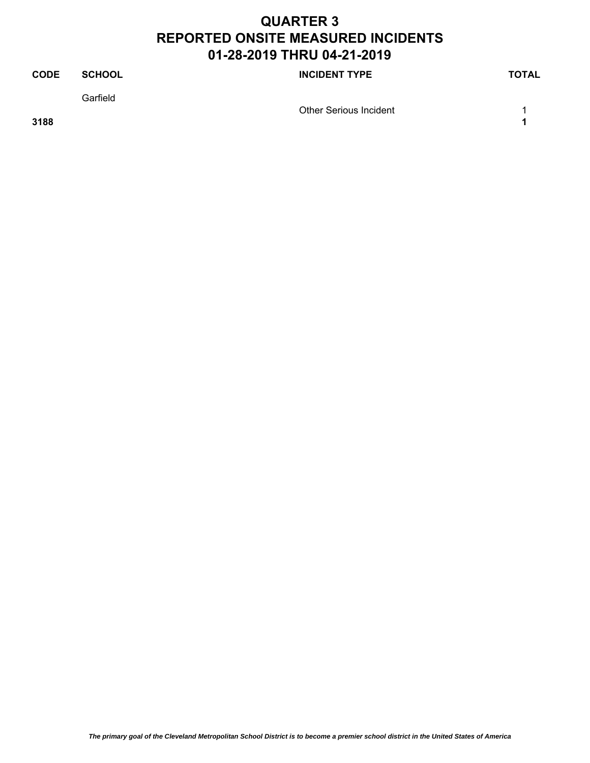# QUARTER 3
# REPORTED ONSITE MEASURED INCIDENTS
# 01-28-2019 THRU 04-21-2019

| CODE | SCHOOL | INCIDENT TYPE | TOTAL |
|---|---|---|---|
| | Garfield | | |
| | | Other Serious Incident | 1 |
| **3188** | | | **1** |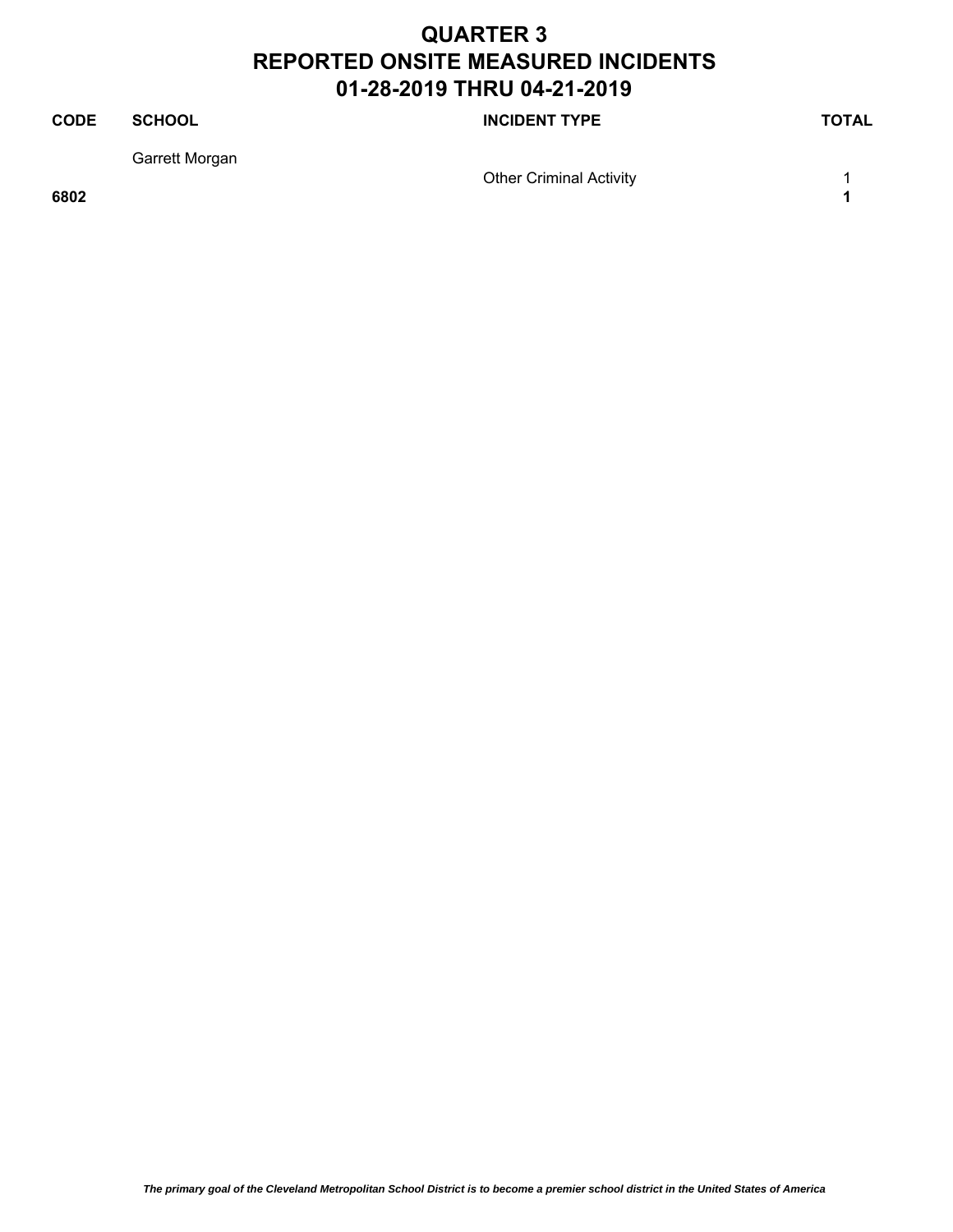# QUARTER 3
# REPORTED ONSITE MEASURED INCIDENTS
# 01-28-2019 THRU 04-21-2019

| CODE | SCHOOL | INCIDENT TYPE | TOTAL |
|---|---|---|---|
| | Garrett Morgan | | |
| | | Other Criminal Activity | 1 |
| **6802** | | | **1** |

*The primary goal of the Cleveland Metropolitan School District is to become a premier school district in the United States of America*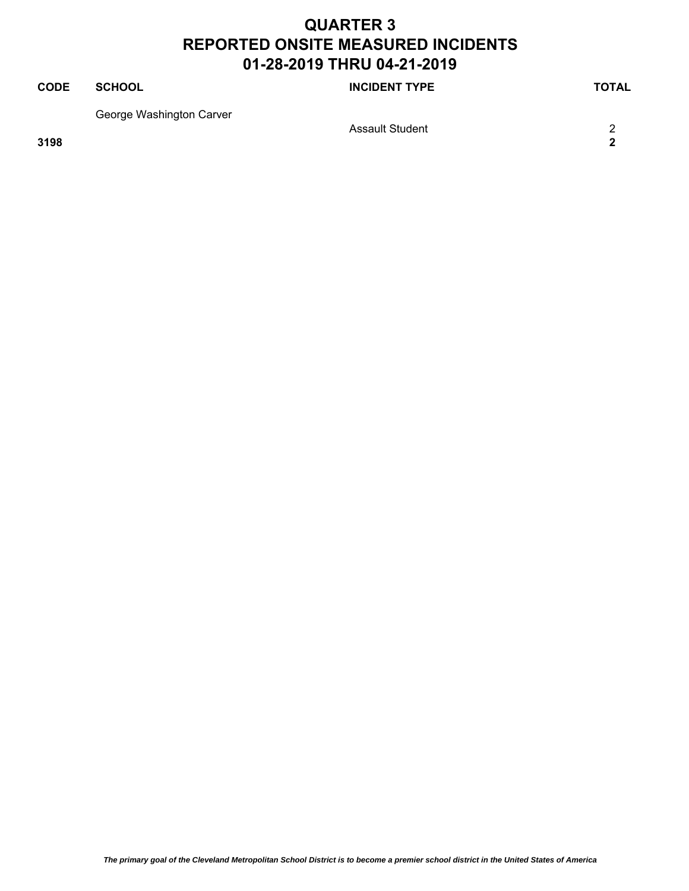# QUARTER 3
# REPORTED ONSITE MEASURED INCIDENTS
# 01-28-2019 THRU 04-21-2019

| CODE | SCHOOL | INCIDENT TYPE | TOTAL |
|---|---|---|---|
| | George Washington Carver | | |
| | | Assault Student | 2 |
| **3198** | | | **2** |

*The primary goal of the Cleveland Metropolitan School District is to become a premier school district in the United States of America*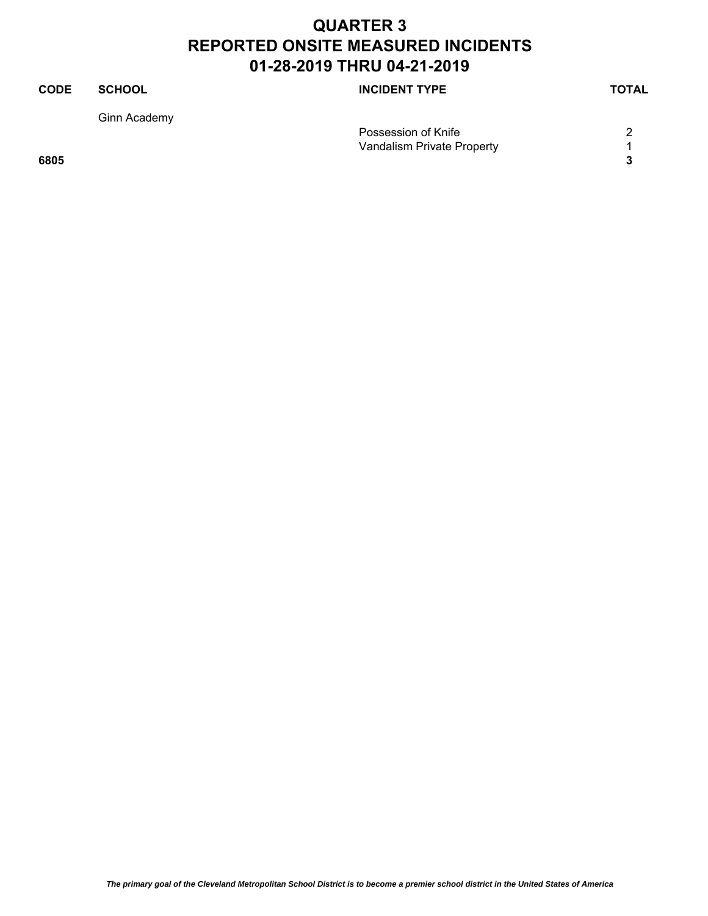# QUARTER 3
# REPORTED ONSITE MEASURED INCIDENTS
# 01-28-2019 THRU 04-21-2019

| CODE | SCHOOL | INCIDENT TYPE | TOTAL |
|---|---|---|---|
| | Ginn Academy | | |
| | | Possession of Knife | 2 |
| | | Vandalism Private Property | 1 |
| **6805** | | | **3** |

*The primary goal of the Cleveland Metropolitan School District is to become a premier school district in the United States of America*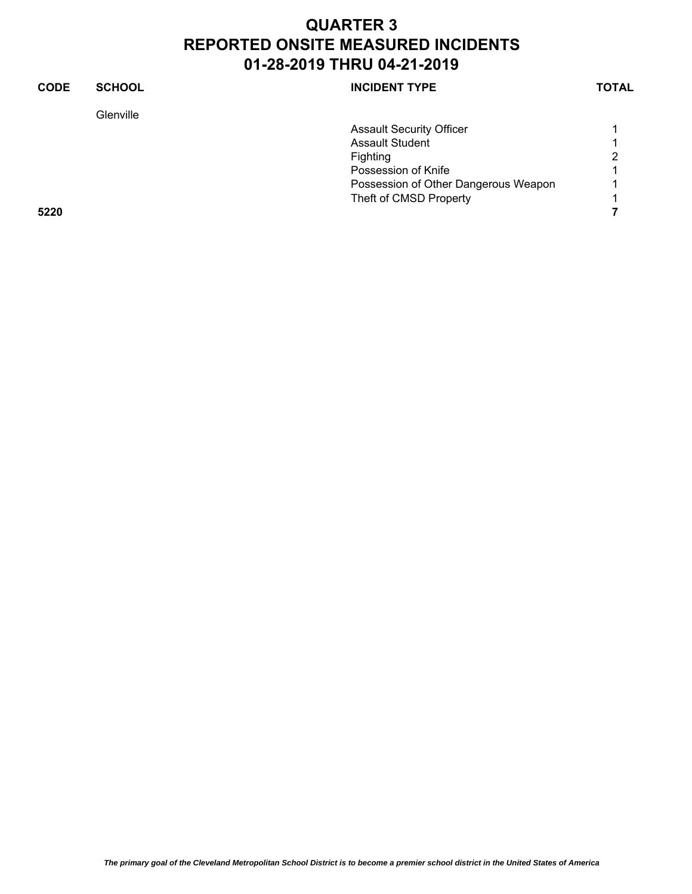# QUARTER 3
# REPORTED ONSITE MEASURED INCIDENTS
# 01-28-2019 THRU 04-21-2019

| CODE | SCHOOL | INCIDENT TYPE | TOTAL |
| --- | --- | --- | --- |
| | Glenville | | |
| | | Assault Security Officer | 1 |
| | | Assault Student | 1 |
| | | Fighting | 2 |
| | | Possession of Knife | 1 |
| | | Possession of Other Dangerous Weapon | 1 |
| | | Theft of CMSD Property | 1 |
| **5220** | | | **7** |

*The primary goal of the Cleveland Metropolitan School District is to become a premier school district in the United States of America*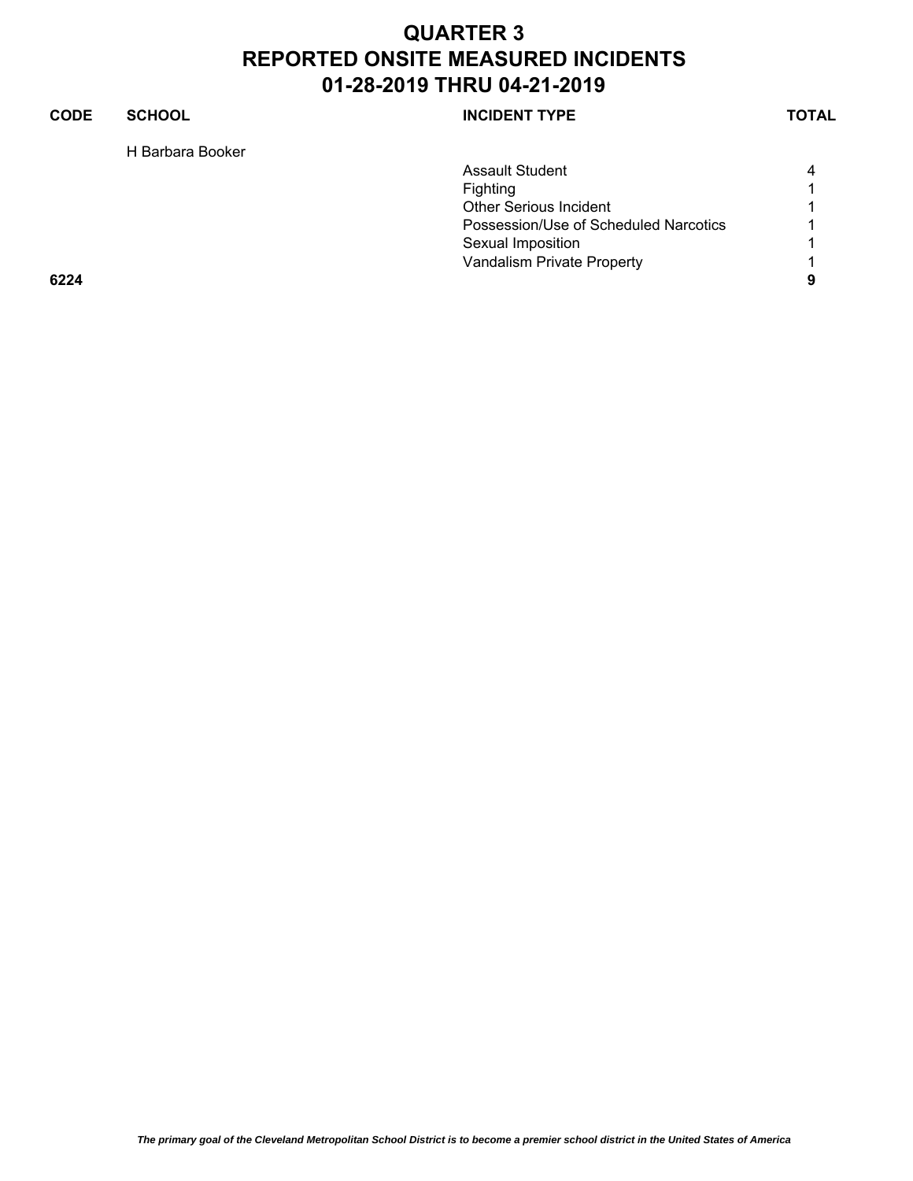# QUARTER 3
# REPORTED ONSITE MEASURED INCIDENTS
# 01-28-2019 THRU 04-21-2019

| CODE | SCHOOL | INCIDENT TYPE | TOTAL |
|---|---|---|---|
| | H Barbara Booker | | |
| | | Assault Student | 4 |
| | | Fighting | 1 |
| | | Other Serious Incident | 1 |
| | | Possession/Use of Scheduled Narcotics | 1 |
| | | Sexual Imposition | 1 |
| | | Vandalism Private Property | 1 |
| **6224** | | | **9** |

*The primary goal of the Cleveland Metropolitan School District is to become a premier school district in the United States of America*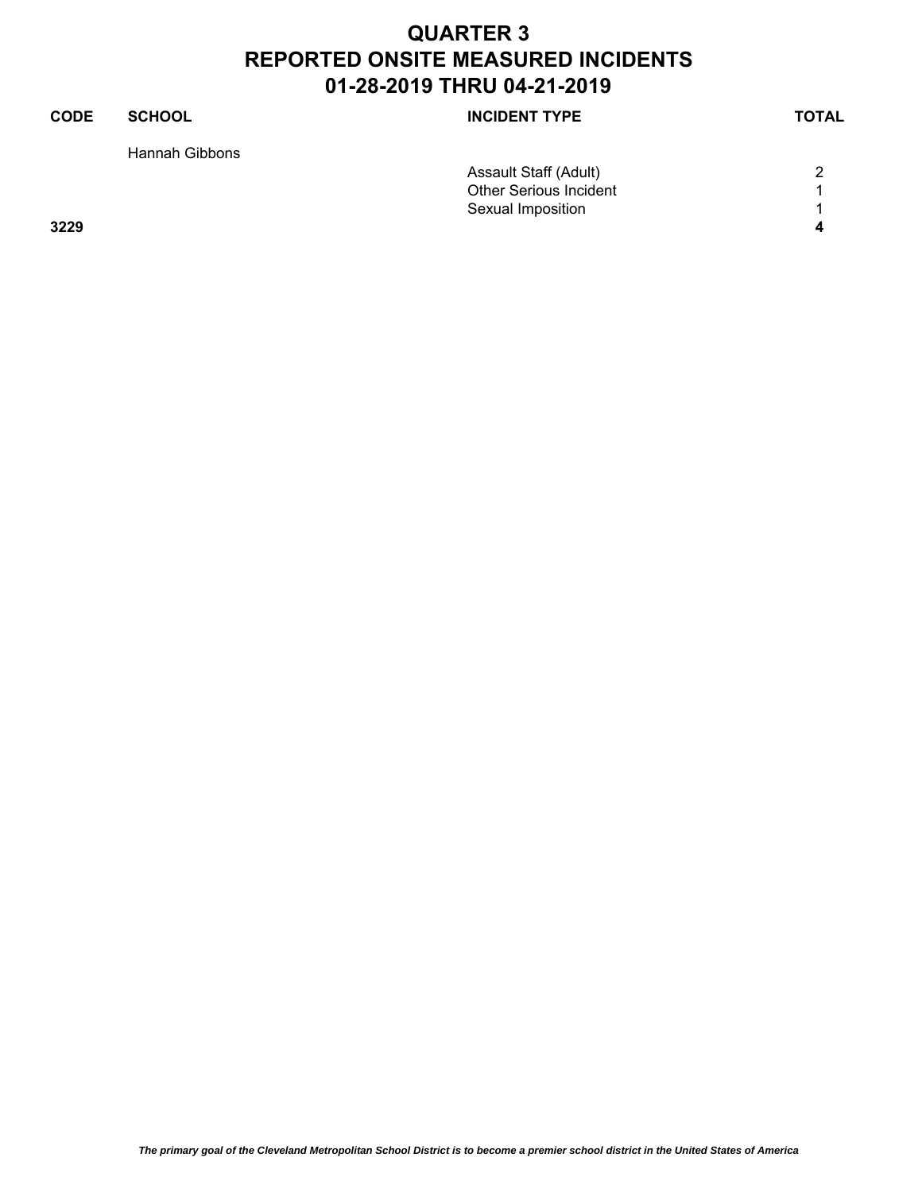# QUARTER 3
# REPORTED ONSITE MEASURED INCIDENTS
# 01-28-2019 THRU 04-21-2019

| CODE | SCHOOL | INCIDENT TYPE | TOTAL |
|---|---|---|---|
| | Hannah Gibbons | | |
| | | Assault Staff (Adult) | 2 |
| | | Other Serious Incident | 1 |
| | | Sexual Imposition | 1 |
| **3229** | | | **4** |

*The primary goal of the Cleveland Metropolitan School District is to become a premier school district in the United States of America*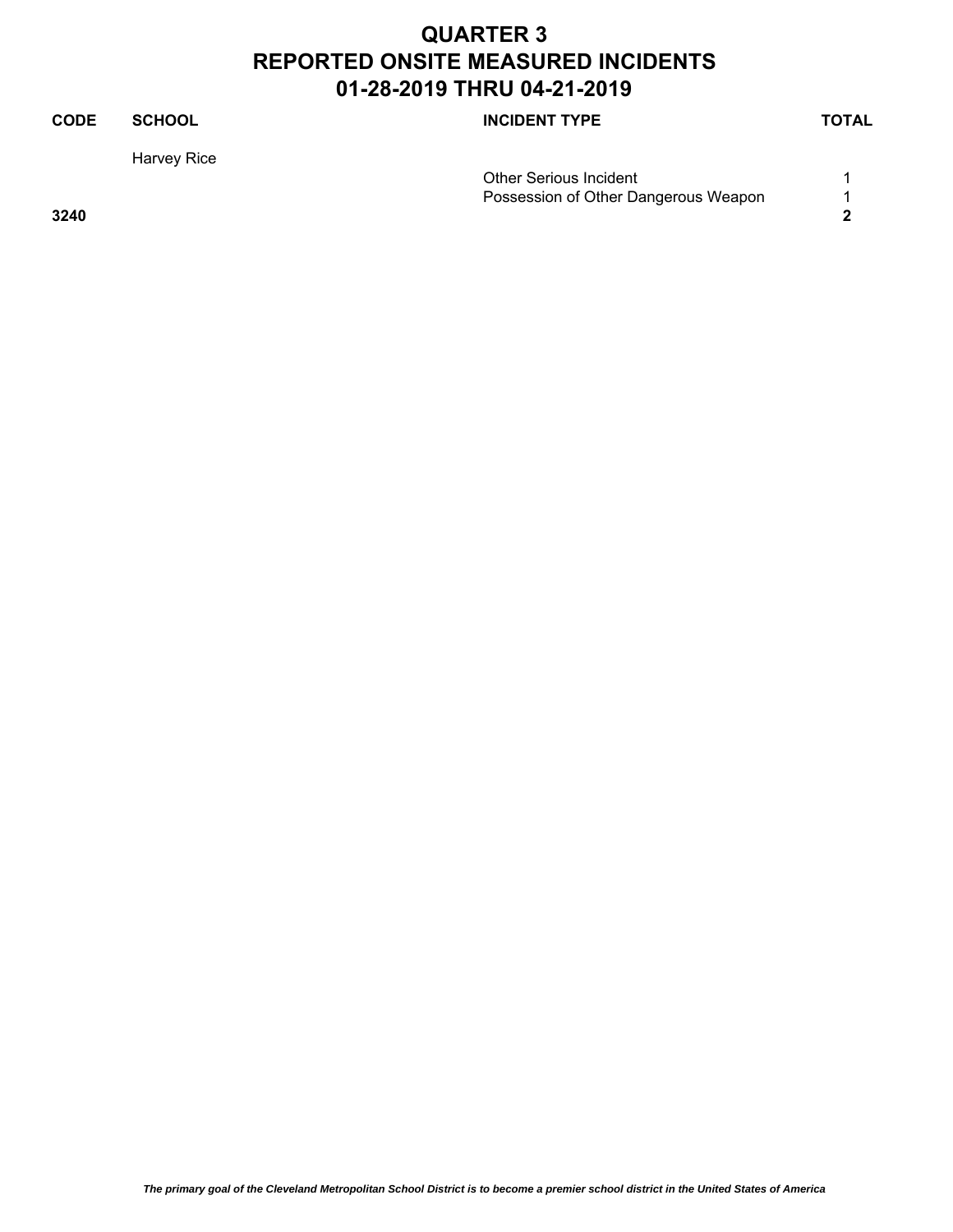# QUARTER 3
# REPORTED ONSITE MEASURED INCIDENTS
# 01-28-2019 THRU 04-21-2019

| CODE | SCHOOL | INCIDENT TYPE | TOTAL |
|---|---|---|---|
| | Harvey Rice | | |
| | | Other Serious Incident | 1 |
| | | Possession of Other Dangerous Weapon | 1 |
| **3240** | | | **2** |

***The primary goal of the Cleveland Metropolitan School District is to become a premier school district in the United States of America***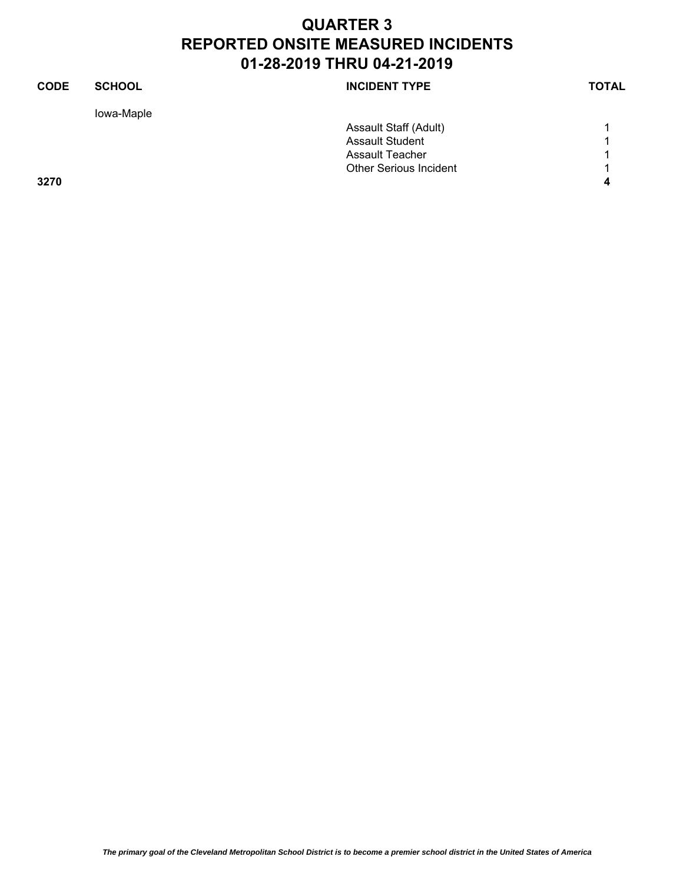# QUARTER 3
# REPORTED ONSITE MEASURED INCIDENTS
# 01-28-2019 THRU 04-21-2019

| CODE | SCHOOL | INCIDENT TYPE | TOTAL |
|---|---|---|---|
| | Iowa-Maple | | |
| | | Assault Staff (Adult) | 1 |
| | | Assault Student | 1 |
| | | Assault Teacher | 1 |
| | | Other Serious Incident | 1 |
| **3270** | | | **4** |

*The primary goal of the Cleveland Metropolitan School District is to become a premier school district in the United States of America*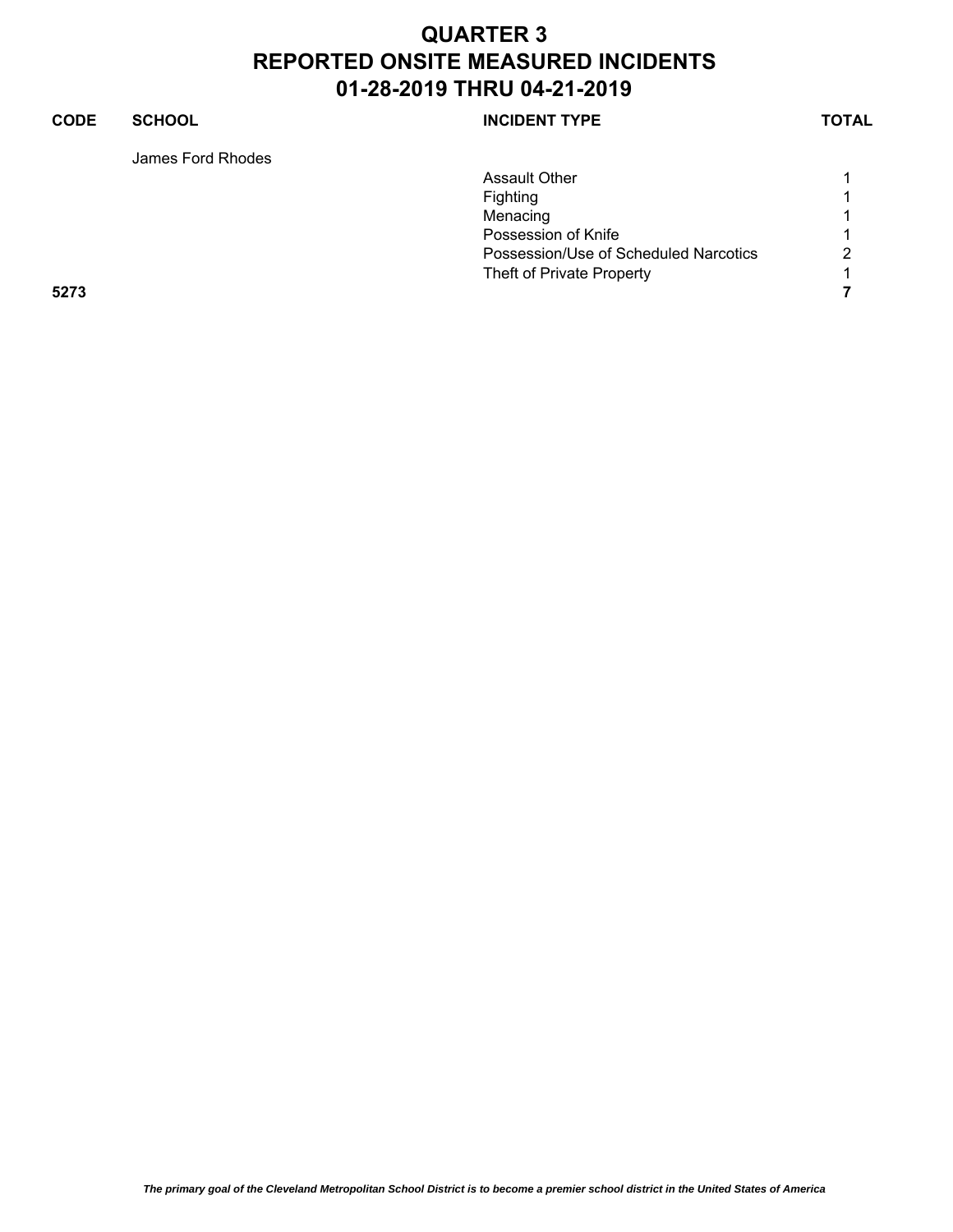# QUARTER 3
# REPORTED ONSITE MEASURED INCIDENTS
# 01-28-2019 THRU 04-21-2019

| CODE | SCHOOL | INCIDENT TYPE | TOTAL |
|---|---|---|---|
| | James Ford Rhodes | | |
| | | Assault Other | 1 |
| | | Fighting | 1 |
| | | Menacing | 1 |
| | | Possession of Knife | 1 |
| | | Possession/Use of Scheduled Narcotics | 2 |
| | | Theft of Private Property | 1 |
| **5273** | | | **7** |

*The primary goal of the Cleveland Metropolitan School District is to become a premier school district in the United States of America*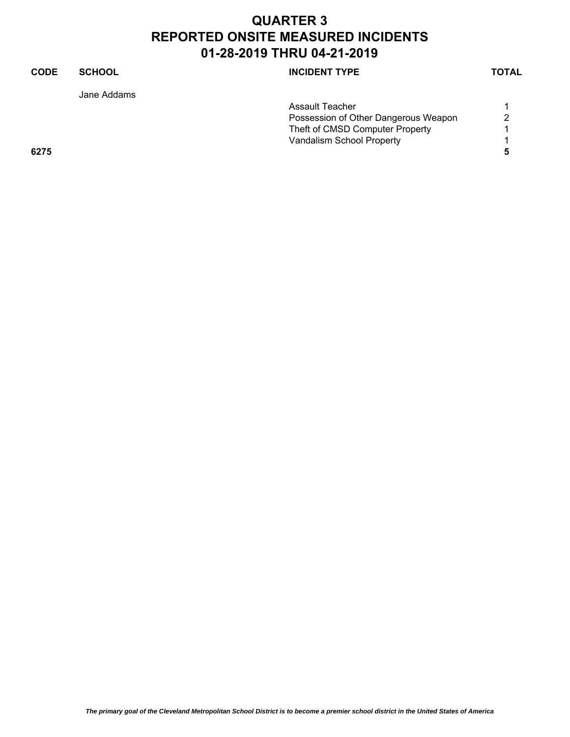# QUARTER 3
# REPORTED ONSITE MEASURED INCIDENTS
# 01-28-2019 THRU 04-21-2019

| CODE | SCHOOL | INCIDENT TYPE | TOTAL |
|---|---|---|---|
| | Jane Addams | | |
| | | Assault Teacher | 1 |
| | | Possession of Other Dangerous Weapon | 2 |
| | | Theft of CMSD Computer Property | 1 |
| | | Vandalism School Property | 1 |
| **6275** | | | **5** |

*The primary goal of the Cleveland Metropolitan School District is to become a premier school district in the United States of America*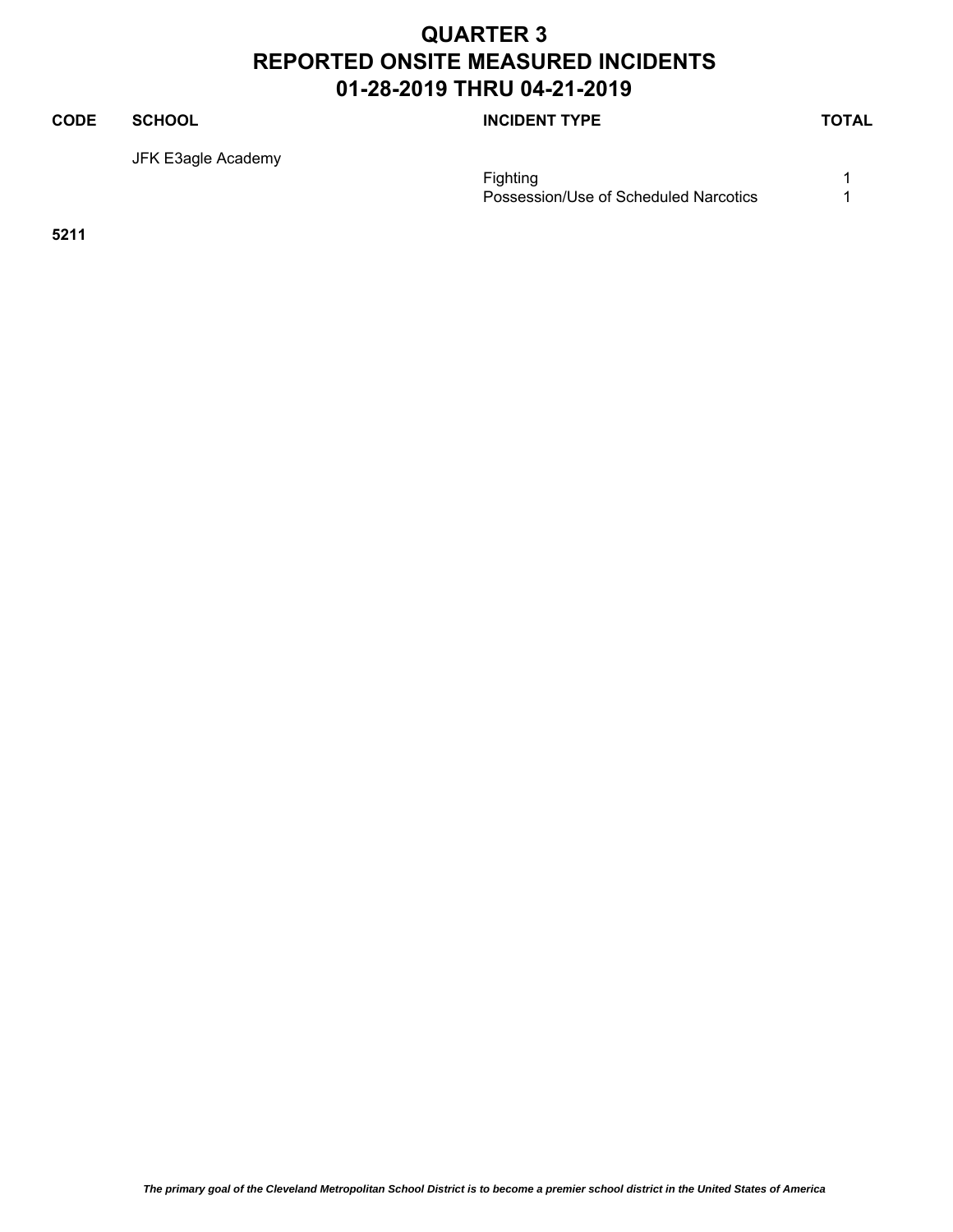# QUARTER 3
# REPORTED ONSITE MEASURED INCIDENTS
# 01-28-2019 THRU 04-21-2019

| CODE | SCHOOL | INCIDENT TYPE | TOTAL |
|---|---|---|---|
| | JFK E3agle Academy | | |
| | | Fighting | 1 |
| | | Possession/Use of Scheduled Narcotics | 1 |
| **5211** | | | |

*The primary goal of the Cleveland Metropolitan School District is to become a premier school district in the United States of America*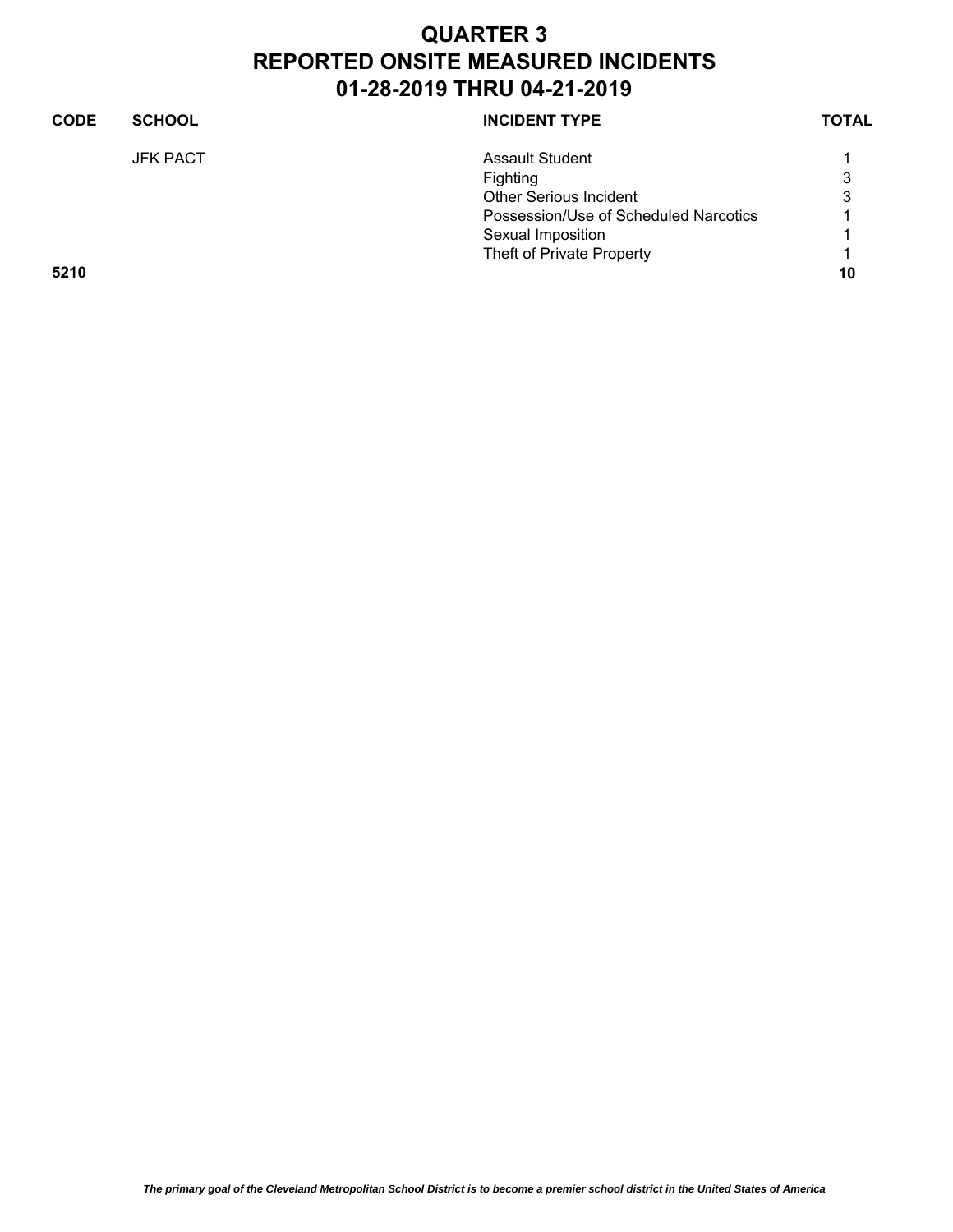# QUARTER 3
# REPORTED ONSITE MEASURED INCIDENTS
# 01-28-2019 THRU 04-21-2019

| CODE | SCHOOL | INCIDENT TYPE | TOTAL |
|---|---|---|---|
| | JFK PACT | Assault Student | 1 |
| | | Fighting | 3 |
| | | Other Serious Incident | 3 |
| | | Possession/Use of Scheduled Narcotics | 1 |
| | | Sexual Imposition | 1 |
| | | Theft of Private Property | 1 |
| **5210** | | | **10** |

*The primary goal of the Cleveland Metropolitan School District is to become a premier school district in the United States of America*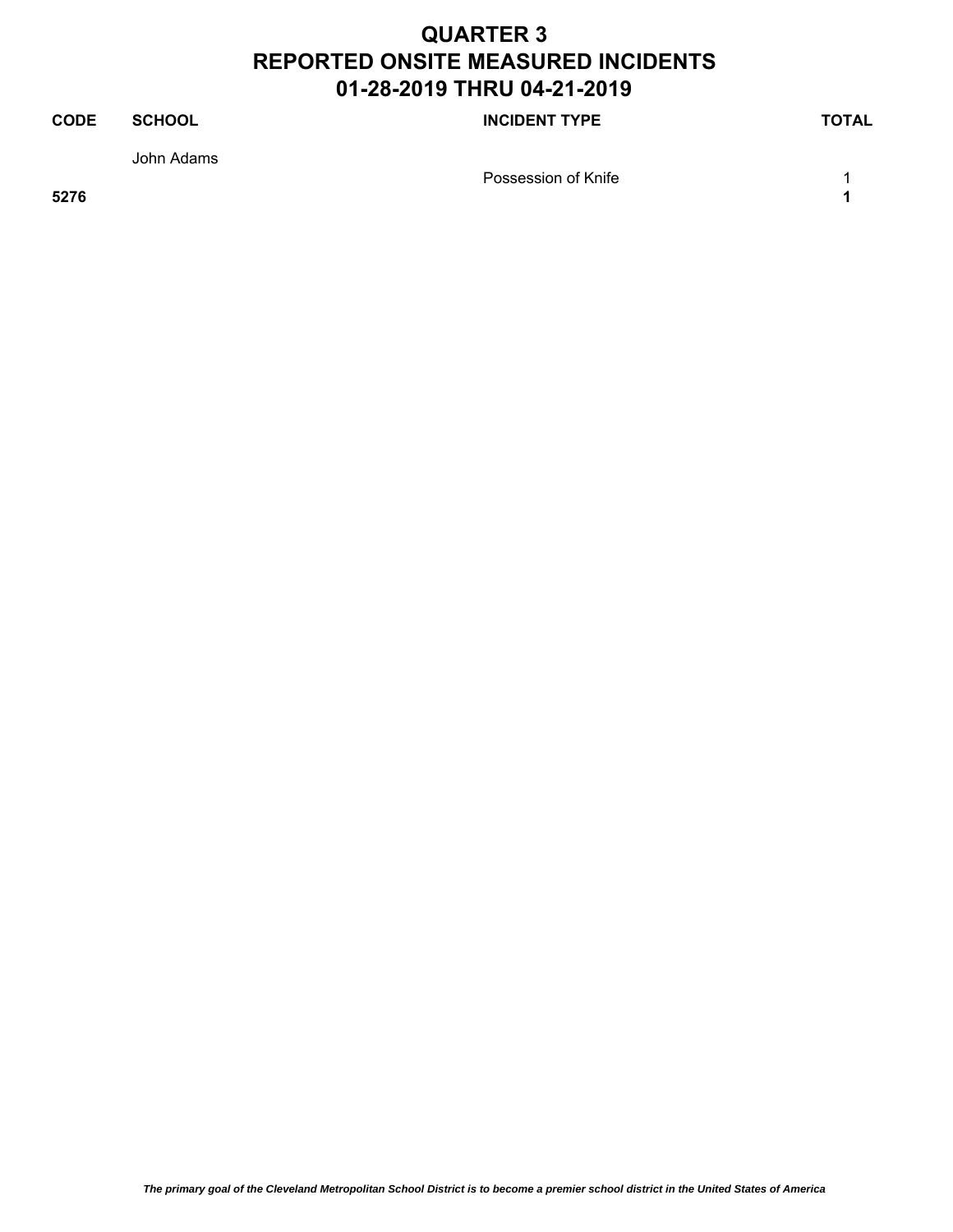# QUARTER 3
# REPORTED ONSITE MEASURED INCIDENTS
# 01-28-2019 THRU 04-21-2019

| CODE | SCHOOL | INCIDENT TYPE | TOTAL |
|---|---|---|---|
| | John Adams | | |
| | | Possession of Knife | 1 |
| **5276** | | | **1** |

*The primary goal of the Cleveland Metropolitan School District is to become a premier school district in the United States of America*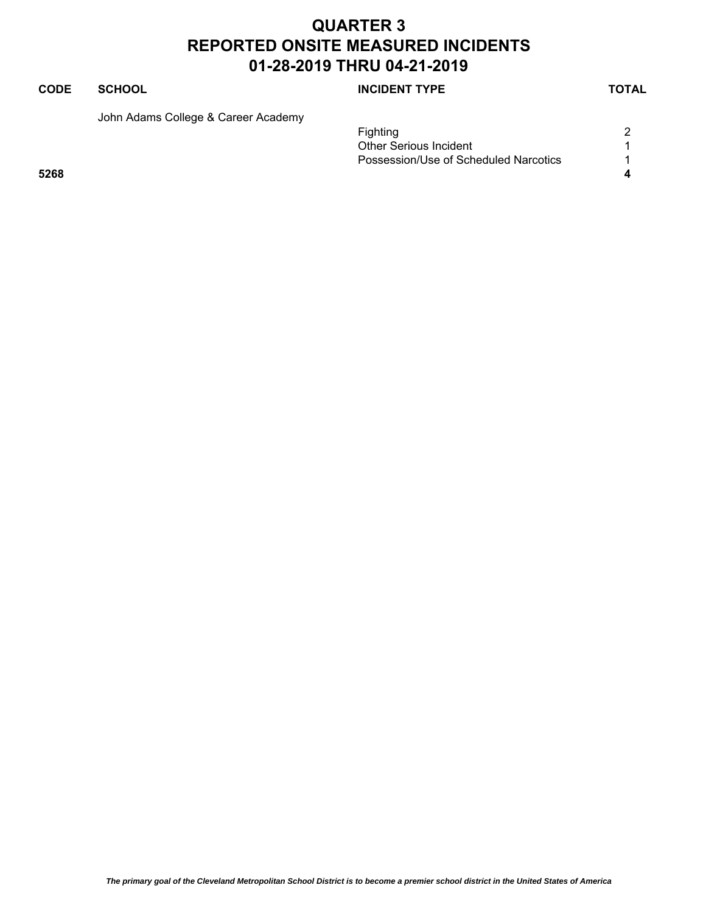# QUARTER 3
# REPORTED ONSITE MEASURED INCIDENTS
# 01-28-2019 THRU 04-21-2019

| CODE | SCHOOL | INCIDENT TYPE | TOTAL |
|---|---|---|---|
| | John Adams College & Career Academy | | |
| | | Fighting | 2 |
| | | Other Serious Incident | 1 |
| | | Possession/Use of Scheduled Narcotics | 1 |
| **5268** | | | **4** |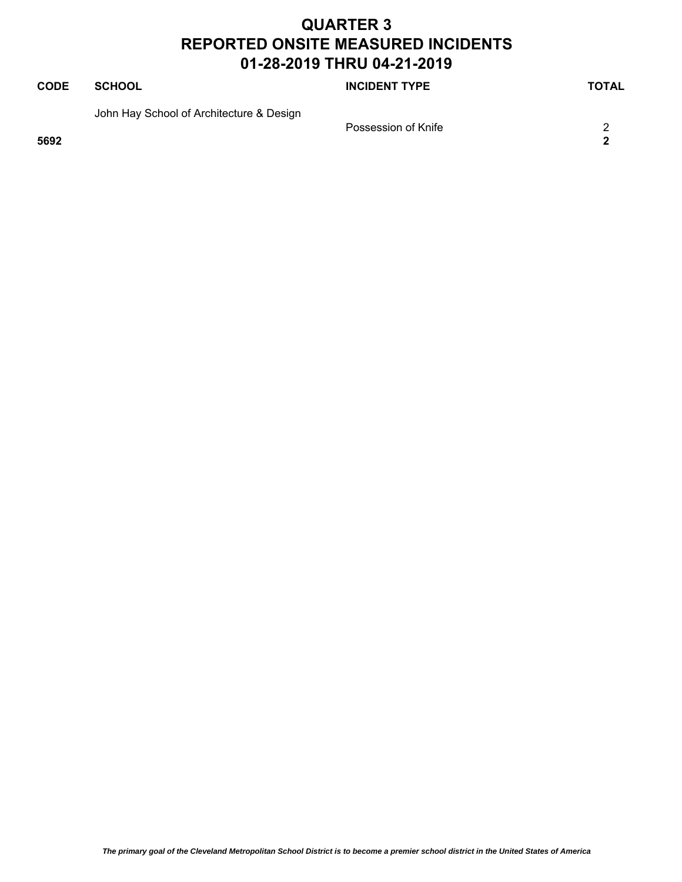# QUARTER 3
# REPORTED ONSITE MEASURED INCIDENTS
# 01-28-2019 THRU 04-21-2019

| CODE | SCHOOL | INCIDENT TYPE | TOTAL |
|---|---|---|---|
| | John Hay School of Architecture & Design | | |
| | | Possession of Knife | 2 |
| **5692** | | | **2** |

*The primary goal of the Cleveland Metropolitan School District is to become a premier school district in the United States of America*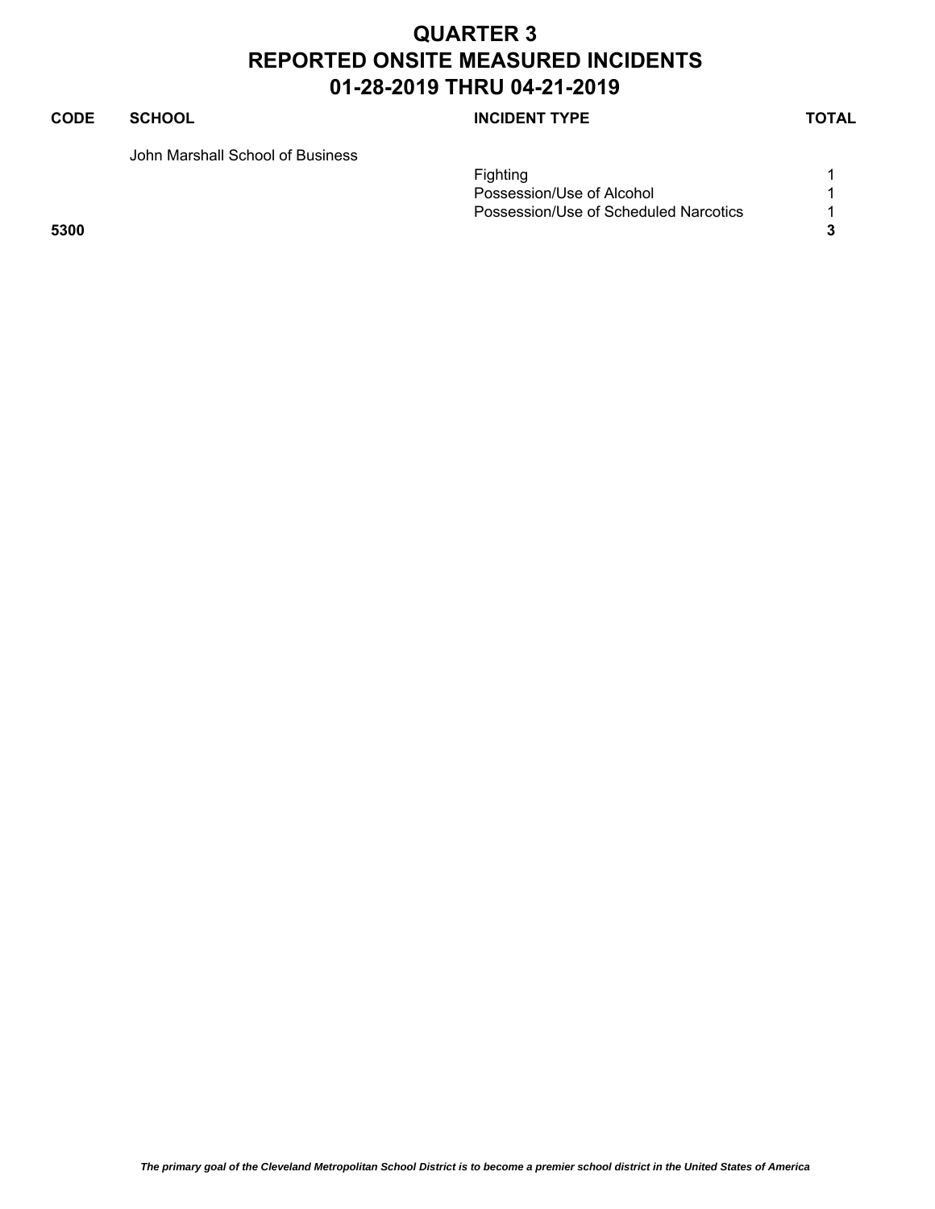# QUARTER 3
# REPORTED ONSITE MEASURED INCIDENTS
# 01-28-2019 THRU 04-21-2019

| CODE | SCHOOL | INCIDENT TYPE | TOTAL |
|---|---|---|---|
| | John Marshall School of Business | | |
| | | Fighting | 1 |
| | | Possession/Use of Alcohol | 1 |
| | | Possession/Use of Scheduled Narcotics | 1 |
| **5300** | | | **3** |

*The primary goal of the Cleveland Metropolitan School District is to become a premier school district in the United States of America*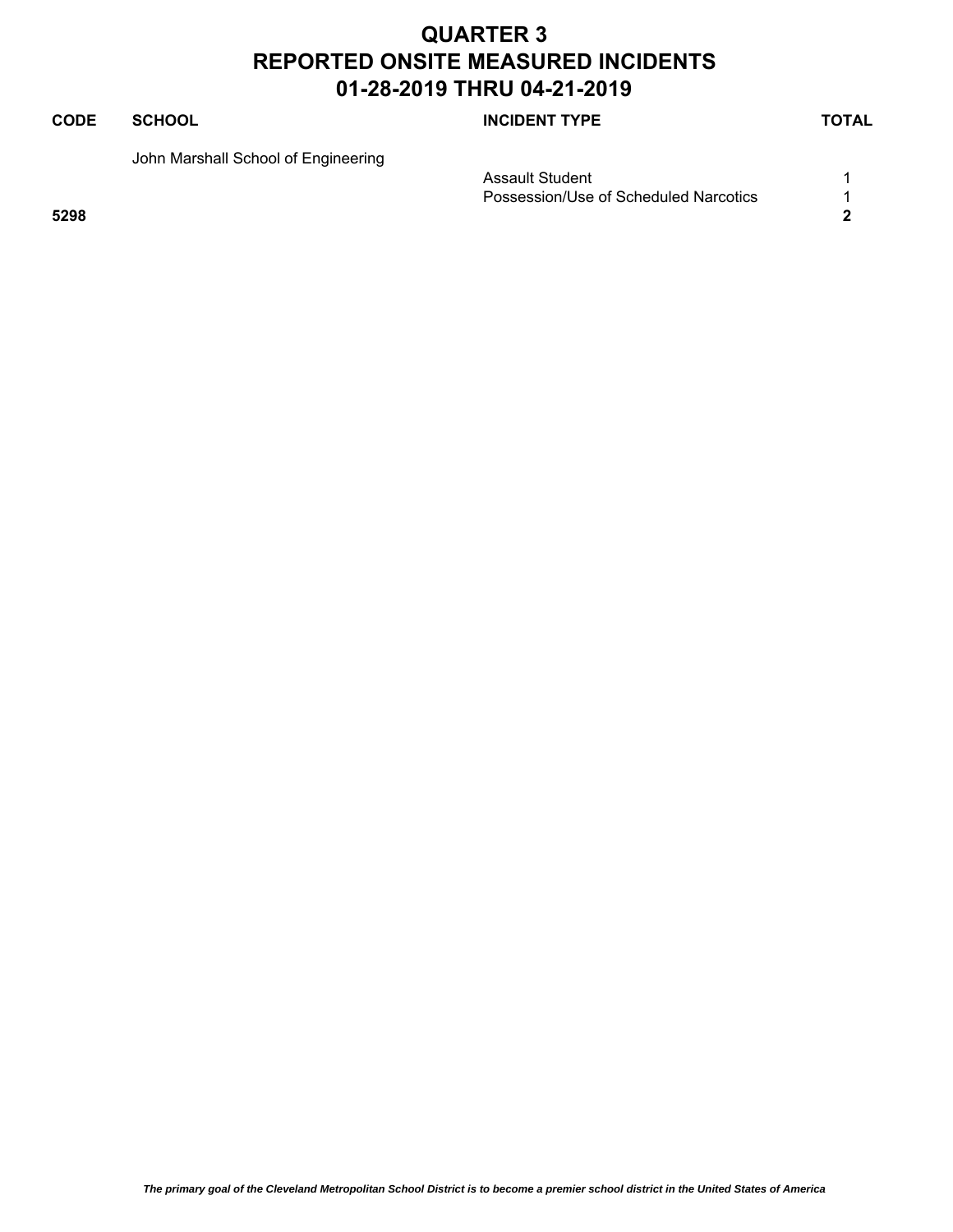# QUARTER 3
# REPORTED ONSITE MEASURED INCIDENTS
# 01-28-2019 THRU 04-21-2019

| CODE | SCHOOL | INCIDENT TYPE | TOTAL |
|---|---|---|---|
| | John Marshall School of Engineering | | |
| | | Assault Student | 1 |
| | | Possession/Use of Scheduled Narcotics | 1 |
| **5298** | | | **2** |

*The primary goal of the Cleveland Metropolitan School District is to become a premier school district in the United States of America*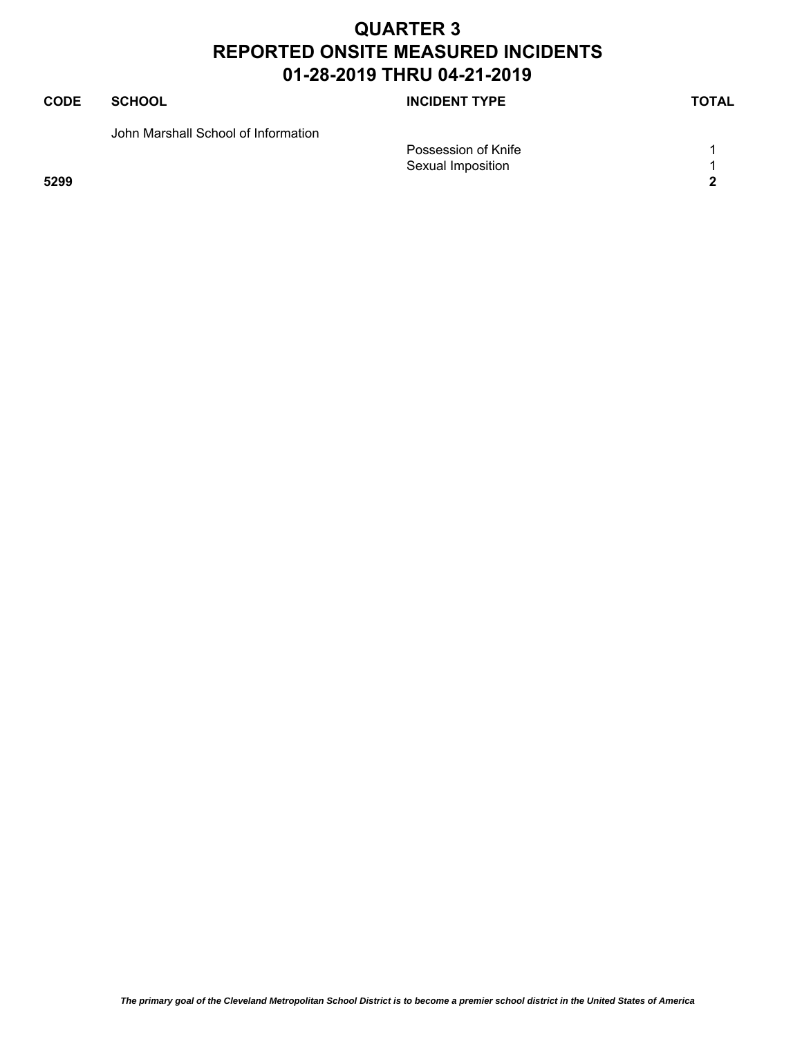# QUARTER 3
# REPORTED ONSITE MEASURED INCIDENTS
# 01-28-2019 THRU 04-21-2019

| CODE | SCHOOL | INCIDENT TYPE | TOTAL |
|---|---|---|---|
| | John Marshall School of Information | | |
| | | Possession of Knife | 1 |
| | | Sexual Imposition | 1 |
| **5299** | | | **2** |

*The primary goal of the Cleveland Metropolitan School District is to become a premier school district in the United States of America*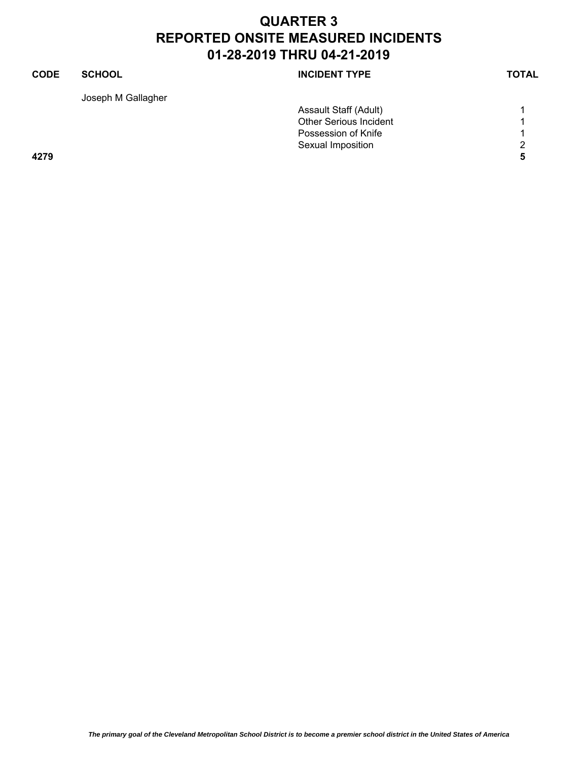# QUARTER 3
# REPORTED ONSITE MEASURED INCIDENTS
# 01-28-2019 THRU 04-21-2019

| CODE | SCHOOL | INCIDENT TYPE | TOTAL |
|---|---|---|---|
| | Joseph M Gallagher | | |
| | | Assault Staff (Adult) | 1 |
| | | Other Serious Incident | 1 |
| | | Possession of Knife | 1 |
| | | Sexual Imposition | 2 |
| **4279** | | | **5** |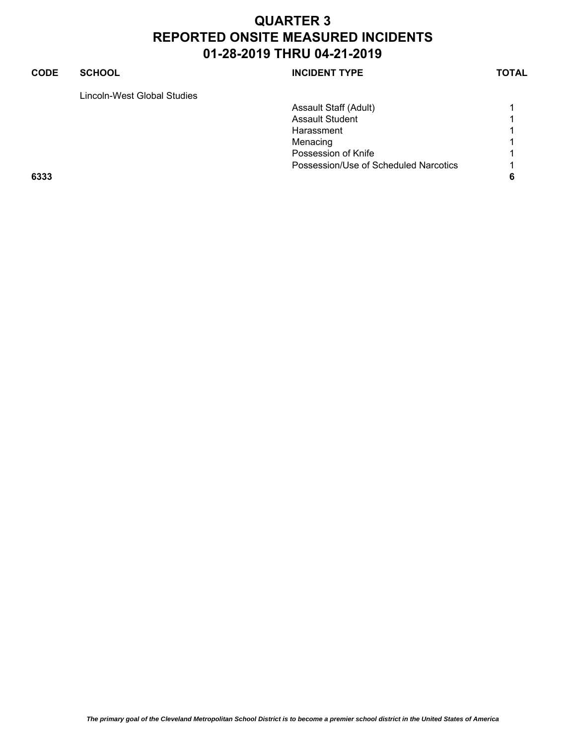# QUARTER 3
# REPORTED ONSITE MEASURED INCIDENTS
# 01-28-2019 THRU 04-21-2019

| CODE | SCHOOL | INCIDENT TYPE | TOTAL |
|---|---|---|---|
| | Lincoln-West Global Studies | | |
| | | Assault Staff (Adult) | 1 |
| | | Assault Student | 1 |
| | | Harassment | 1 |
| | | Menacing | 1 |
| | | Possession of Knife | 1 |
| | | Possession/Use of Scheduled Narcotics | 1 |
| **6333** | | | **6** |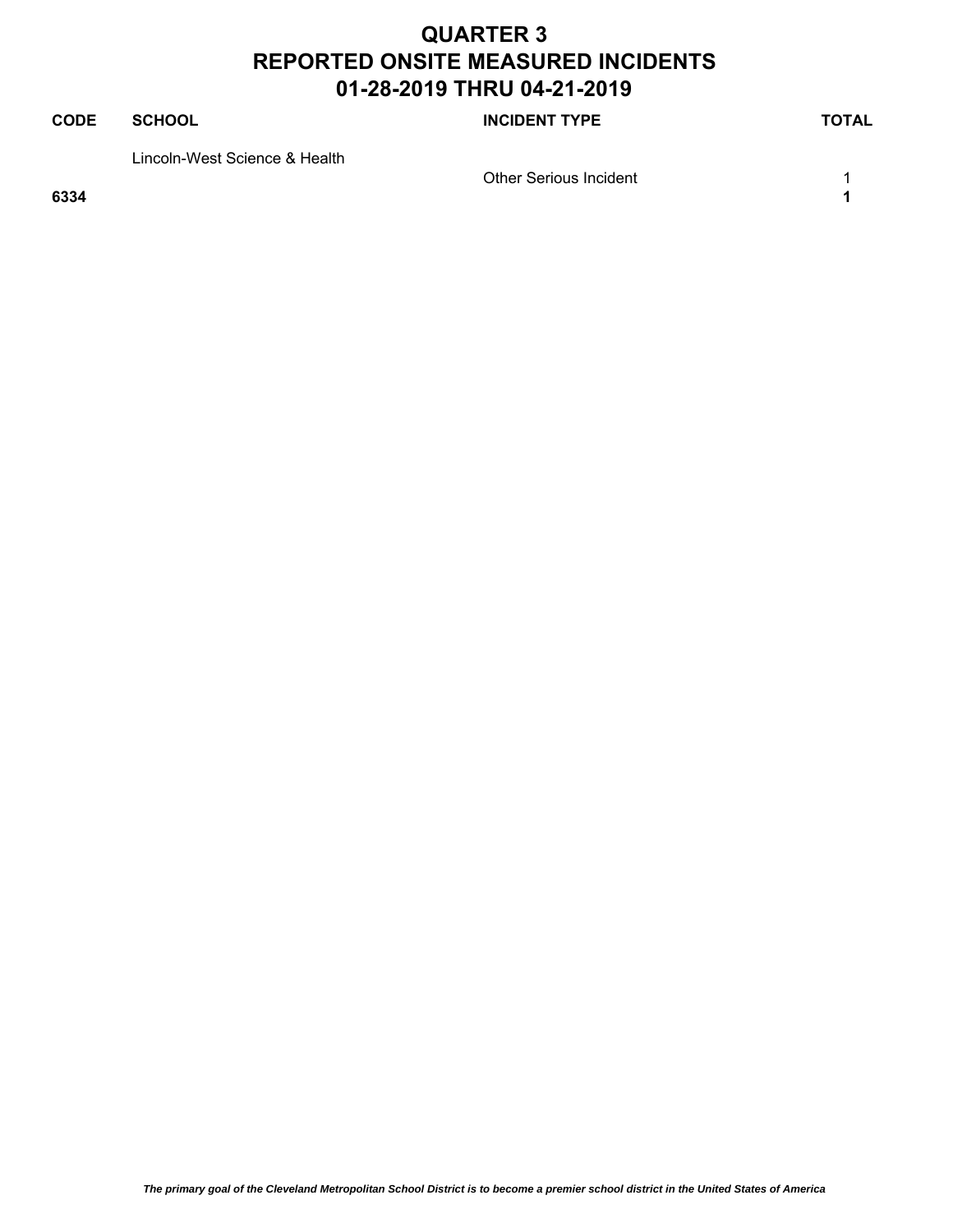# QUARTER 3
# REPORTED ONSITE MEASURED INCIDENTS
# 01-28-2019 THRU 04-21-2019

| CODE | SCHOOL | INCIDENT TYPE | TOTAL |
|---|---|---|---|
| | Lincoln-West Science & Health | | |
| | | Other Serious Incident | 1 |
| **6334** | | | **1** |

***The primary goal of the Cleveland Metropolitan School District is to become a premier school district in the United States of America***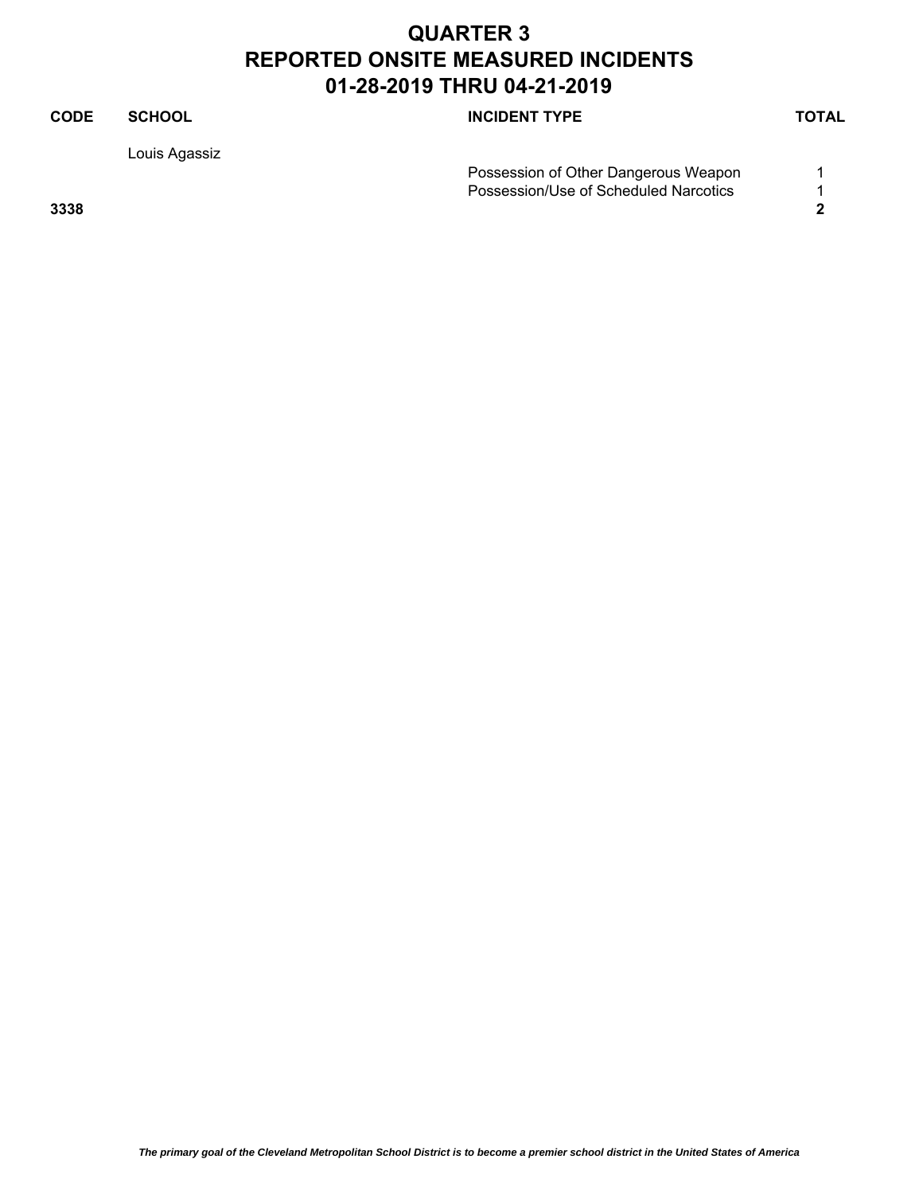# QUARTER 3
# REPORTED ONSITE MEASURED INCIDENTS
# 01-28-2019 THRU 04-21-2019

| CODE | SCHOOL | INCIDENT TYPE | TOTAL |
|---|---|---|---|
| | Louis Agassiz | | |
| | | Possession of Other Dangerous Weapon | 1 |
| | | Possession/Use of Scheduled Narcotics | 1 |
| **3338** | | | **2** |

*The primary goal of the Cleveland Metropolitan School District is to become a premier school district in the United States of America*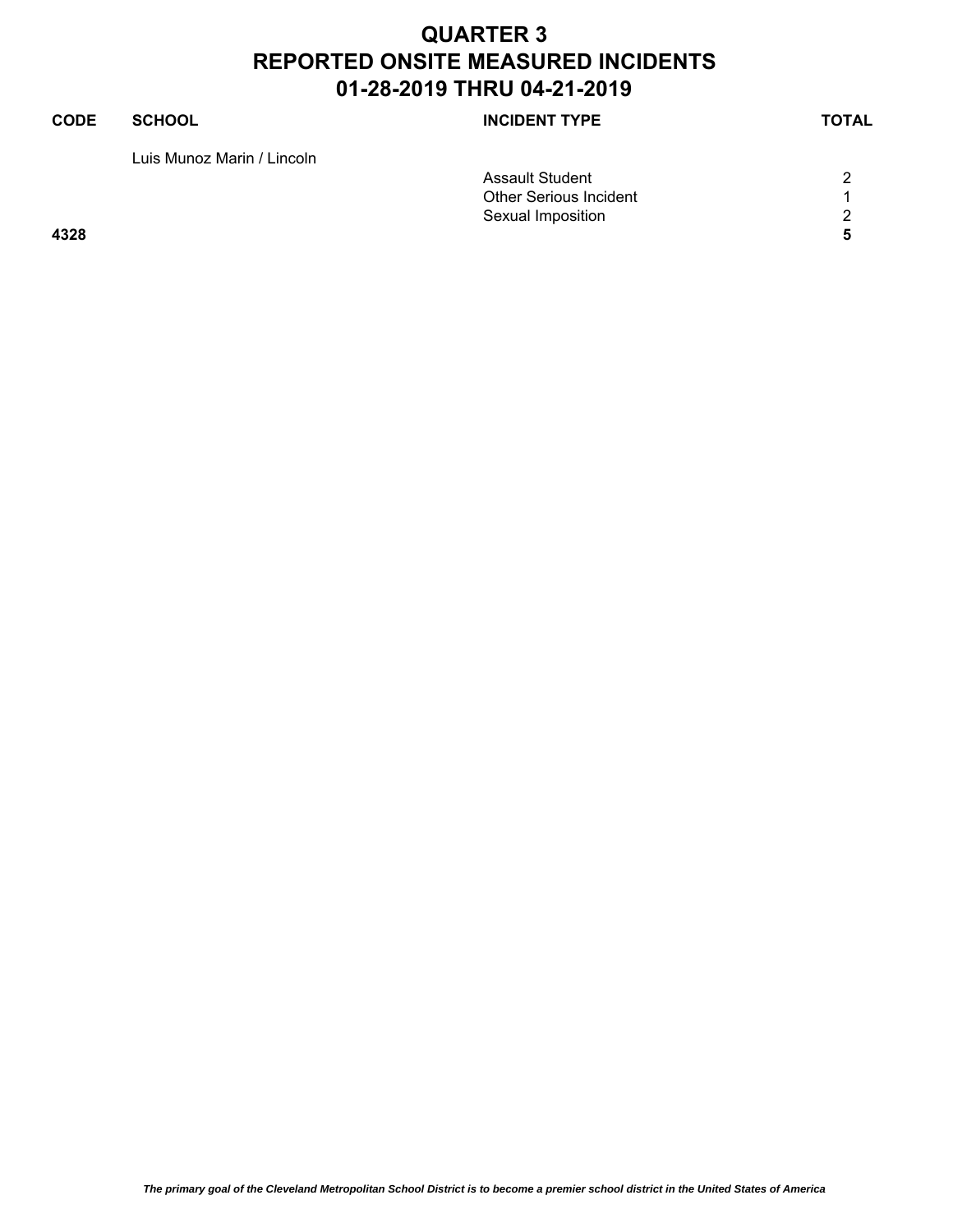# QUARTER 3
# REPORTED ONSITE MEASURED INCIDENTS
# 01-28-2019 THRU 04-21-2019

| CODE | SCHOOL | INCIDENT TYPE | TOTAL |
| --- | --- | --- | --- |
| | Luis Munoz Marin / Lincoln | | |
| | | Assault Student | 2 |
| | | Other Serious Incident | 1 |
| | | Sexual Imposition | 2 |
| **4328** | | | **5** |

*The primary goal of the Cleveland Metropolitan School District is to become a premier school district in the United States of America*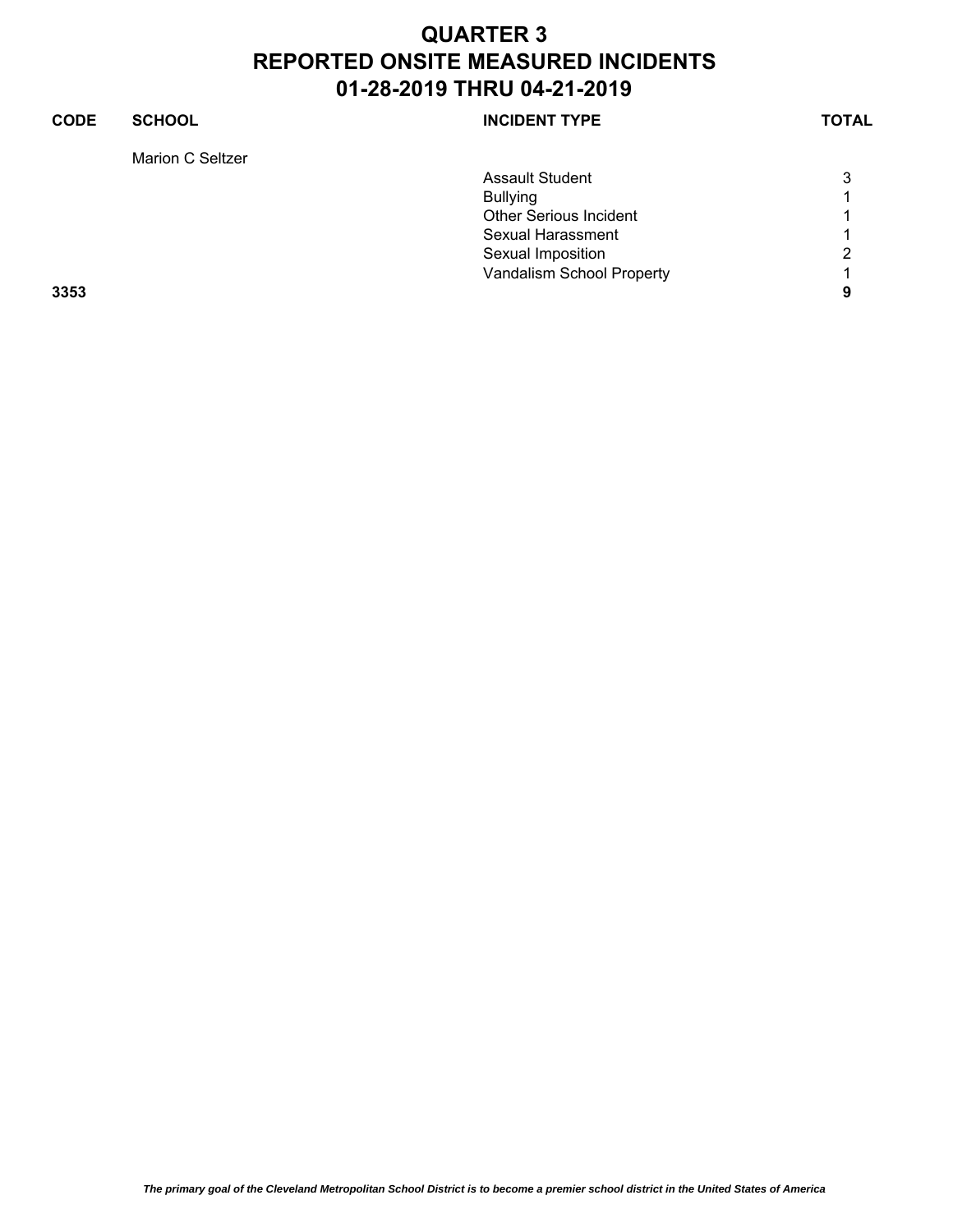# QUARTER 3
# REPORTED ONSITE MEASURED INCIDENTS
# 01-28-2019 THRU 04-21-2019

| CODE | SCHOOL | INCIDENT TYPE | TOTAL |
|---|---|---|---|
| | Marion C Seltzer | | |
| | | Assault Student | 3 |
| | | Bullying | 1 |
| | | Other Serious Incident | 1 |
| | | Sexual Harassment | 1 |
| | | Sexual Imposition | 2 |
| | | Vandalism School Property | 1 |
| **3353** | | | **9** |

*The primary goal of the Cleveland Metropolitan School District is to become a premier school district in the United States of America*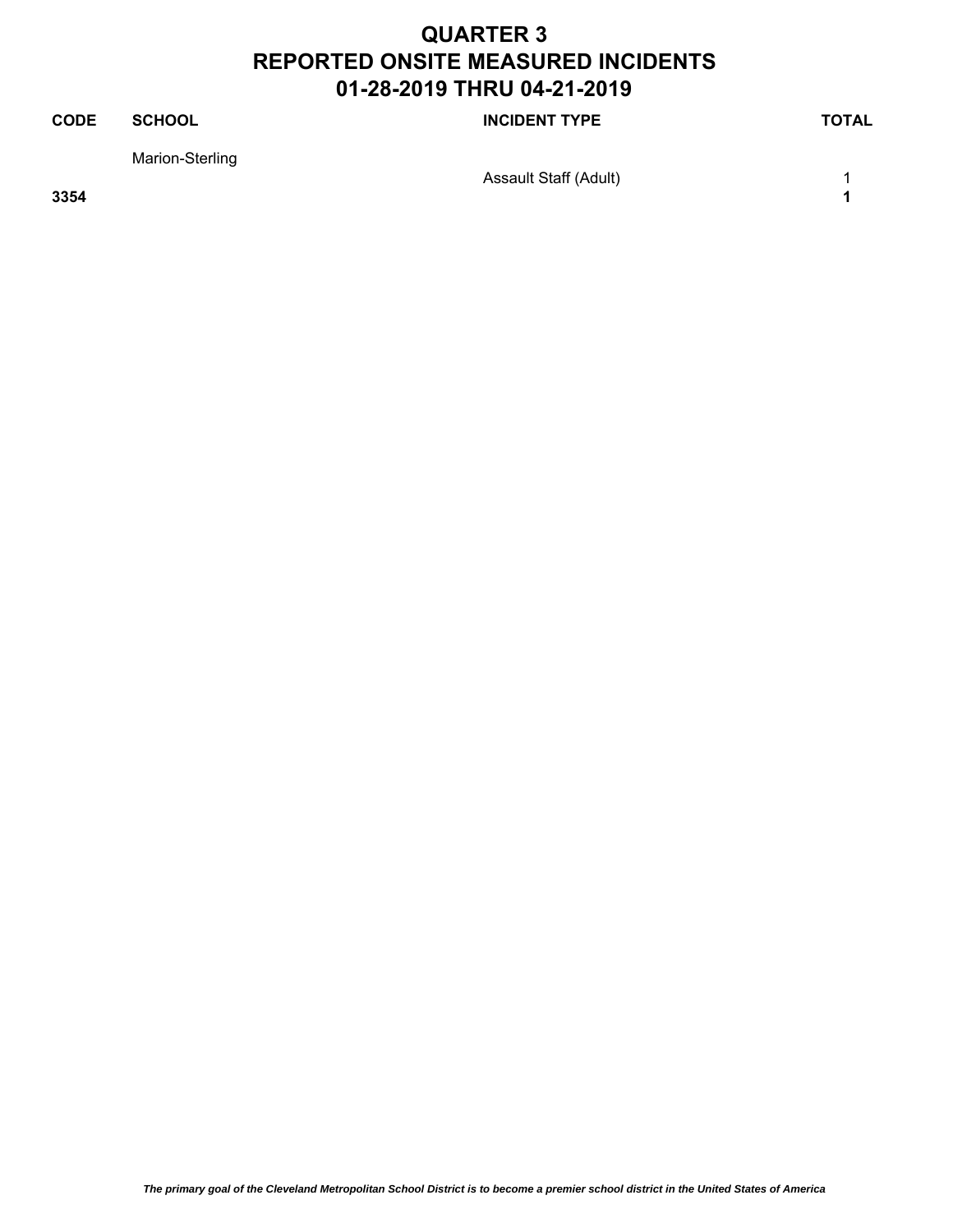# QUARTER 3
# REPORTED ONSITE MEASURED INCIDENTS
# 01-28-2019 THRU 04-21-2019

| CODE | SCHOOL | INCIDENT TYPE | TOTAL |
|---|---|---|---|
| | Marion-Sterling | | |
| | | Assault Staff (Adult) | 1 |
| **3354** | | | **1** |

***The primary goal of the Cleveland Metropolitan School District is to become a premier school district in the United States of America***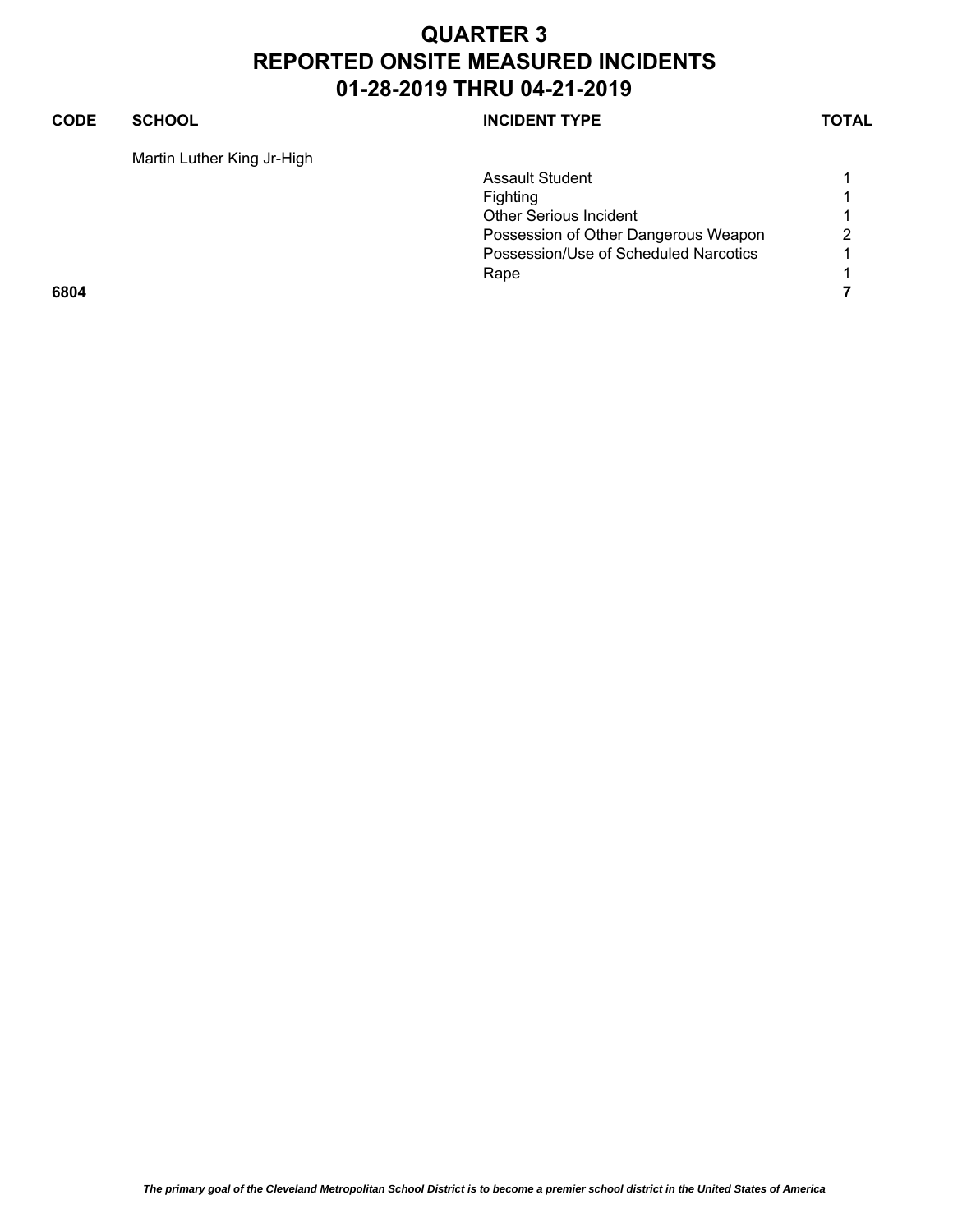# QUARTER 3
# REPORTED ONSITE MEASURED INCIDENTS
# 01-28-2019 THRU 04-21-2019

| CODE | SCHOOL | INCIDENT TYPE | TOTAL |
|---|---|---|---|
| | Martin Luther King Jr-High | | |
| | | Assault Student | 1 |
| | | Fighting | 1 |
| | | Other Serious Incident | 1 |
| | | Possession of Other Dangerous Weapon | 2 |
| | | Possession/Use of Scheduled Narcotics | 1 |
| | | Rape | 1 |
| **6804** | | | **7** |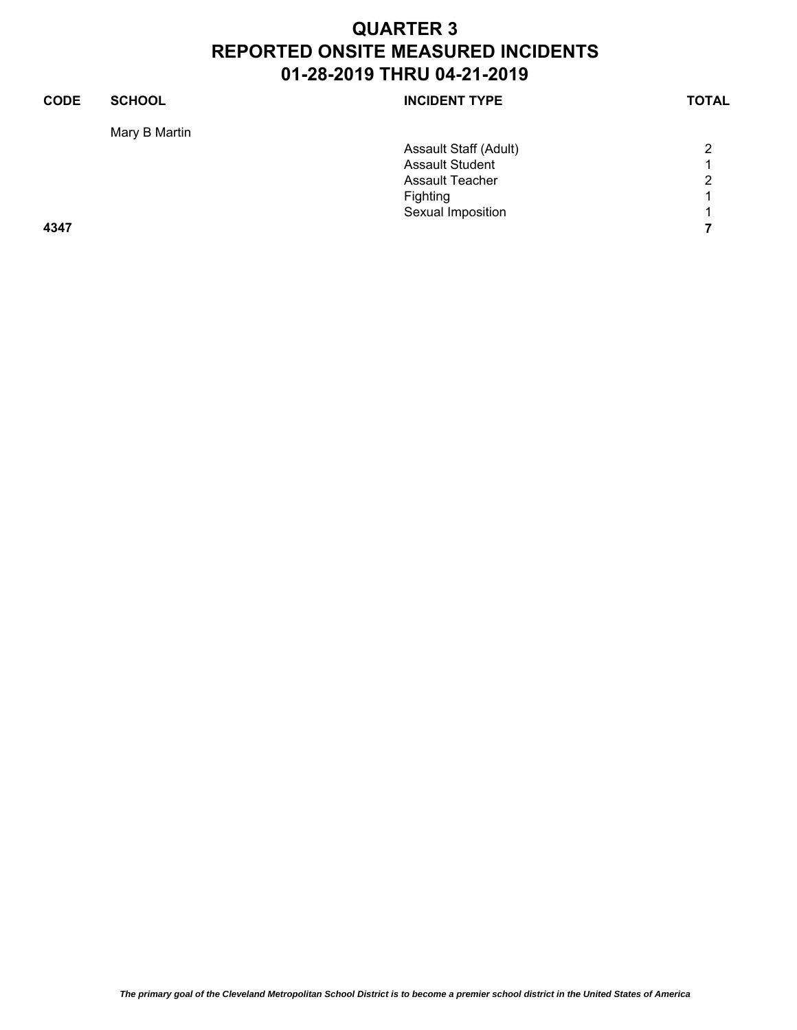# QUARTER 3
# REPORTED ONSITE MEASURED INCIDENTS
# 01-28-2019 THRU 04-21-2019

| CODE | SCHOOL | INCIDENT TYPE | TOTAL |
|---|---|---|---|
| | Mary B Martin | | |
| | | Assault Staff (Adult) | 2 |
| | | Assault Student | 1 |
| | | Assault Teacher | 2 |
| | | Fighting | 1 |
| | | Sexual Imposition | 1 |
| **4347** | | | **7** |

*The primary goal of the Cleveland Metropolitan School District is to become a premier school district in the United States of America*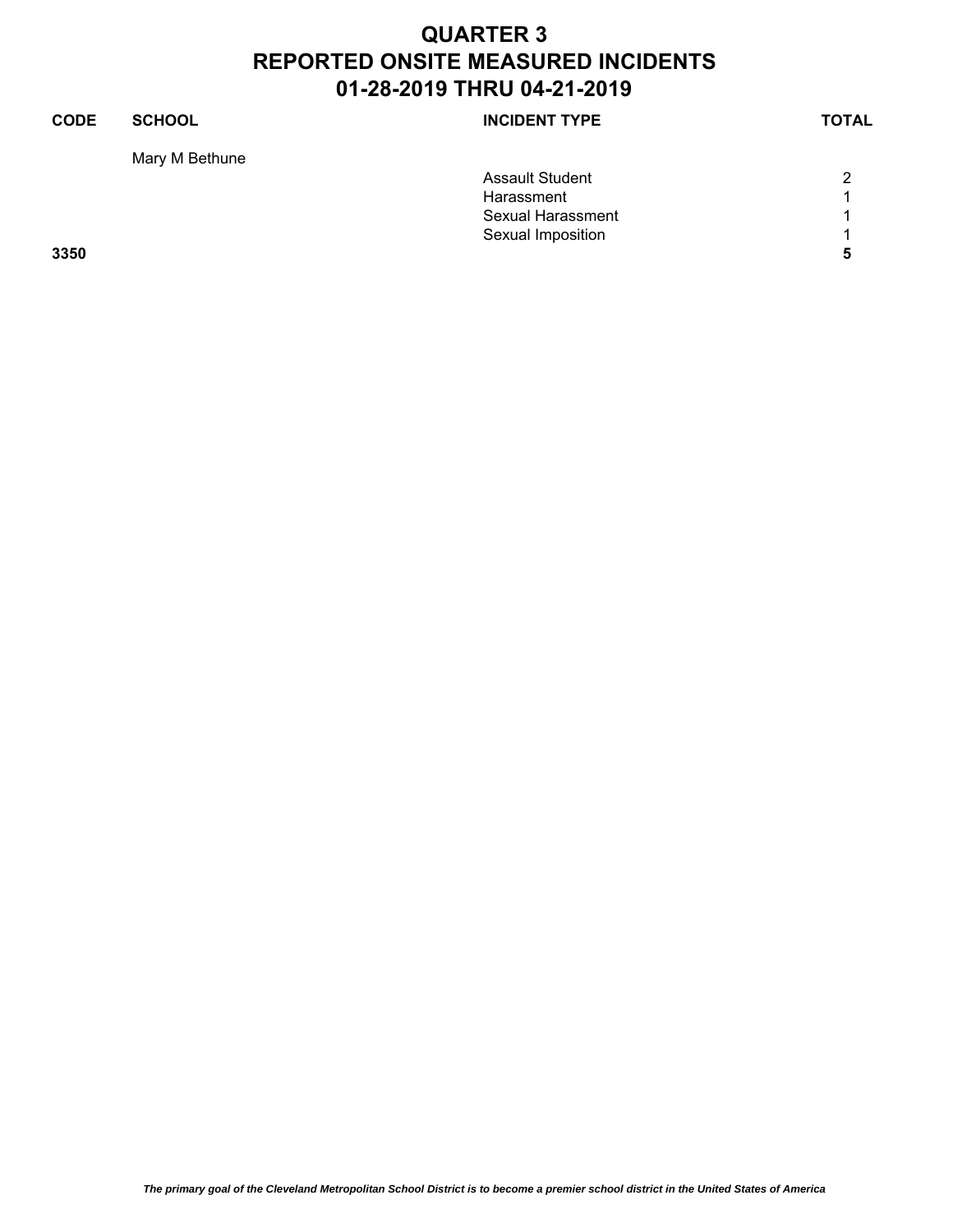# QUARTER 3
# REPORTED ONSITE MEASURED INCIDENTS
# 01-28-2019 THRU 04-21-2019

| CODE | SCHOOL | INCIDENT TYPE | TOTAL |
|---|---|---|---|
| | Mary M Bethune | | |
| | | Assault Student | 2 |
| | | Harassment | 1 |
| | | Sexual Harassment | 1 |
| | | Sexual Imposition | 1 |
| **3350** | | | **5** |

*The primary goal of the Cleveland Metropolitan School District is to become a premier school district in the United States of America*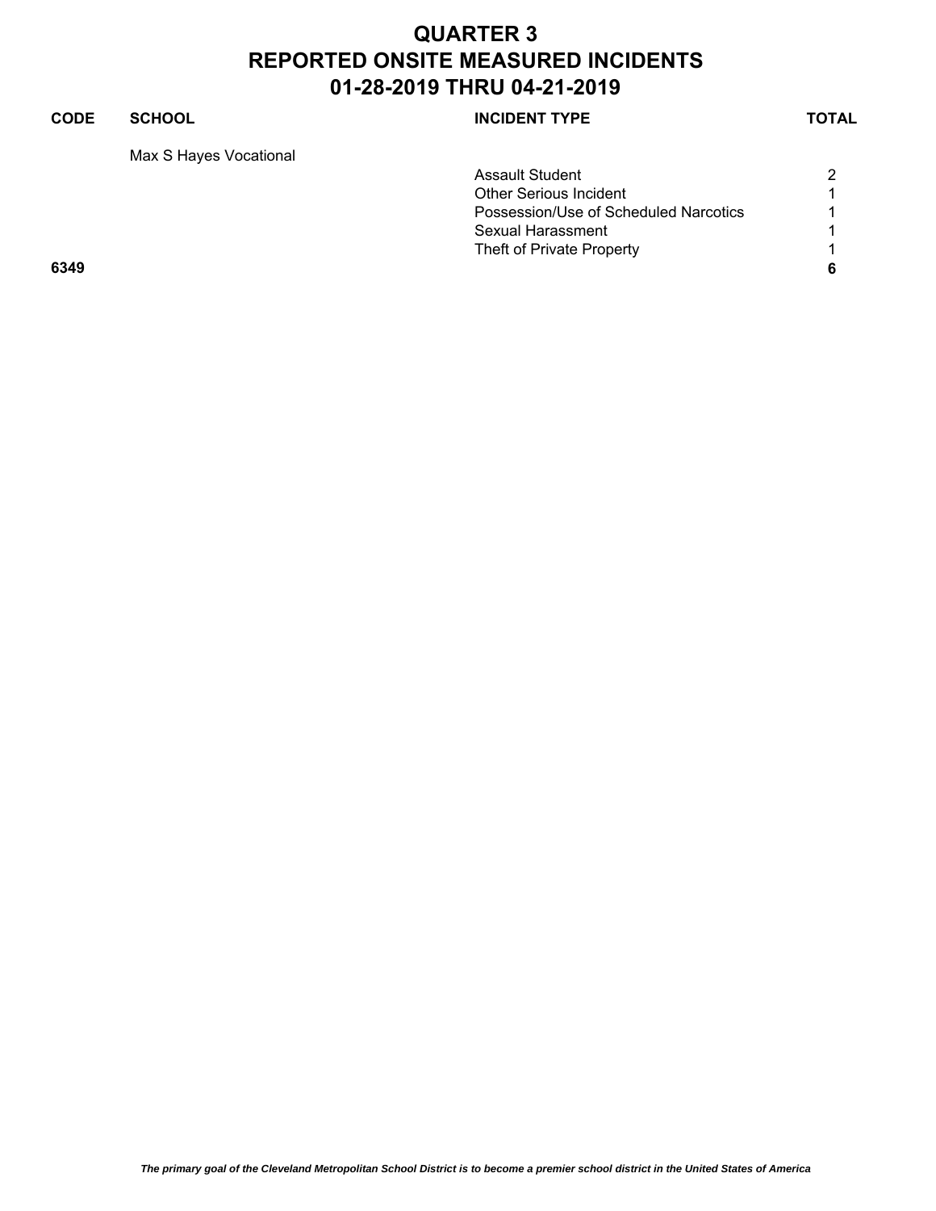# QUARTER 3
# REPORTED ONSITE MEASURED INCIDENTS
# 01-28-2019 THRU 04-21-2019

| CODE | SCHOOL | INCIDENT TYPE | TOTAL |
|---|---|---|---|
| | Max S Hayes Vocational | | |
| | | Assault Student | 2 |
| | | Other Serious Incident | 1 |
| | | Possession/Use of Scheduled Narcotics | 1 |
| | | Sexual Harassment | 1 |
| | | Theft of Private Property | 1 |
| **6349** | | | **6** |

*The primary goal of the Cleveland Metropolitan School District is to become a premier school district in the United States of America*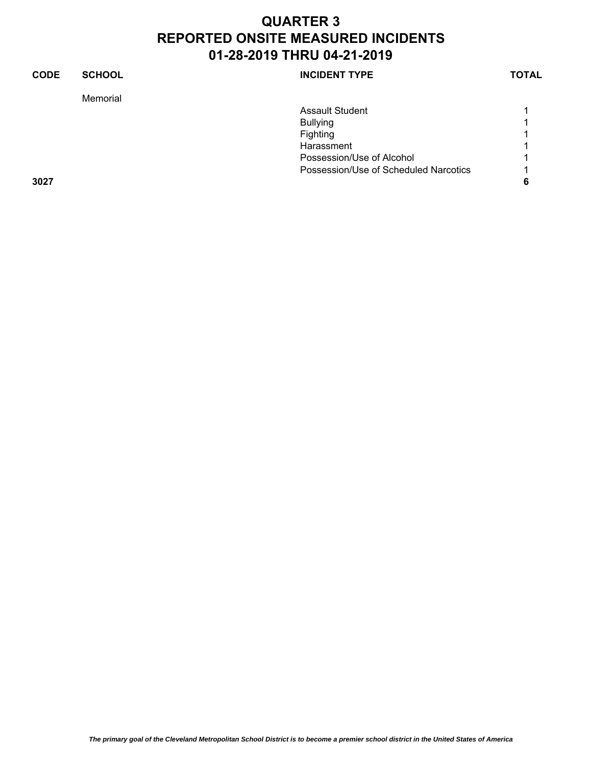# QUARTER 3
# REPORTED ONSITE MEASURED INCIDENTS
# 01-28-2019 THRU 04-21-2019

| CODE | SCHOOL | INCIDENT TYPE | TOTAL |
|---|---|---|---|
| | Memorial | | |
| | | Assault Student | 1 |
| | | Bullying | 1 |
| | | Fighting | 1 |
| | | Harassment | 1 |
| | | Possession/Use of Alcohol | 1 |
| | | Possession/Use of Scheduled Narcotics | 1 |
| **3027** | | | **6** |

*The primary goal of the Cleveland Metropolitan School District is to become a premier school district in the United States of America*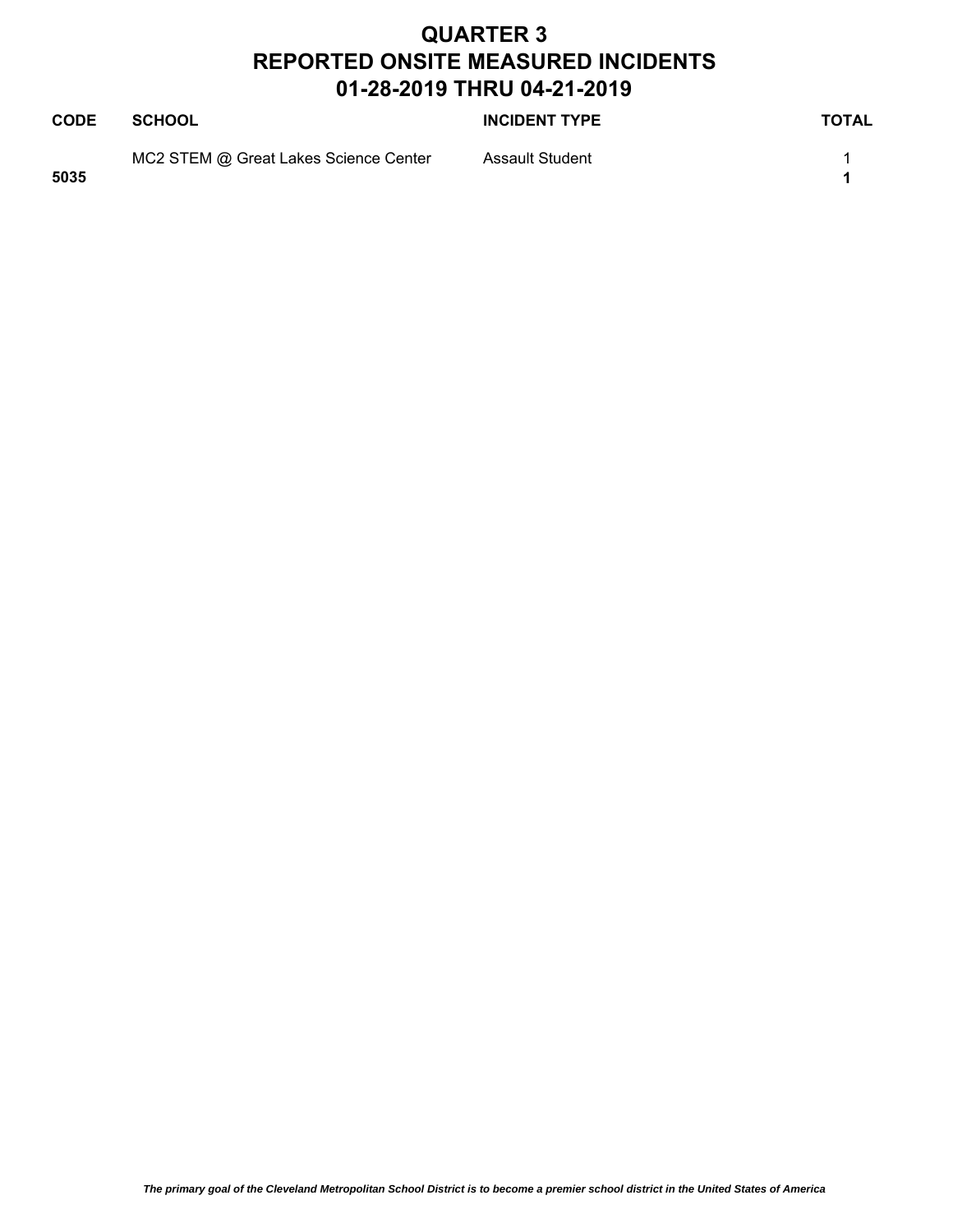# QUARTER 3
# REPORTED ONSITE MEASURED INCIDENTS
# 01-28-2019 THRU 04-21-2019

| CODE | SCHOOL | INCIDENT TYPE | TOTAL |
|---|---|---|---|
| | MC2 STEM @ Great Lakes Science Center | Assault Student | 1 |
| **5035** | | | **1** |

*The primary goal of the Cleveland Metropolitan School District is to become a premier school district in the United States of America*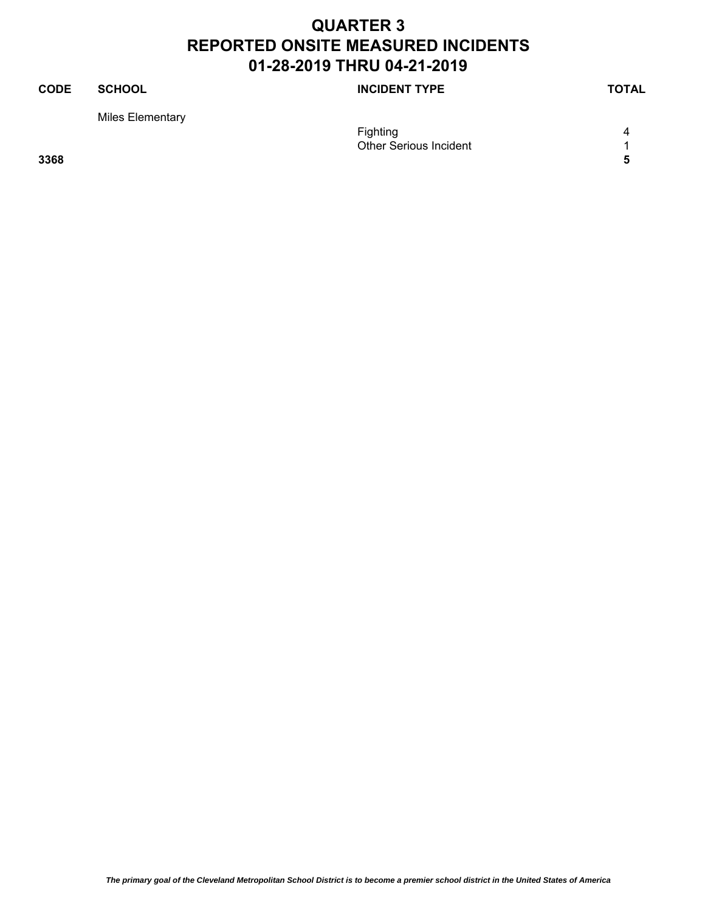# QUARTER 3
# REPORTED ONSITE MEASURED INCIDENTS
# 01-28-2019 THRU 04-21-2019

| CODE | SCHOOL | INCIDENT TYPE | TOTAL |
|---|---|---|---|
| | Miles Elementary | | |
| | | Fighting | 4 |
| | | Other Serious Incident | 1 |
| **3368** | | | **5** |

*The primary goal of the Cleveland Metropolitan School District is to become a premier school district in the United States of America*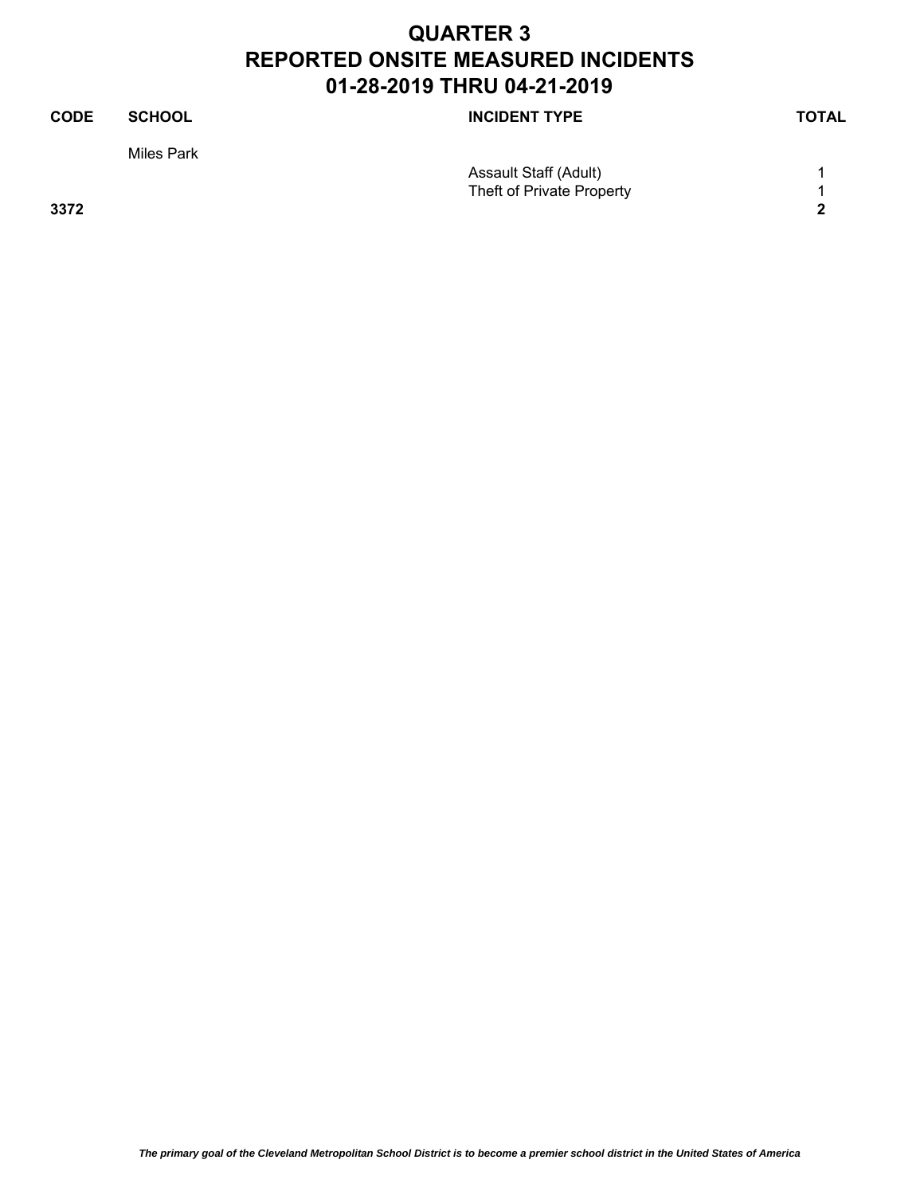# QUARTER 3
# REPORTED ONSITE MEASURED INCIDENTS
# 01-28-2019 THRU 04-21-2019

| CODE | SCHOOL | INCIDENT TYPE | TOTAL |
|---|---|---|---|
| | Miles Park | | |
| | | Assault Staff (Adult) | 1 |
| | | Theft of Private Property | 1 |
| **3372** | | | **2** |

*The primary goal of the Cleveland Metropolitan School District is to become a premier school district in the United States of America*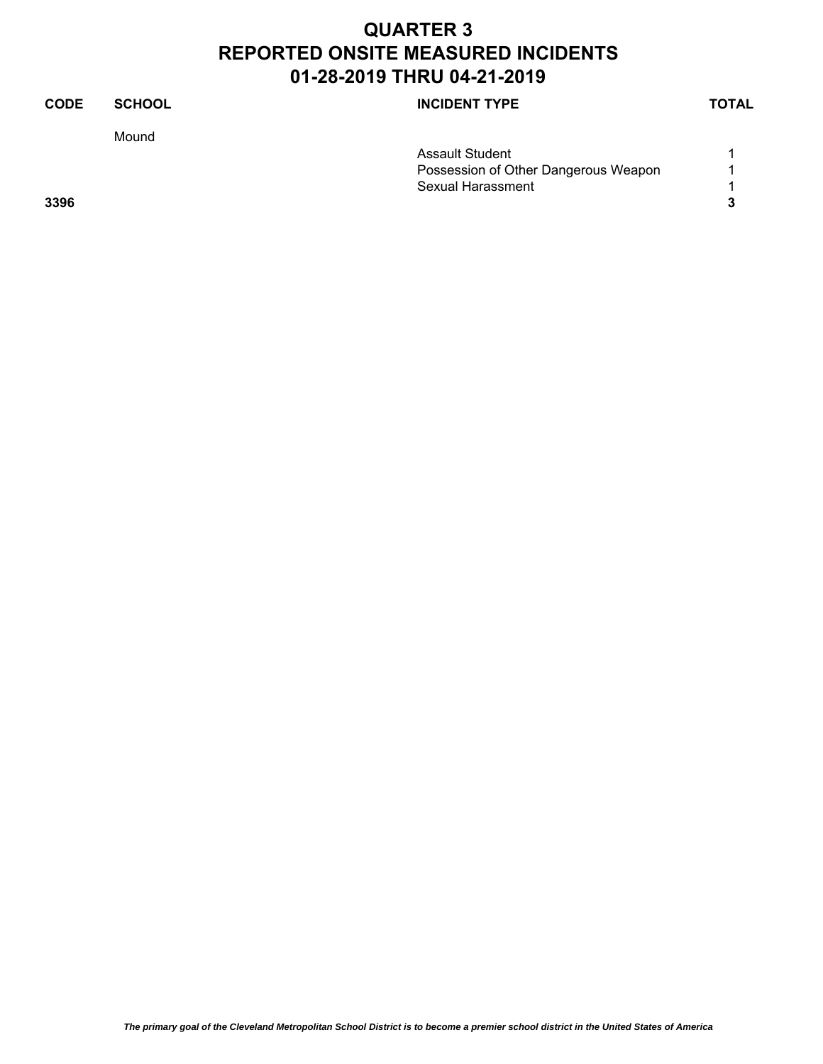# QUARTER 3
# REPORTED ONSITE MEASURED INCIDENTS
# 01-28-2019 THRU 04-21-2019

| CODE | SCHOOL | INCIDENT TYPE | TOTAL |
|---|---|---|---|
| | Mound | | |
| | | Assault Student | 1 |
| | | Possession of Other Dangerous Weapon | 1 |
| | | Sexual Harassment | 1 |
| **3396** | | | **3** |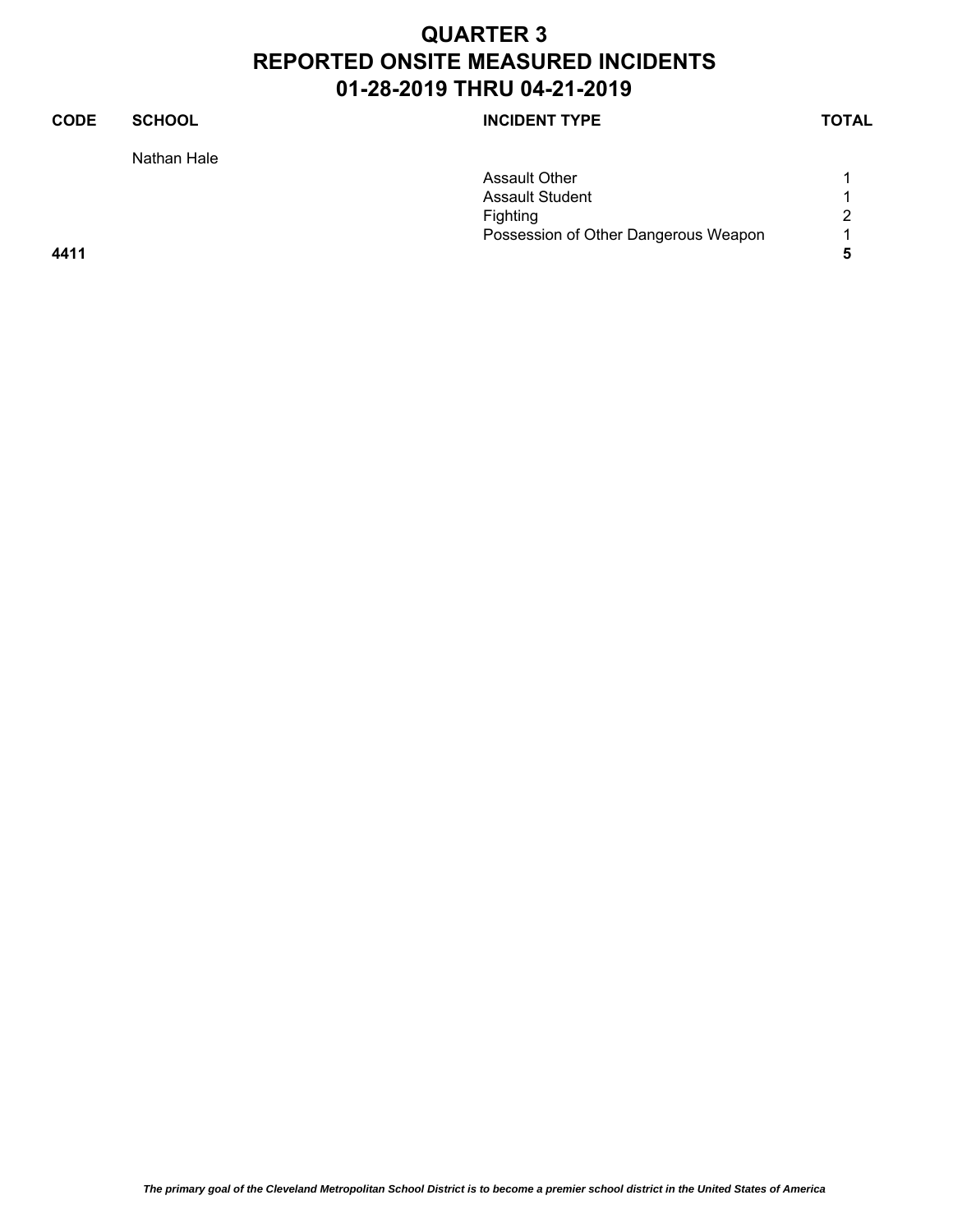# QUARTER 3
# REPORTED ONSITE MEASURED INCIDENTS
# 01-28-2019 THRU 04-21-2019

| CODE | SCHOOL | INCIDENT TYPE | TOTAL |
| --- | --- | --- | --- |
| | Nathan Hale | | |
| | | Assault Other | 1 |
| | | Assault Student | 1 |
| | | Fighting | 2 |
| | | Possession of Other Dangerous Weapon | 1 |
| **4411** | | | **5** |

***The primary goal of the Cleveland Metropolitan School District is to become a premier school district in the United States of America***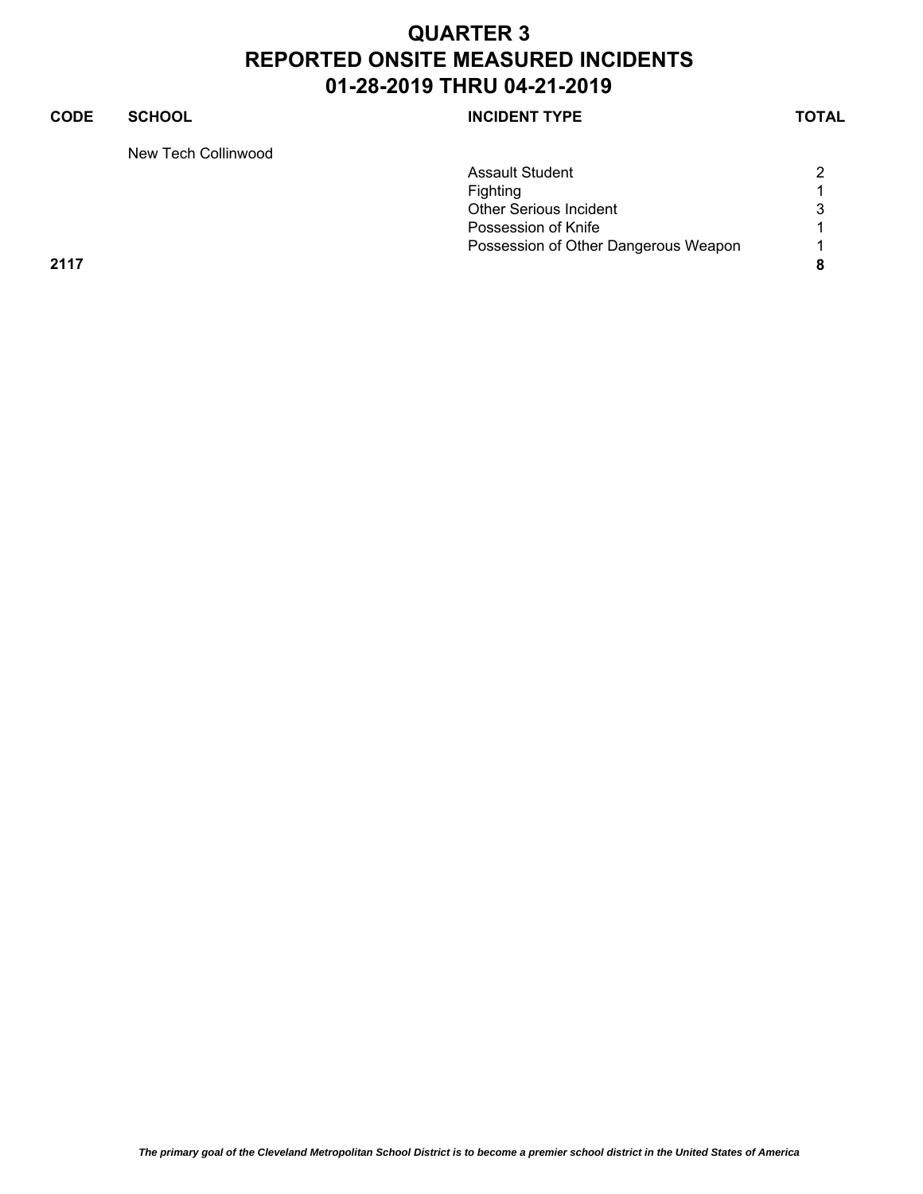# QUARTER 3
# REPORTED ONSITE MEASURED INCIDENTS
# 01-28-2019 THRU 04-21-2019

| CODE | SCHOOL | INCIDENT TYPE | TOTAL |
|---|---|---|---|
| | New Tech Collinwood | | |
| | | Assault Student | 2 |
| | | Fighting | 1 |
| | | Other Serious Incident | 3 |
| | | Possession of Knife | 1 |
| | | Possession of Other Dangerous Weapon | 1 |
| **2117** | | | **8** |

*The primary goal of the Cleveland Metropolitan School District is to become a premier school district in the United States of America*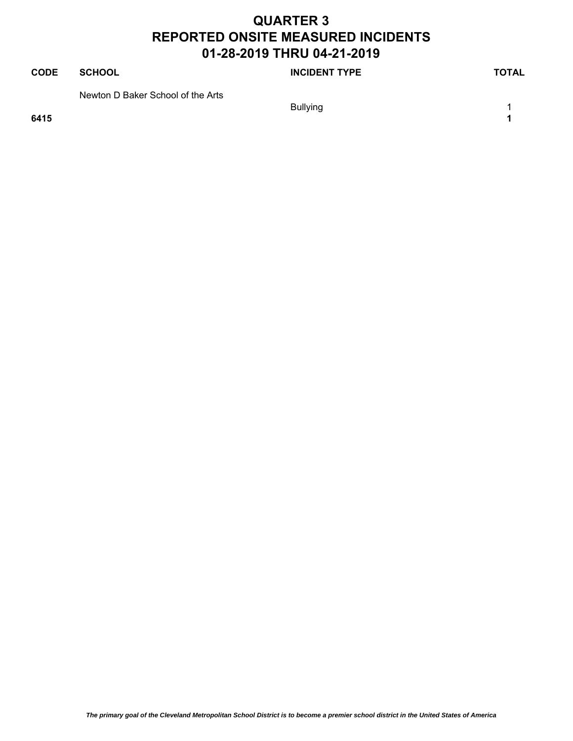# QUARTER 3
# REPORTED ONSITE MEASURED INCIDENTS
# 01-28-2019 THRU 04-21-2019

| CODE | SCHOOL | INCIDENT TYPE | TOTAL |
|---|---|---|---|
| | Newton D Baker School of the Arts | | |
| | | Bullying | 1 |
| **6415** | | | **1** |

***The primary goal of the Cleveland Metropolitan School District is to become a premier school district in the United States of America***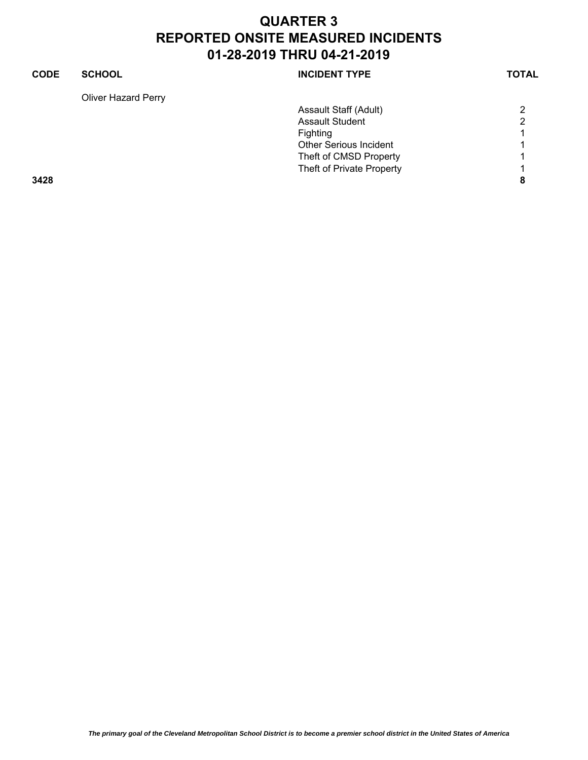# QUARTER 3
# REPORTED ONSITE MEASURED INCIDENTS
# 01-28-2019 THRU 04-21-2019

| CODE | SCHOOL | INCIDENT TYPE | TOTAL |
|---|---|---|---|
| | Oliver Hazard Perry | | |
| | | Assault Staff (Adult) | 2 |
| | | Assault Student | 2 |
| | | Fighting | 1 |
| | | Other Serious Incident | 1 |
| | | Theft of CMSD Property | 1 |
| | | Theft of Private Property | 1 |
| **3428** | | | **8** |

*The primary goal of the Cleveland Metropolitan School District is to become a premier school district in the United States of America*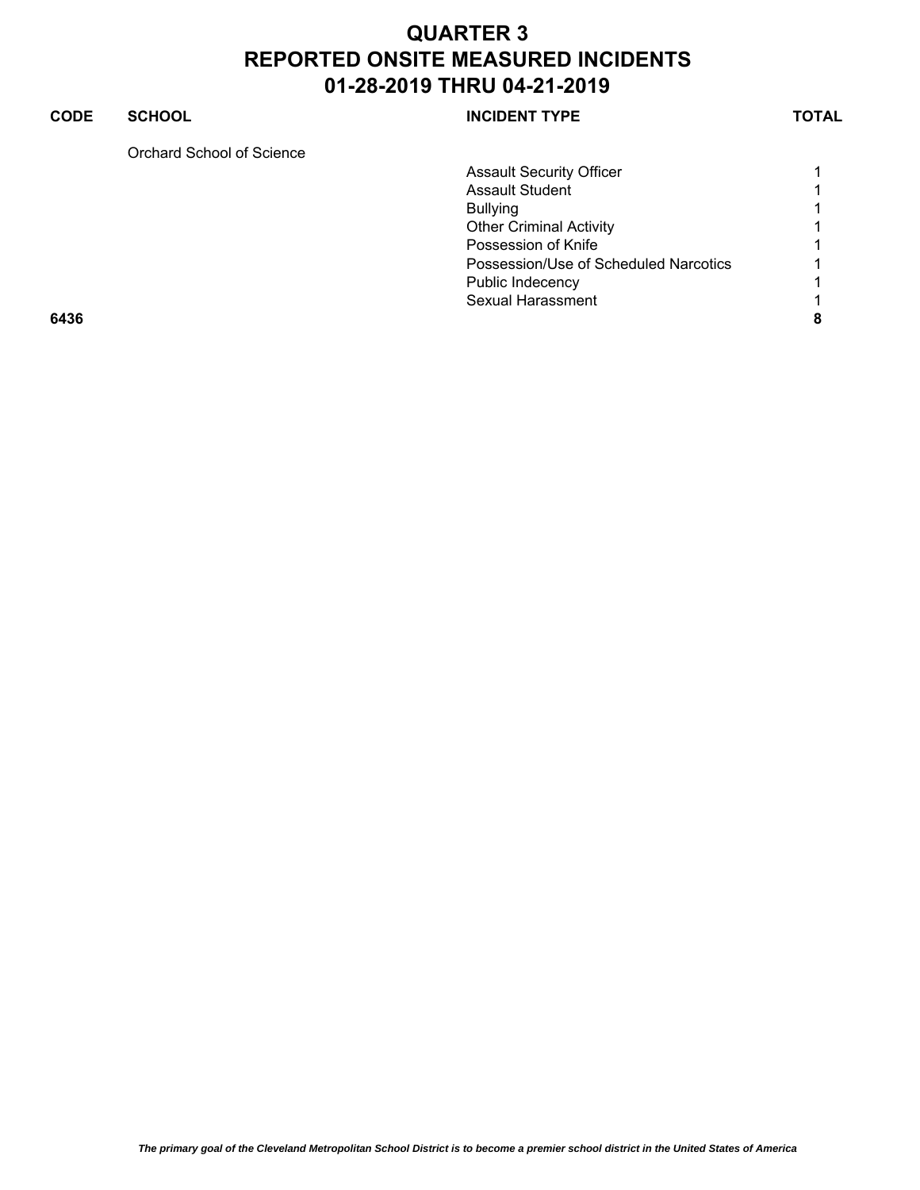# QUARTER 3
# REPORTED ONSITE MEASURED INCIDENTS
# 01-28-2019 THRU 04-21-2019

| CODE | SCHOOL | INCIDENT TYPE | TOTAL |
|---|---|---|---|
| | Orchard School of Science | | |
| | | Assault Security Officer | 1 |
| | | Assault Student | 1 |
| | | Bullying | 1 |
| | | Other Criminal Activity | 1 |
| | | Possession of Knife | 1 |
| | | Possession/Use of Scheduled Narcotics | 1 |
| | | Public Indecency | 1 |
| | | Sexual Harassment | 1 |
| **6436** | | | **8** |

*The primary goal of the Cleveland Metropolitan School District is to become a premier school district in the United States of America*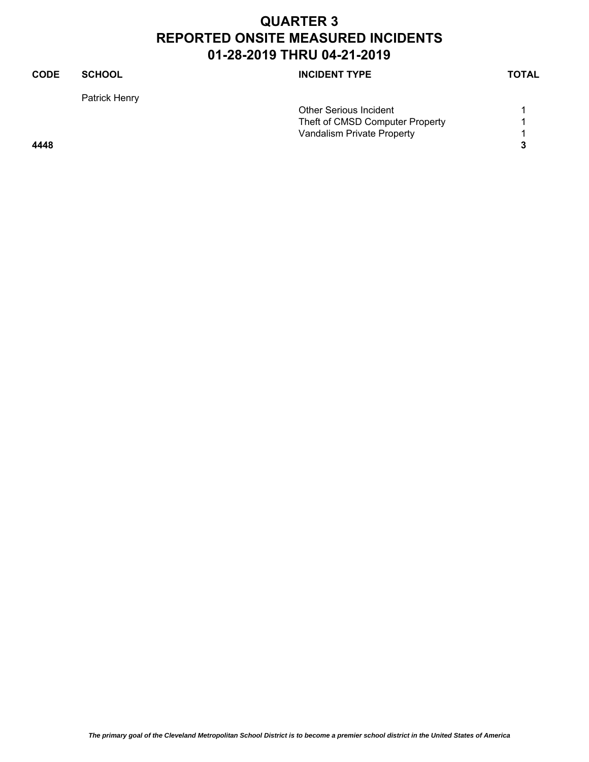# QUARTER 3
# REPORTED ONSITE MEASURED INCIDENTS
# 01-28-2019 THRU 04-21-2019

| CODE | SCHOOL | INCIDENT TYPE | TOTAL |
|---|---|---|---|
| | Patrick Henry | | |
| | | Other Serious Incident | 1 |
| | | Theft of CMSD Computer Property | 1 |
| | | Vandalism Private Property | 1 |
| **4448** | | | **3** |

*The primary goal of the Cleveland Metropolitan School District is to become a premier school district in the United States of America*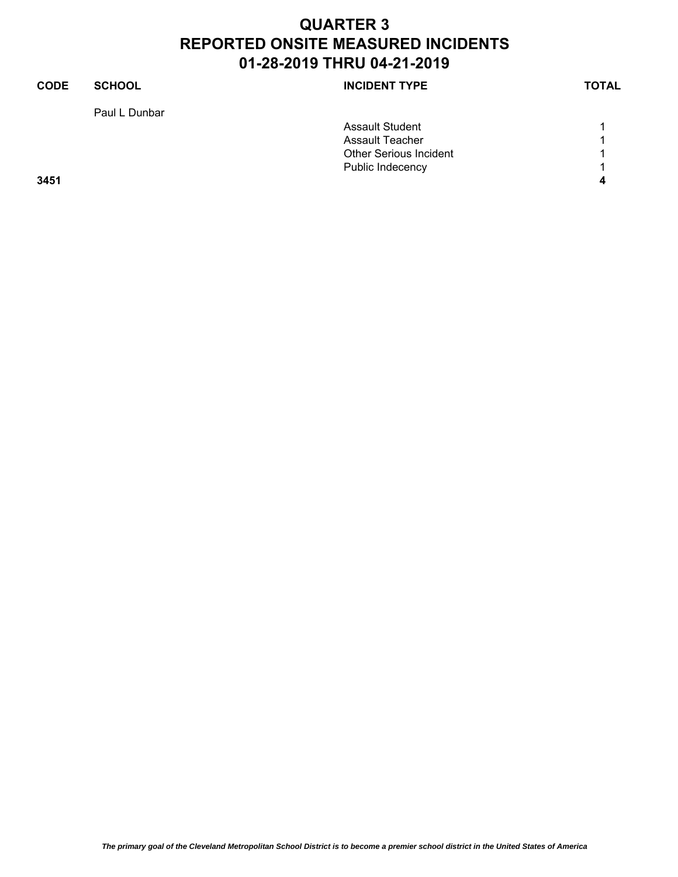# QUARTER 3
# REPORTED ONSITE MEASURED INCIDENTS
# 01-28-2019 THRU 04-21-2019

| CODE | SCHOOL | INCIDENT TYPE | TOTAL |
| --- | --- | --- | --- |
| | Paul L Dunbar | | |
| | | Assault Student | 1 |
| | | Assault Teacher | 1 |
| | | Other Serious Incident | 1 |
| | | Public Indecency | 1 |
| **3451** | | | **4** |

***The primary goal of the Cleveland Metropolitan School District is to become a premier school district in the United States of America***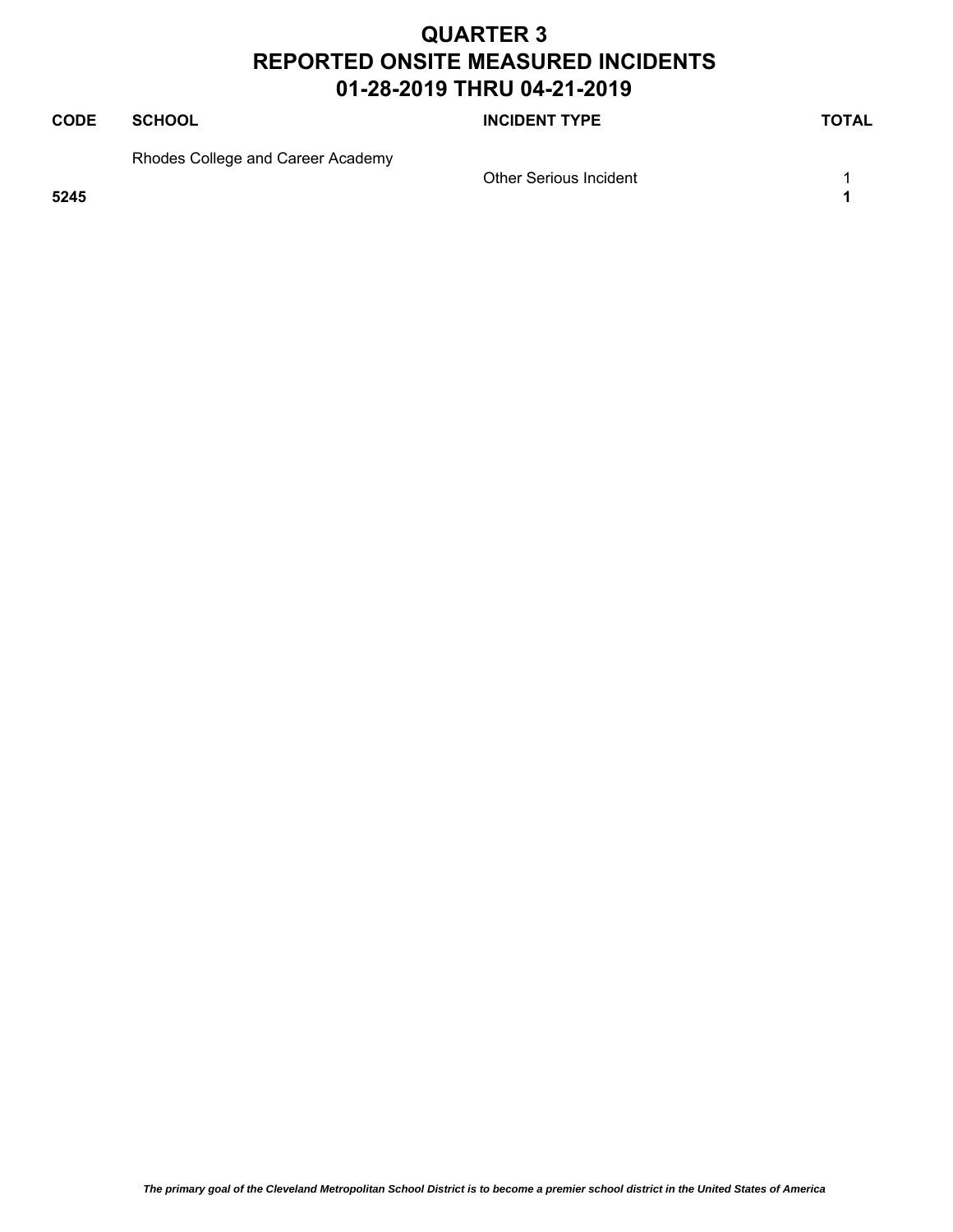# QUARTER 3
# REPORTED ONSITE MEASURED INCIDENTS
# 01-28-2019 THRU 04-21-2019

| CODE | SCHOOL | INCIDENT TYPE | TOTAL |
|---|---|---|---|
| | Rhodes College and Career Academy | | |
| | | Other Serious Incident | 1 |
| **5245** | | | **1** |

***The primary goal of the Cleveland Metropolitan School District is to become a premier school district in the United States of America***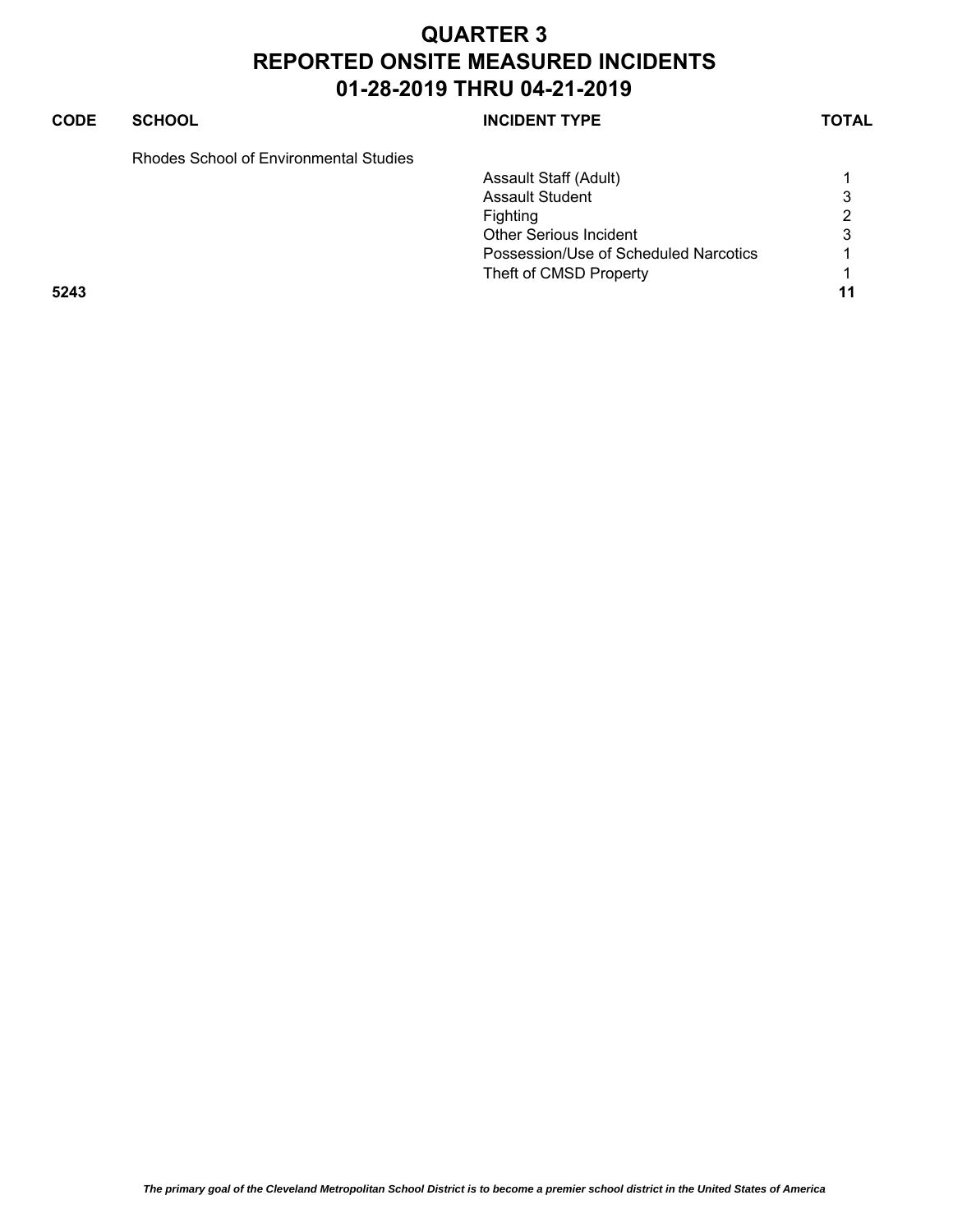# QUARTER 3
# REPORTED ONSITE MEASURED INCIDENTS
# 01-28-2019 THRU 04-21-2019

| CODE | SCHOOL | INCIDENT TYPE | TOTAL |
|---|---|---|---|
| | Rhodes School of Environmental Studies | | |
| | | Assault Staff (Adult) | 1 |
| | | Assault Student | 3 |
| | | Fighting | 2 |
| | | Other Serious Incident | 3 |
| | | Possession/Use of Scheduled Narcotics | 1 |
| | | Theft of CMSD Property | 1 |
| **5243** | | | **11** |

*The primary goal of the Cleveland Metropolitan School District is to become a premier school district in the United States of America*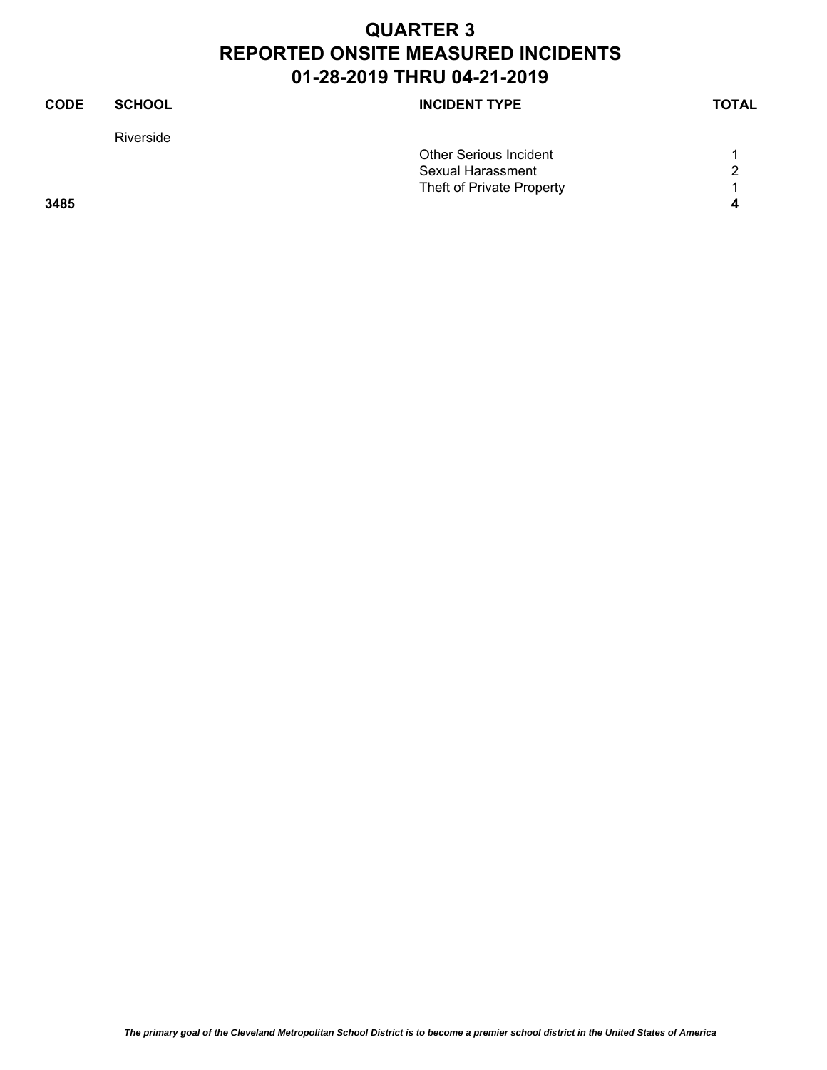# QUARTER 3
# REPORTED ONSITE MEASURED INCIDENTS
# 01-28-2019 THRU 04-21-2019

| CODE | SCHOOL | INCIDENT TYPE | TOTAL |
|---|---|---|---|
| | Riverside | | |
| | | Other Serious Incident | 1 |
| | | Sexual Harassment | 2 |
| | | Theft of Private Property | 1 |
| **3485** | | | **4** |

***The primary goal of the Cleveland Metropolitan School District is to become a premier school district in the United States of America***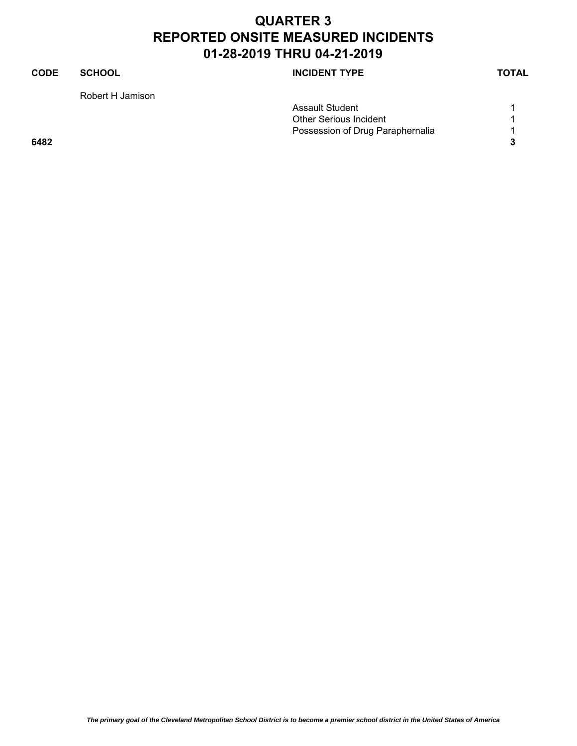# QUARTER 3
# REPORTED ONSITE MEASURED INCIDENTS
# 01-28-2019 THRU 04-21-2019

| CODE | SCHOOL | INCIDENT TYPE | TOTAL |
|---|---|---|---|
| | Robert H Jamison | | |
| | | Assault Student | 1 |
| | | Other Serious Incident | 1 |
| | | Possession of Drug Paraphernalia | 1 |
| **6482** | | | **3** |

***The primary goal of the Cleveland Metropolitan School District is to become a premier school district in the United States of America***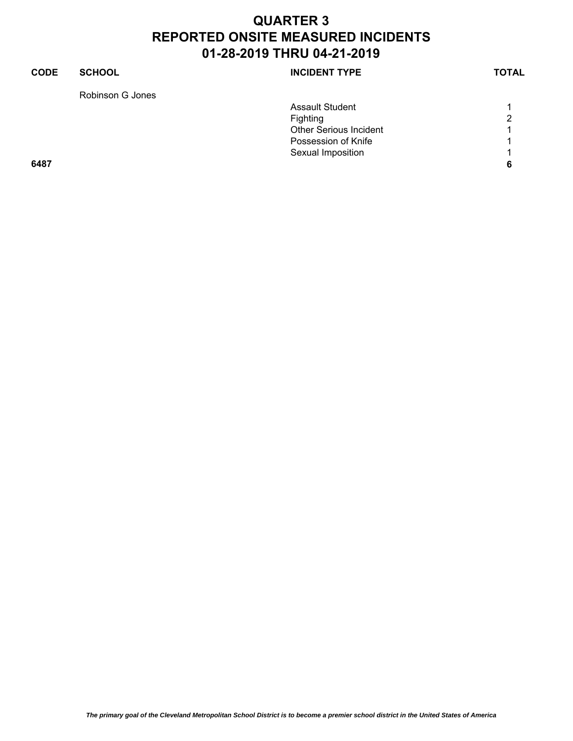# QUARTER 3
# REPORTED ONSITE MEASURED INCIDENTS
# 01-28-2019 THRU 04-21-2019

| CODE | SCHOOL | INCIDENT TYPE | TOTAL |
|---|---|---|---|
| | Robinson G Jones | | |
| | | Assault Student | 1 |
| | | Fighting | 2 |
| | | Other Serious Incident | 1 |
| | | Possession of Knife | 1 |
| | | Sexual Imposition | 1 |
| **6487** | | | **6** |

*The primary goal of the Cleveland Metropolitan School District is to become a premier school district in the United States of America*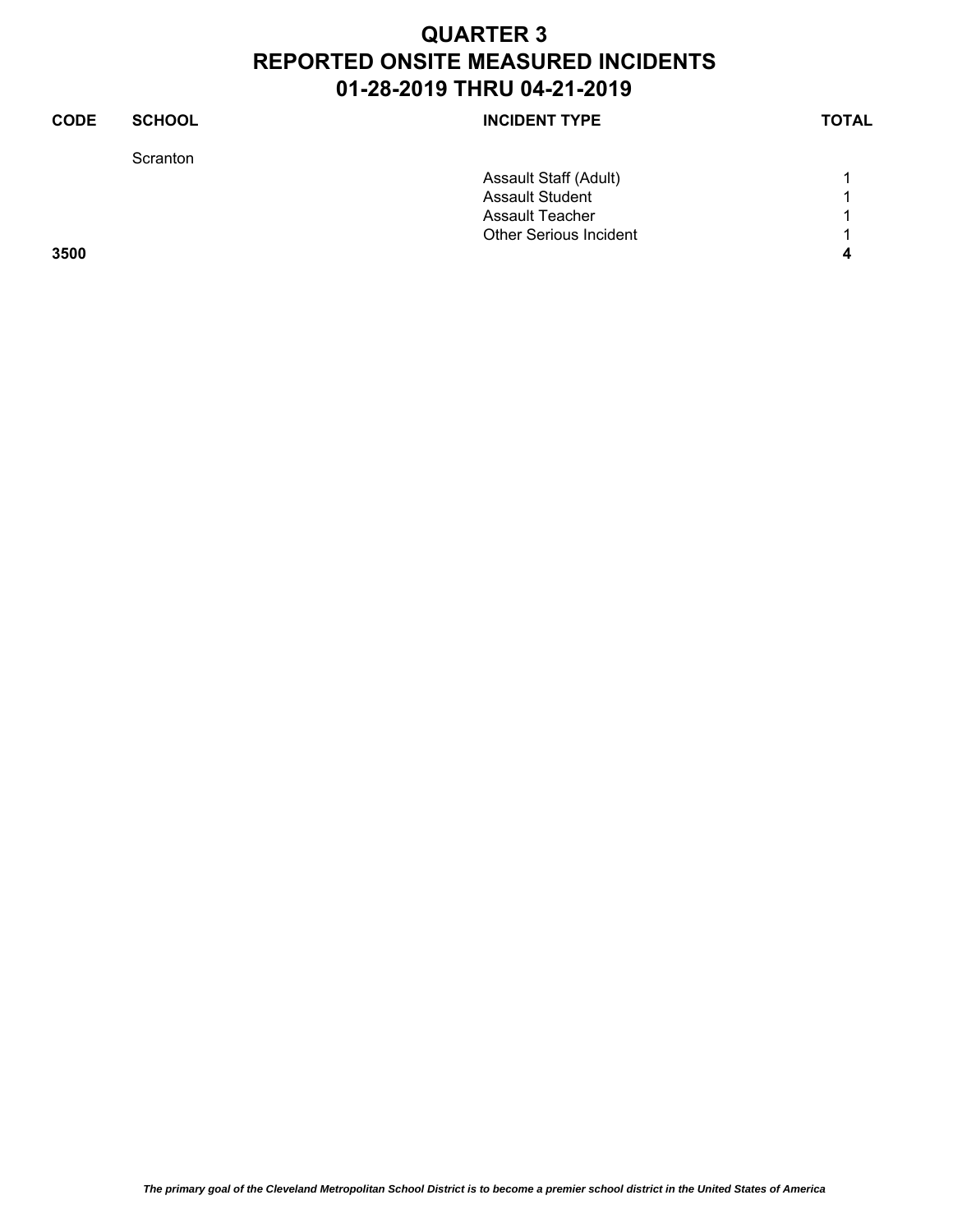# QUARTER 3
# REPORTED ONSITE MEASURED INCIDENTS
# 01-28-2019 THRU 04-21-2019

| CODE | SCHOOL | INCIDENT TYPE | TOTAL |
|---|---|---|---|
| | Scranton | | |
| | | Assault Staff (Adult) | 1 |
| | | Assault Student | 1 |
| | | Assault Teacher | 1 |
| | | Other Serious Incident | 1 |
| **3500** | | | **4** |

*The primary goal of the Cleveland Metropolitan School District is to become a premier school district in the United States of America*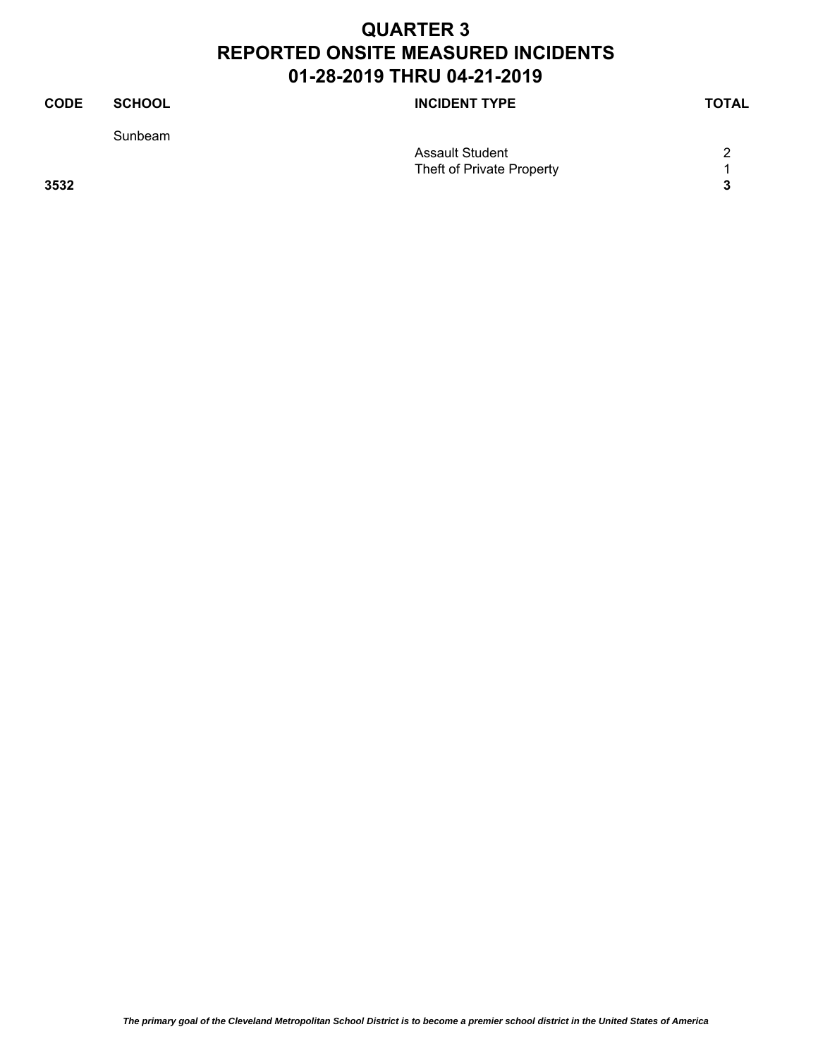# QUARTER 3
# REPORTED ONSITE MEASURED INCIDENTS
# 01-28-2019 THRU 04-21-2019

| CODE | SCHOOL | INCIDENT TYPE | TOTAL |
|---|---|---|---|
| | Sunbeam | | |
| | | Assault Student | 2 |
| | | Theft of Private Property | 1 |
| **3532** | | | **3** |

*The primary goal of the Cleveland Metropolitan School District is to become a premier school district in the United States of America*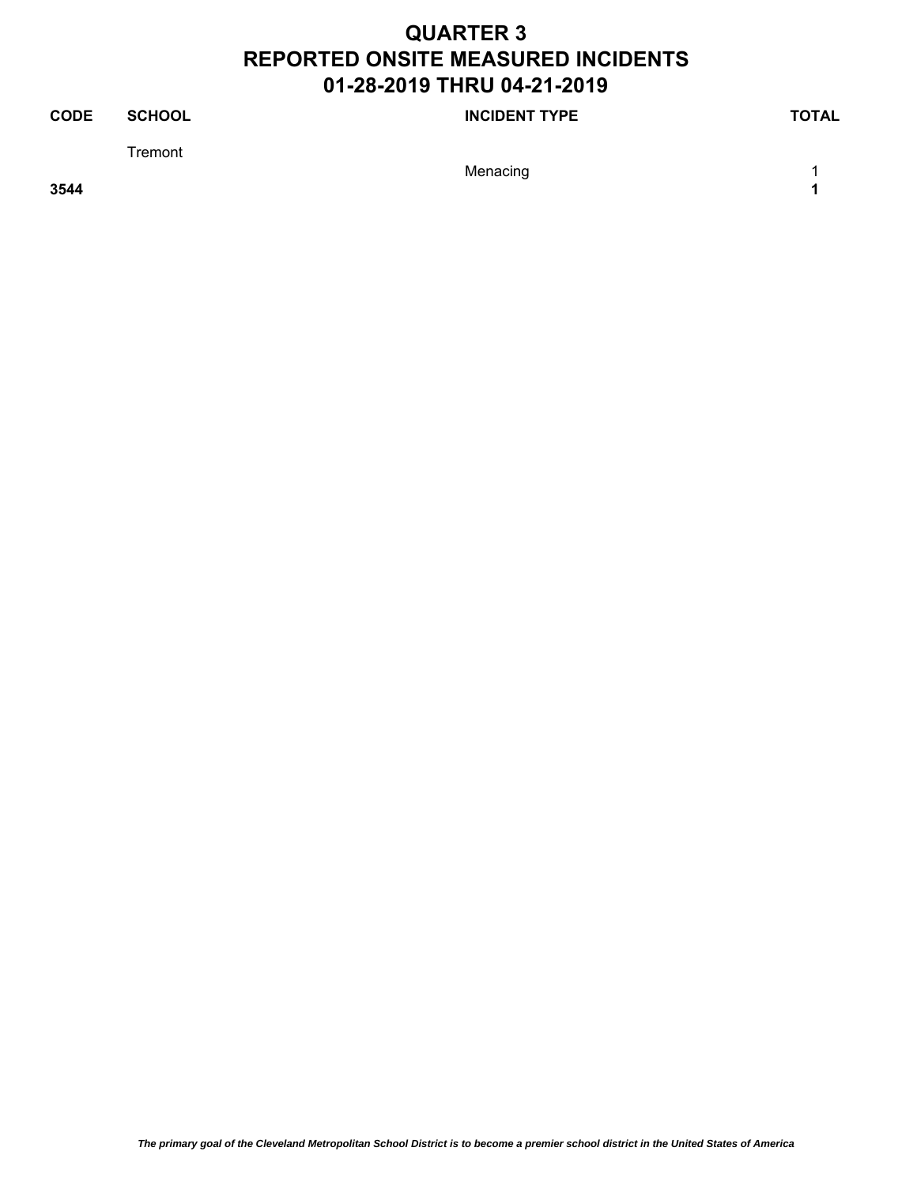# QUARTER 3
# REPORTED ONSITE MEASURED INCIDENTS
# 01-28-2019 THRU 04-21-2019

| CODE | SCHOOL | INCIDENT TYPE | TOTAL |
|---|---|---|---|
| | Tremont | | |
| | | Menacing | 1 |
| **3544** | | | **1** |

*The primary goal of the Cleveland Metropolitan School District is to become a premier school district in the United States of America*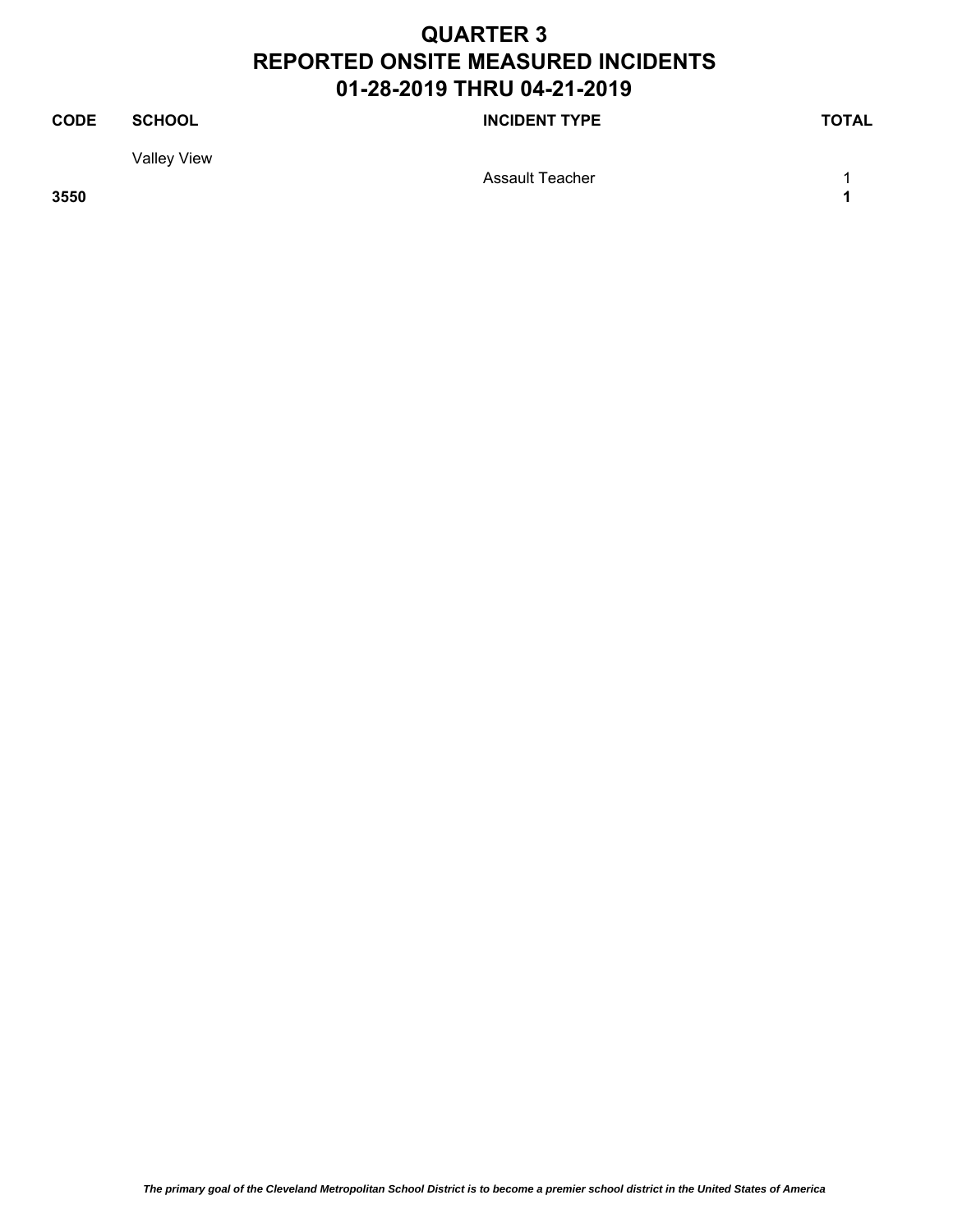# QUARTER 3
# REPORTED ONSITE MEASURED INCIDENTS
# 01-28-2019 THRU 04-21-2019

| CODE | SCHOOL | INCIDENT TYPE | TOTAL |
|---|---|---|---|
| | Valley View | | |
| | | Assault Teacher | 1 |
| **3550** | | | **1** |

***The primary goal of the Cleveland Metropolitan School District is to become a premier school district in the United States of America***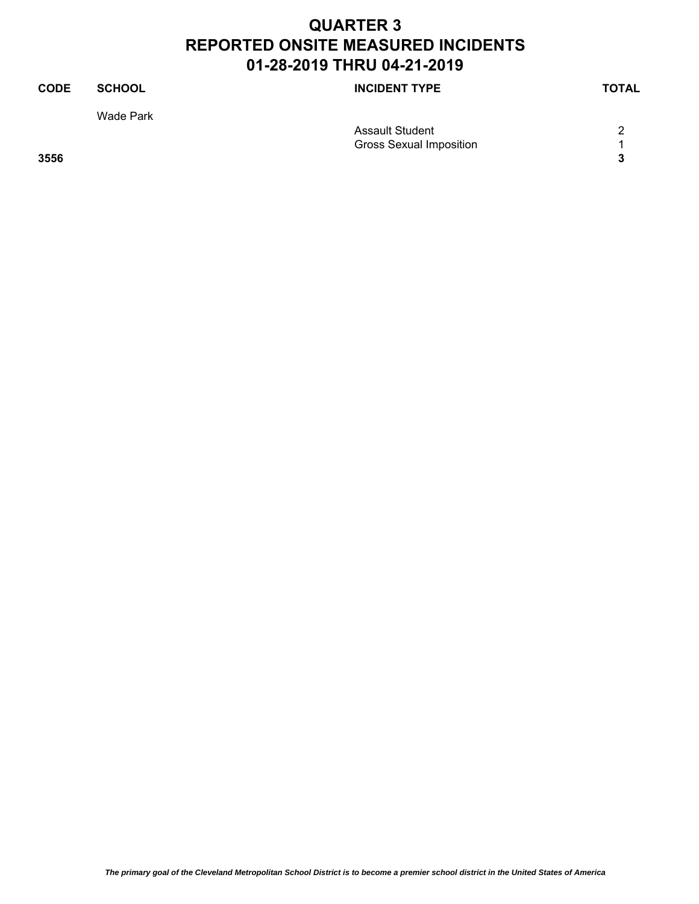# QUARTER 3
# REPORTED ONSITE MEASURED INCIDENTS
# 01-28-2019 THRU 04-21-2019

| CODE | SCHOOL | INCIDENT TYPE | TOTAL |
|---|---|---|---|
| | Wade Park | | |
| | | Assault Student | 2 |
| | | Gross Sexual Imposition | 1 |
| **3556** | | | **3** |

*The primary goal of the Cleveland Metropolitan School District is to become a premier school district in the United States of America*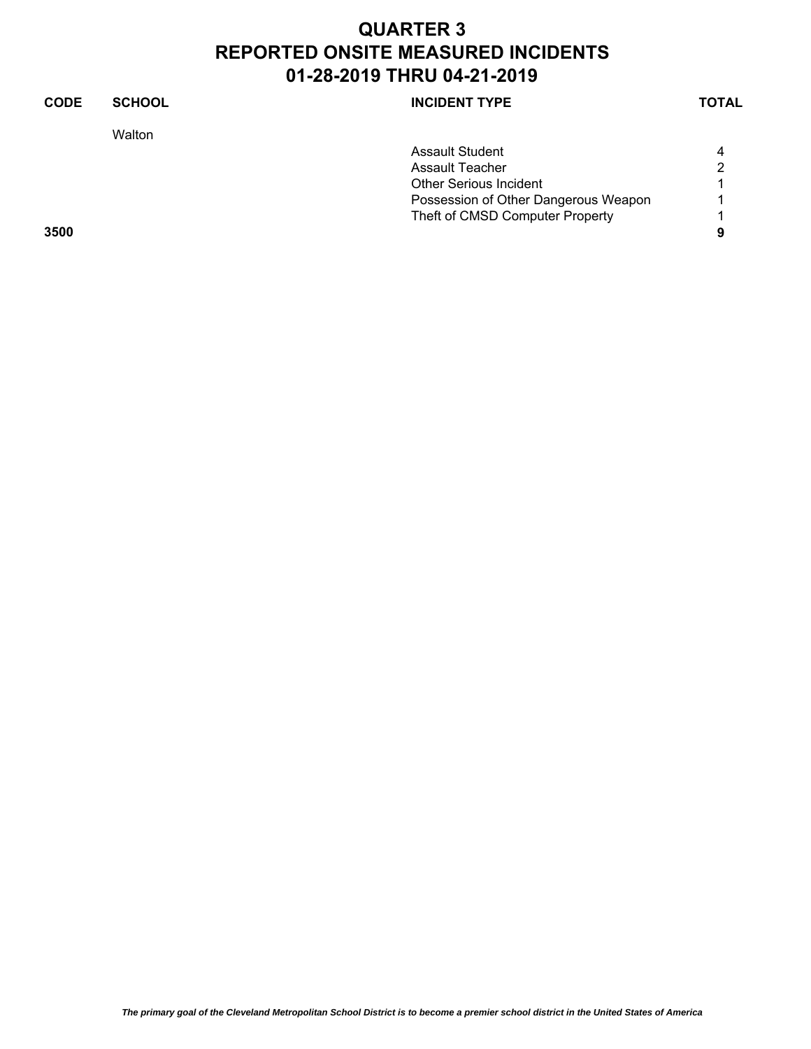# QUARTER 3
# REPORTED ONSITE MEASURED INCIDENTS
# 01-28-2019 THRU 04-21-2019

| CODE | SCHOOL | INCIDENT TYPE | TOTAL |
|---|---|---|---|
| | Walton | | |
| | | Assault Student | 4 |
| | | Assault Teacher | 2 |
| | | Other Serious Incident | 1 |
| | | Possession of Other Dangerous Weapon | 1 |
| | | Theft of CMSD Computer Property | 1 |
| **3500** | | | **9** |

*The primary goal of the Cleveland Metropolitan School District is to become a premier school district in the United States of America*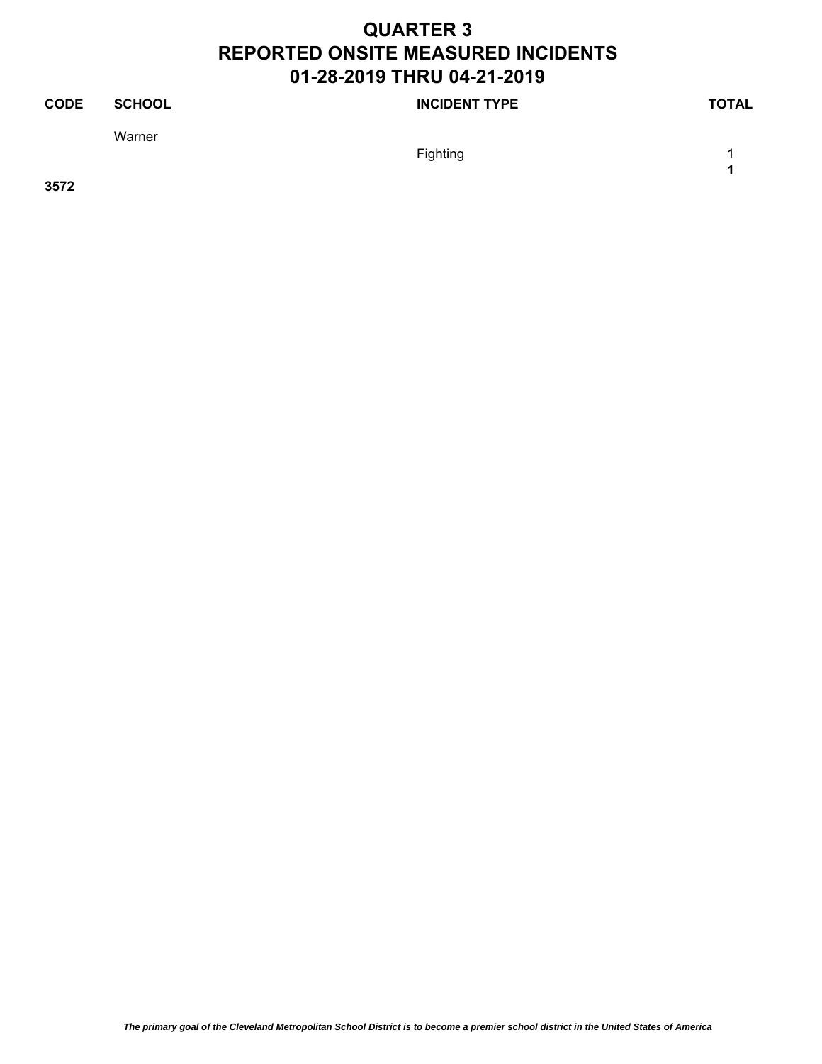# QUARTER 3
# REPORTED ONSITE MEASURED INCIDENTS
# 01-28-2019 THRU 04-21-2019

| CODE | SCHOOL | INCIDENT TYPE | TOTAL |
|---|---|---|---|
| | Warner | | |
| | | Fighting | 1 |
| | | | **1** |
| **3572** | | | |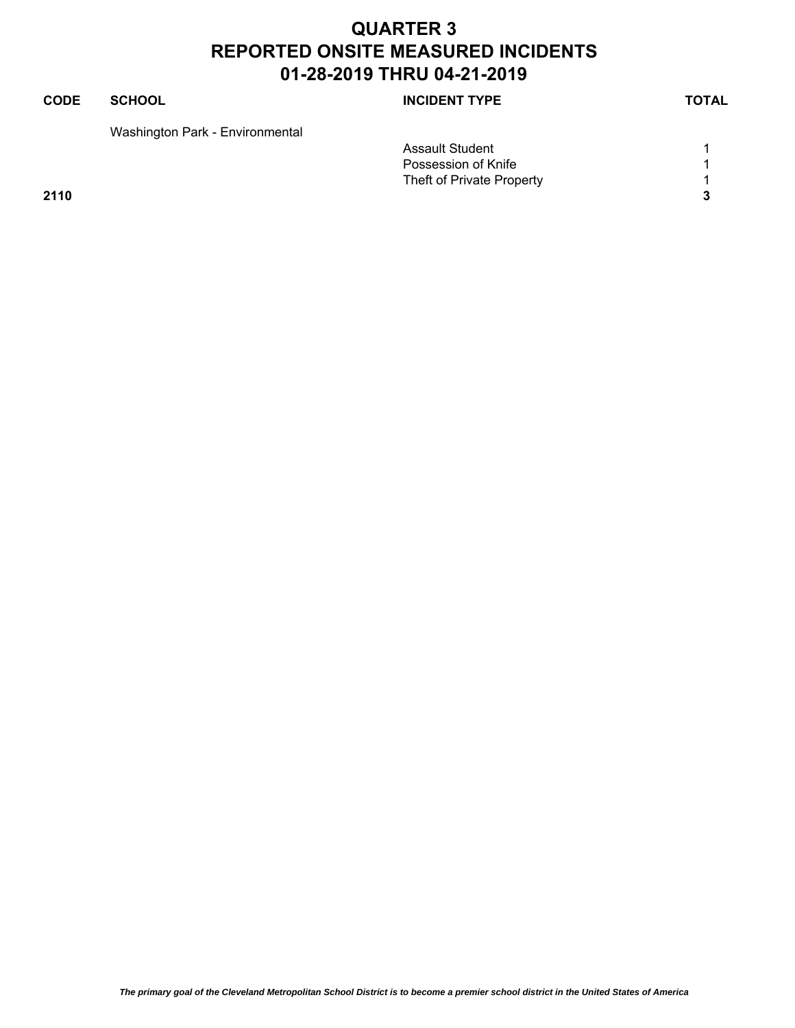# QUARTER 3
# REPORTED ONSITE MEASURED INCIDENTS
# 01-28-2019 THRU 04-21-2019

| CODE | SCHOOL | INCIDENT TYPE | TOTAL |
|---|---|---|---|
| | Washington Park - Environmental | | |
| | | Assault Student | 1 |
| | | Possession of Knife | 1 |
| | | Theft of Private Property | 1 |
| **2110** | | | **3** |

*The primary goal of the Cleveland Metropolitan School District is to become a premier school district in the United States of America*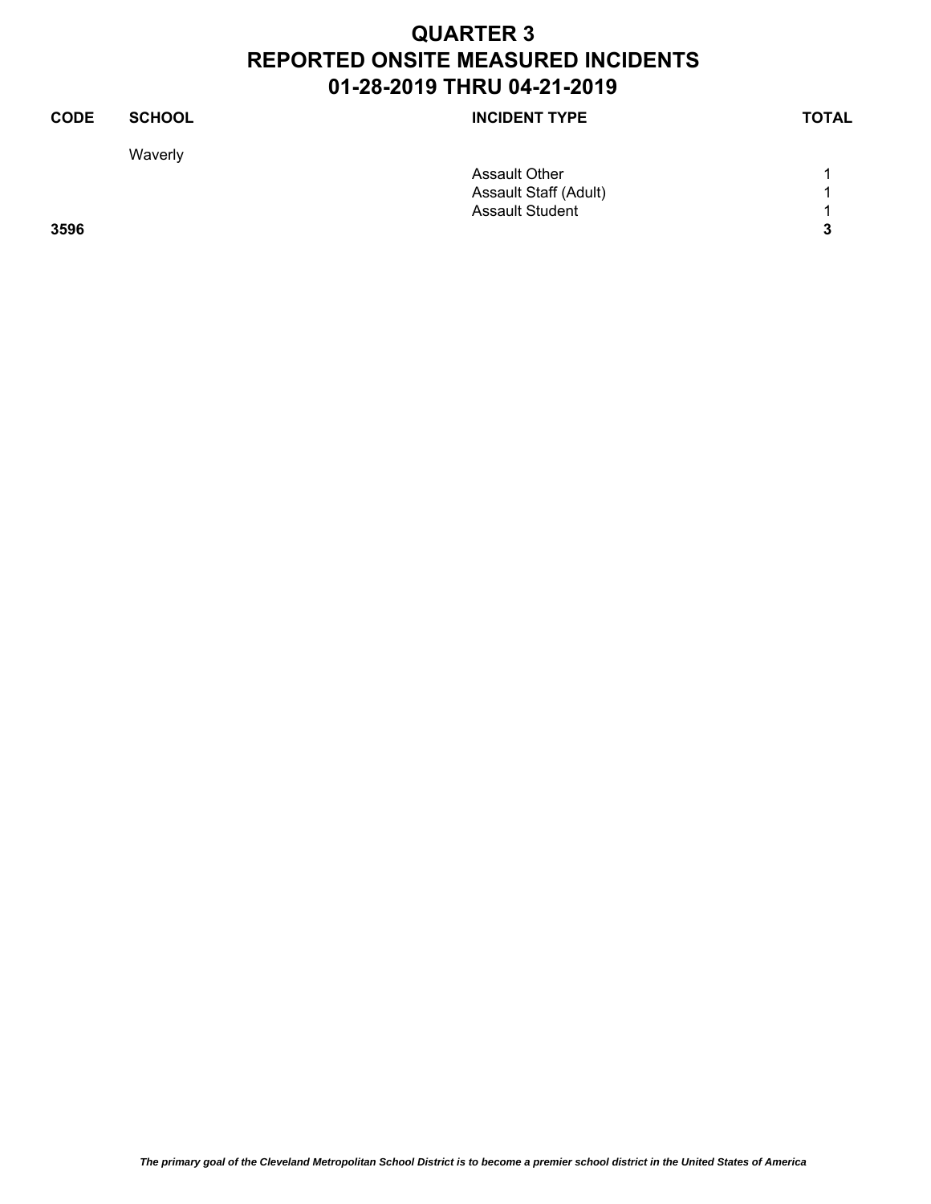# QUARTER 3
# REPORTED ONSITE MEASURED INCIDENTS
# 01-28-2019 THRU 04-21-2019

| CODE | SCHOOL | INCIDENT TYPE | TOTAL |
|---|---|---|---|
| | Waverly | | |
| | | Assault Other | 1 |
| | | Assault Staff (Adult) | 1 |
| | | Assault Student | 1 |
| **3596** | | | **3** |

***The primary goal of the Cleveland Metropolitan School District is to become a premier school district in the United States of America***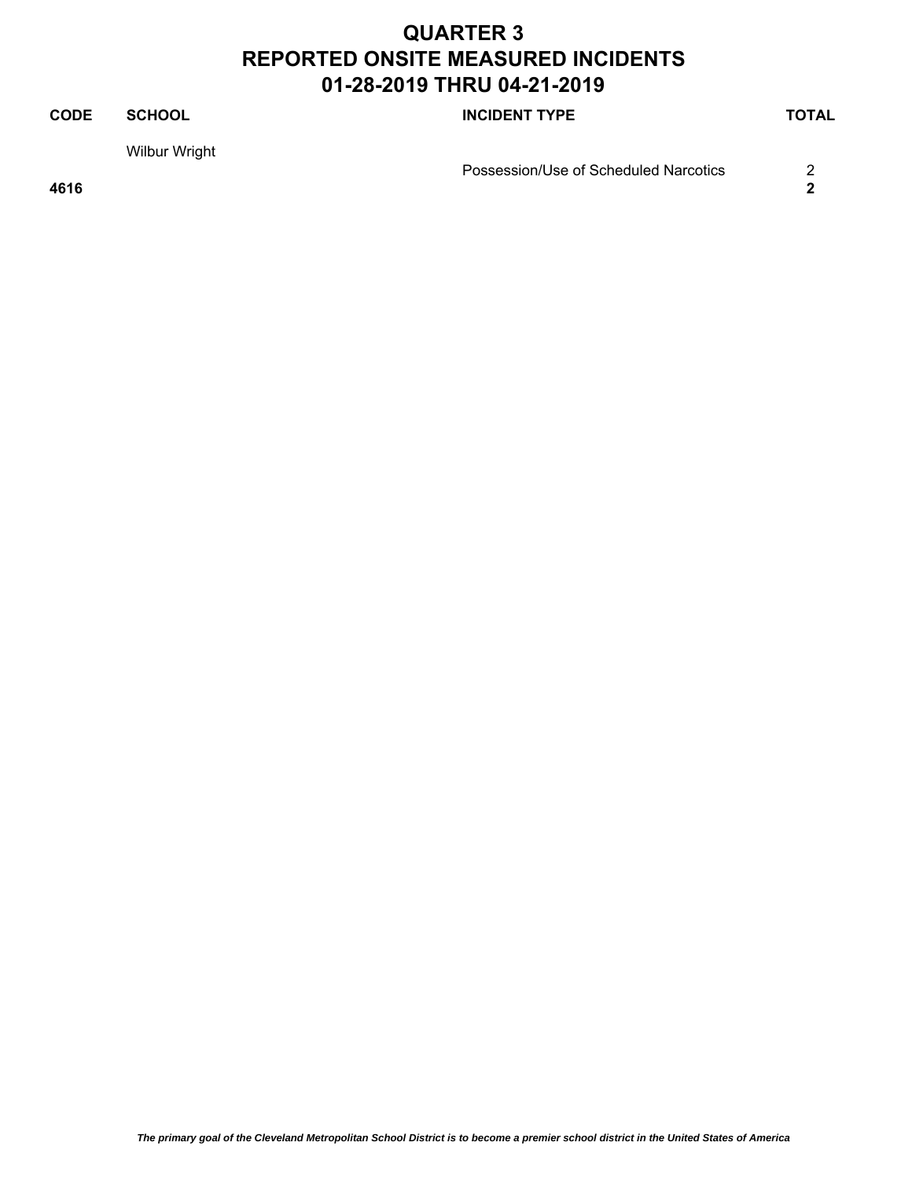# QUARTER 3
# REPORTED ONSITE MEASURED INCIDENTS
# 01-28-2019 THRU 04-21-2019

| CODE | SCHOOL | INCIDENT TYPE | TOTAL |
|---|---|---|---|
| | Wilbur Wright | | |
| | | Possession/Use of Scheduled Narcotics | 2 |
| **4616** | | | **2** |

***The primary goal of the Cleveland Metropolitan School District is to become a premier school district in the United States of America***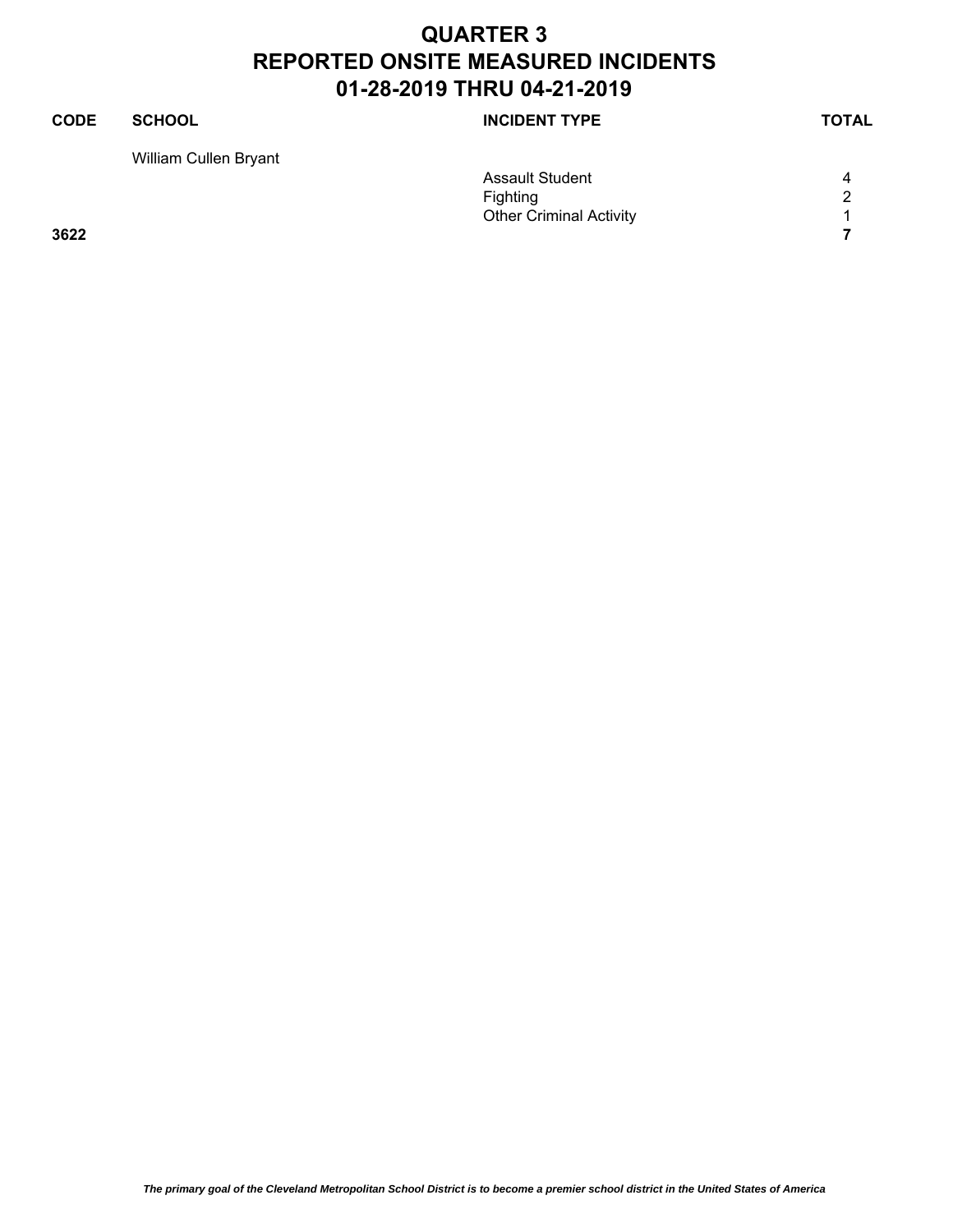# QUARTER 3
# REPORTED ONSITE MEASURED INCIDENTS
# 01-28-2019 THRU 04-21-2019

| CODE | SCHOOL | INCIDENT TYPE | TOTAL |
|---|---|---|---|
| | William Cullen Bryant | | |
| | | Assault Student | 4 |
| | | Fighting | 2 |
| | | Other Criminal Activity | 1 |
| **3622** | | | **7** |

***The primary goal of the Cleveland Metropolitan School District is to become a premier school district in the United States of America***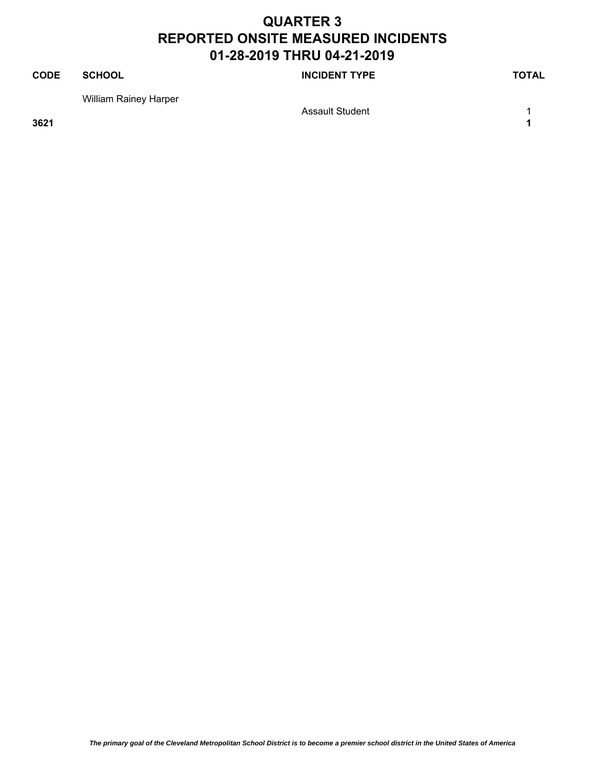# QUARTER 3
# REPORTED ONSITE MEASURED INCIDENTS
# 01-28-2019 THRU 04-21-2019

| CODE | SCHOOL | INCIDENT TYPE | TOTAL |
|---|---|---|---|
| | William Rainey Harper | | |
| | | Assault Student | 1 |
| **3621** | | | **1** |

***The primary goal of the Cleveland Metropolitan School District is to become a premier school district in the United States of America***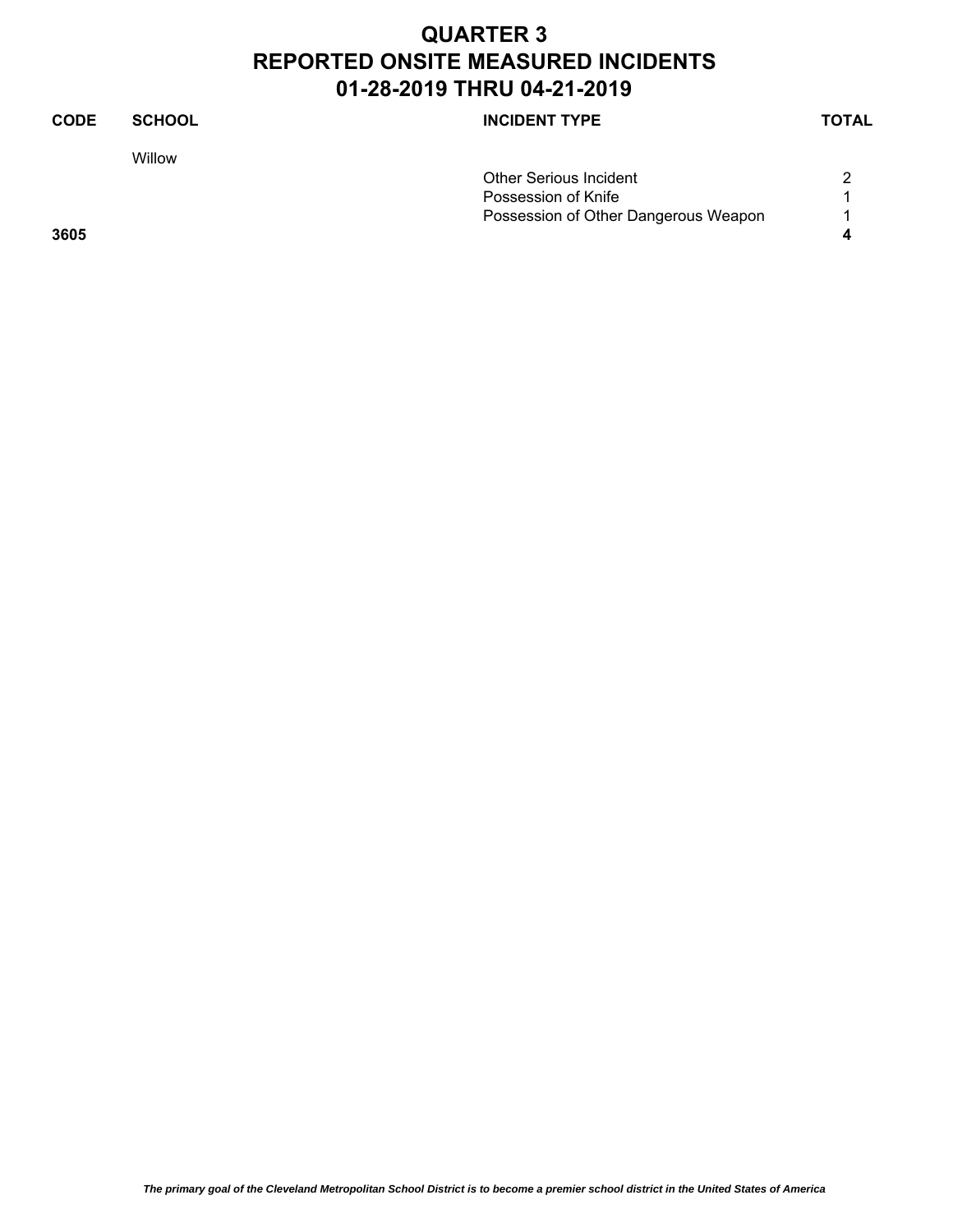# QUARTER 3
# REPORTED ONSITE MEASURED INCIDENTS
# 01-28-2019 THRU 04-21-2019

| CODE | SCHOOL | INCIDENT TYPE | TOTAL |
|---|---|---|---|
| | Willow | | |
| | | Other Serious Incident | 2 |
| | | Possession of Knife | 1 |
| | | Possession of Other Dangerous Weapon | 1 |
| **3605** | | | **4** |

*The primary goal of the Cleveland Metropolitan School District is to become a premier school district in the United States of America*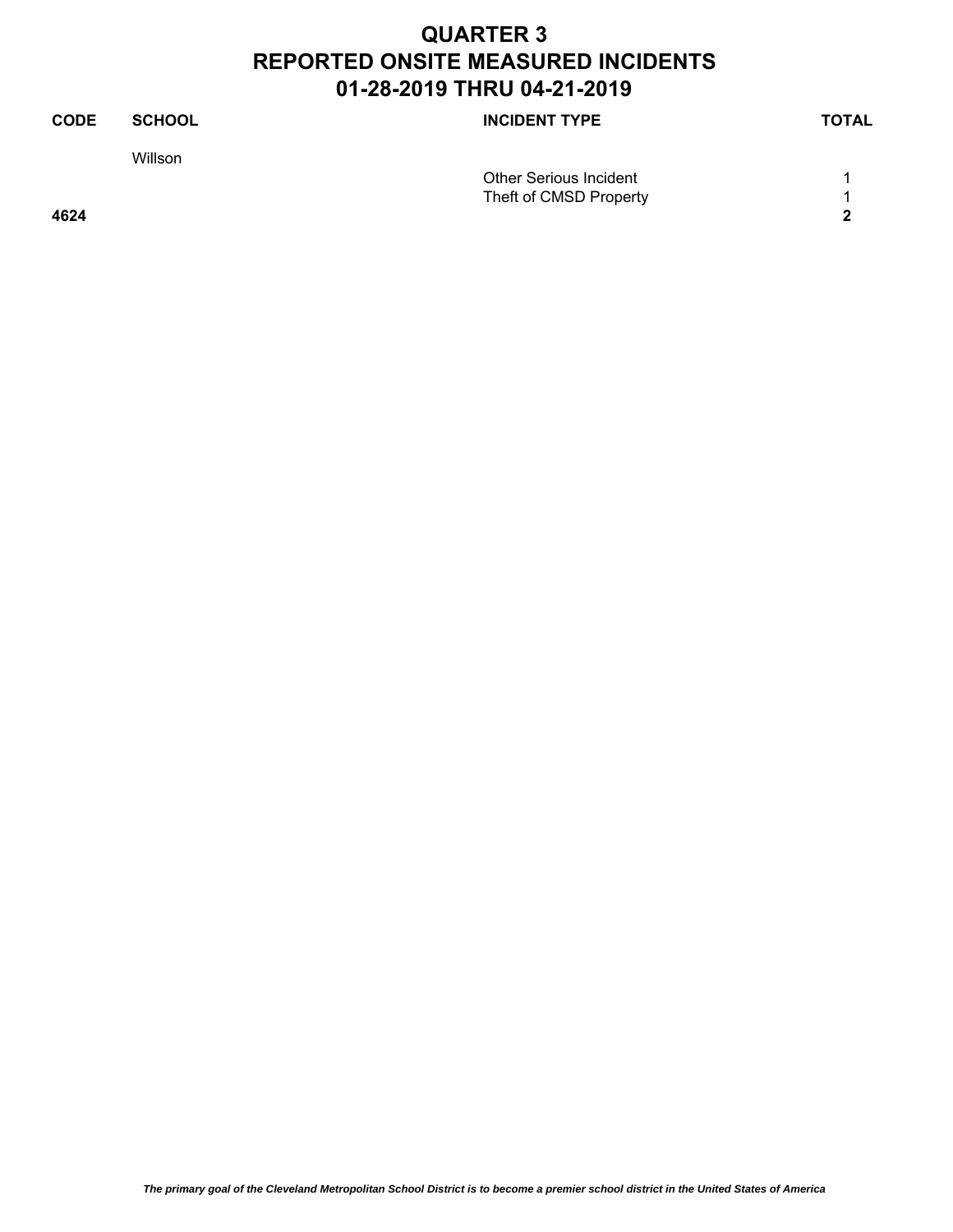# QUARTER 3
# REPORTED ONSITE MEASURED INCIDENTS
# 01-28-2019 THRU 04-21-2019

| CODE | SCHOOL | INCIDENT TYPE | TOTAL |
|---|---|---|---|
| | Willson | | |
| | | Other Serious Incident | 1 |
| | | Theft of CMSD Property | 1 |
| **4624** | | | **2** |

*The primary goal of the Cleveland Metropolitan School District is to become a premier school district in the United States of America*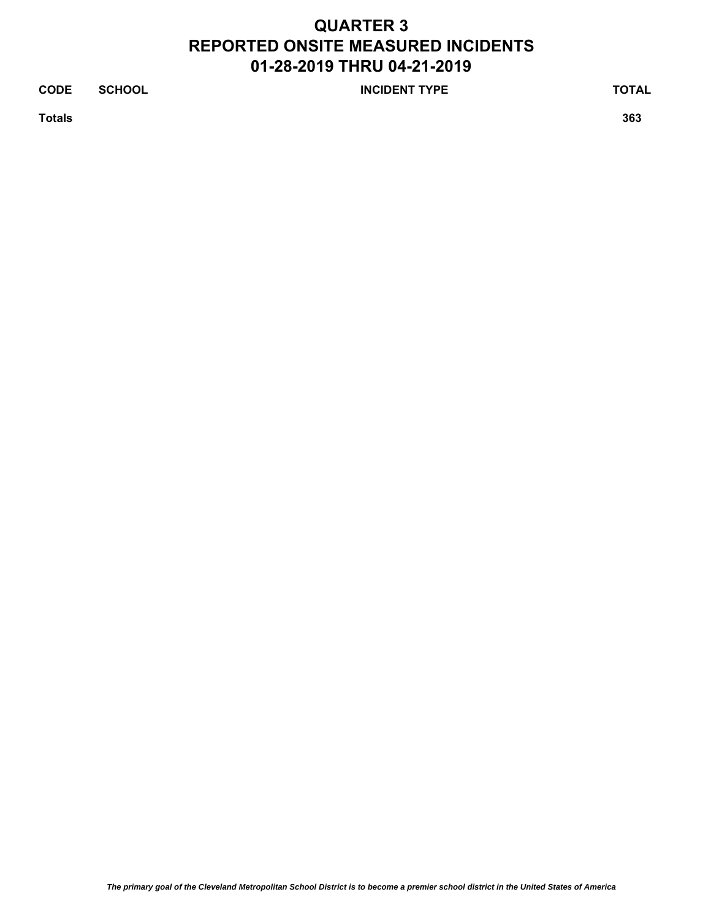# QUARTER 3
# REPORTED ONSITE MEASURED INCIDENTS
# 01-28-2019 THRU 04-21-2019

| CODE | SCHOOL | INCIDENT TYPE | TOTAL |
|---|---|---|---|
| Totals | | | 363 |